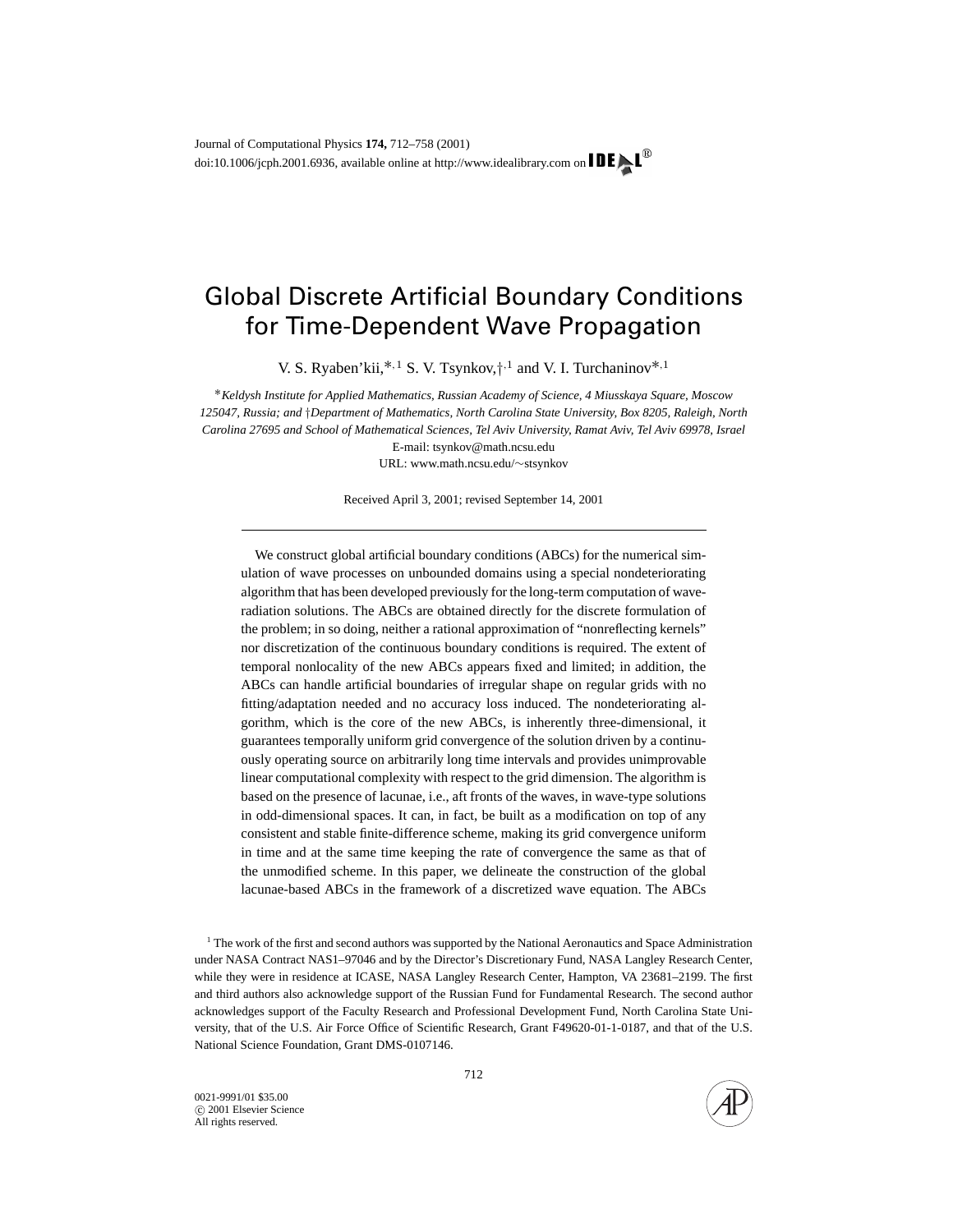# Global Discrete Artificial Boundary Conditions for Time-Dependent Wave Propagation

V. S. Ryaben'kii,*[,1] S. V. Tsynkov,†[,1] and V. I. Turchaninov*[,1]

*\*Keldysh Institute for Applied Mathematics, Russian Academy of Science, 4 Miusskaya Square, Moscow 125047, Russia; and †Department of Mathematics, North Carolina State University, Box 8205, Raleigh, North Carolina 27695 and School of Mathematical Sciences, Tel Aviv University, Ramat Aviv, Tel Aviv 69978, Israel*

E-mail: tsynkov@math.ncsu.edu

URL: www.math.ncsu.edu/∼stsynkov

Received April 3, 2001; revised September 14, 2001

---

We construct global artificial boundary conditions (ABCs) for the numerical simulation of wave processes on unbounded domains using a special nondeteriorating algorithm that has been developed previously for the long-term computation of wave-radiation solutions. The ABCs are obtained directly for the discrete formulation of the problem; in so doing, neither a rational approximation of "nonreflecting kernels" nor discretization of the continuous boundary conditions is required. The extent of temporal nonlocality of the new ABCs appears fixed and limited; in addition, the ABCs can handle artificial boundaries of irregular shape on regular grids with no fitting/adaptation needed and no accuracy loss induced. The nondeteriorating algorithm, which is the core of the new ABCs, is inherently three-dimensional, it guarantees temporally uniform grid convergence of the solution driven by a continuously operating source on arbitrarily long time intervals and provides unimprovable linear computational complexity with respect to the grid dimension. The algorithm is based on the presence of lacunae, i.e., aft fronts of the waves, in wave-type solutions in odd-dimensional spaces. It can, in fact, be built as a modification on top of any consistent and stable finite-difference scheme, making its grid convergence uniform in time and at the same time keeping the rate of convergence the same as that of the unmodified scheme. In this paper, we delineate the construction of the global lacunae-based ABCs in the framework of a discretized wave equation. The ABCs

---

[1] The work of the first and second authors was supported by the National Aeronautics and Space Administration under NASA Contract NAS1–97046 and by the Director's Discretionary Fund, NASA Langley Research Center, while they were in residence at ICASE, NASA Langley Research Center, Hampton, VA 23681–2199. The first and third authors also acknowledge support of the Russian Fund for Fundamental Research. The second author acknowledges support of the Faculty Research and Professional Development Fund, North Carolina State University, that of the U.S. Air Force Office of Scientific Research, Grant F49620-01-1-0187, and that of the U.S. National Science Foundation, Grant DMS-0107146.

0021-9991/01 $35.00
© 2001 Elsevier Science
All rights reserved.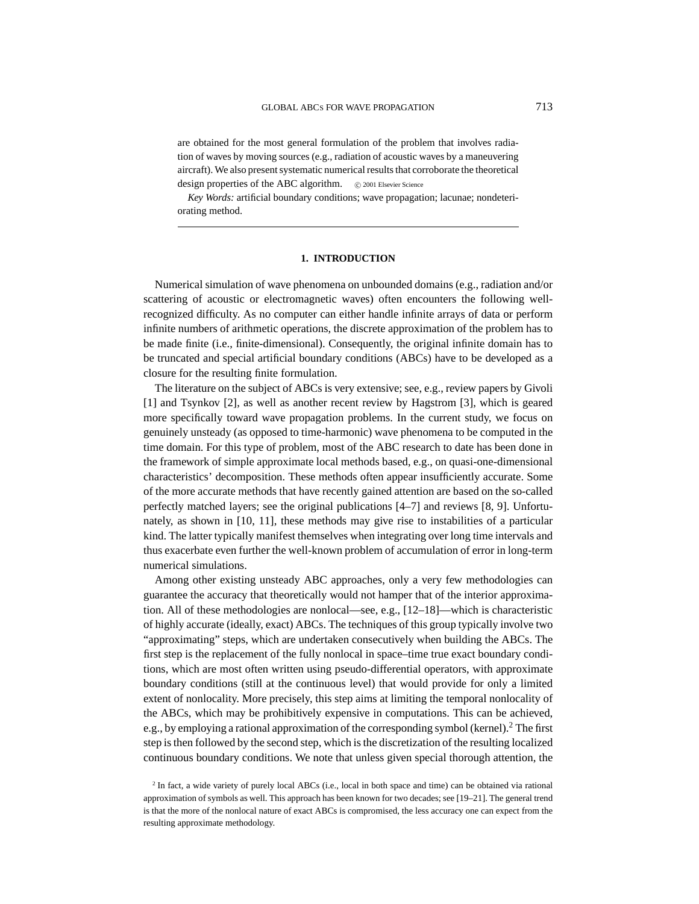are obtained for the most general formulation of the problem that involves radiation of waves by moving sources (e.g., radiation of acoustic waves by a maneuvering aircraft). We also present systematic numerical results that corroborate the theoretical design properties of the ABC algorithm. © 2001 Elsevier Science

*Key Words:* artificial boundary conditions; wave propagation; lacunae; nondeteriorating method.

---

## 1. INTRODUCTION

Numerical simulation of wave phenomena on unbounded domains (e.g., radiation and/or scattering of acoustic or electromagnetic waves) often encounters the following well-recognized difficulty. As no computer can either handle infinite arrays of data or perform infinite numbers of arithmetic operations, the discrete approximation of the problem has to be made finite (i.e., finite-dimensional). Consequently, the original infinite domain has to be truncated and special artificial boundary conditions (ABCs) have to be developed as a closure for the resulting finite formulation.

The literature on the subject of ABCs is very extensive; see, e.g., review papers by Givoli [1] and Tsynkov [2], as well as another recent review by Hagstrom [3], which is geared more specifically toward wave propagation problems. In the current study, we focus on genuinely unsteady (as opposed to time-harmonic) wave phenomena to be computed in the time domain. For this type of problem, most of the ABC research to date has been done in the framework of simple approximate local methods based, e.g., on quasi-one-dimensional characteristics' decomposition. These methods often appear insufficiently accurate. Some of the more accurate methods that have recently gained attention are based on the so-called perfectly matched layers; see the original publications [4–7] and reviews [8, 9]. Unfortunately, as shown in [10, 11], these methods may give rise to instabilities of a particular kind. The latter typically manifest themselves when integrating over long time intervals and thus exacerbate even further the well-known problem of accumulation of error in long-term numerical simulations.

Among other existing unsteady ABC approaches, only a very few methodologies can guarantee the accuracy that theoretically would not hamper that of the interior approximation. All of these methodologies are nonlocal—see, e.g., [12–18]—which is characteristic of highly accurate (ideally, exact) ABCs. The techniques of this group typically involve two "approximating" steps, which are undertaken consecutively when building the ABCs. The first step is the replacement of the fully nonlocal in space–time true exact boundary conditions, which are most often written using pseudo-differential operators, with approximate boundary conditions (still at the continuous level) that would provide for only a limited extent of nonlocality. More precisely, this step aims at limiting the temporal nonlocality of the ABCs, which may be prohibitively expensive in computations. This can be achieved, e.g., by employing a rational approximation of the corresponding symbol (kernel).[2] The first step is then followed by the second step, which is the discretization of the resulting localized continuous boundary conditions. We note that unless given special thorough attention, the

[2] In fact, a wide variety of purely local ABCs (i.e., local in both space and time) can be obtained via rational approximation of symbols as well. This approach has been known for two decades; see [19–21]. The general trend is that the more of the nonlocal nature of exact ABCs is compromised, the less accuracy one can expect from the resulting approximate methodology.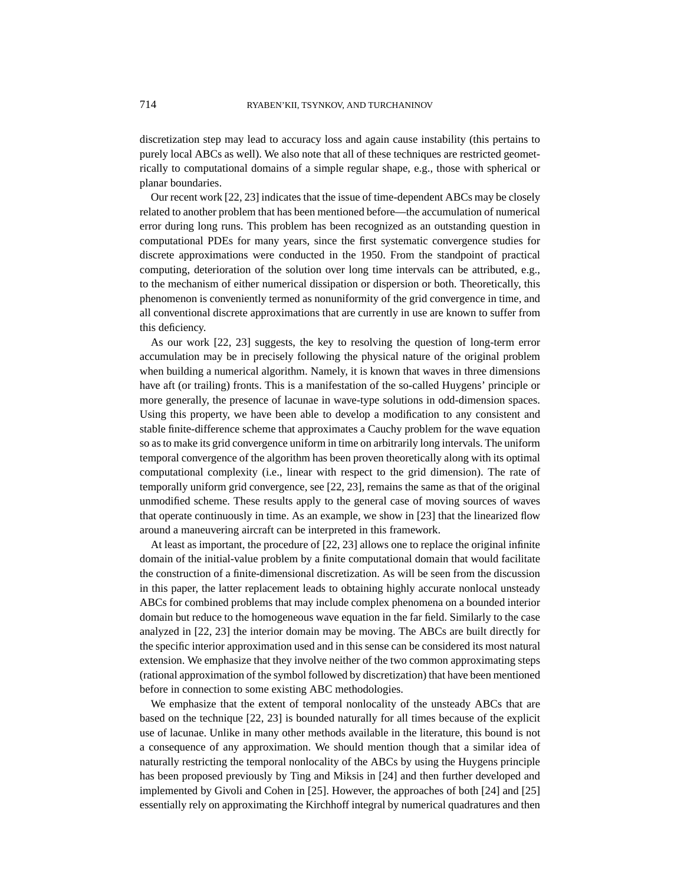discretization step may lead to accuracy loss and again cause instability (this pertains to purely local ABCs as well). We also note that all of these techniques are restricted geometrically to computational domains of a simple regular shape, e.g., those with spherical or planar boundaries.

Our recent work [22, 23] indicates that the issue of time-dependent ABCs may be closely related to another problem that has been mentioned before—the accumulation of numerical error during long runs. This problem has been recognized as an outstanding question in computational PDEs for many years, since the first systematic convergence studies for discrete approximations were conducted in the 1950. From the standpoint of practical computing, deterioration of the solution over long time intervals can be attributed, e.g., to the mechanism of either numerical dissipation or dispersion or both. Theoretically, this phenomenon is conveniently termed as nonuniformity of the grid convergence in time, and all conventional discrete approximations that are currently in use are known to suffer from this deficiency.

As our work [22, 23] suggests, the key to resolving the question of long-term error accumulation may be in precisely following the physical nature of the original problem when building a numerical algorithm. Namely, it is known that waves in three dimensions have aft (or trailing) fronts. This is a manifestation of the so-called Huygens' principle or more generally, the presence of lacunae in wave-type solutions in odd-dimension spaces. Using this property, we have been able to develop a modification to any consistent and stable finite-difference scheme that approximates a Cauchy problem for the wave equation so as to make its grid convergence uniform in time on arbitrarily long intervals. The uniform temporal convergence of the algorithm has been proven theoretically along with its optimal computational complexity (i.e., linear with respect to the grid dimension). The rate of temporally uniform grid convergence, see [22, 23], remains the same as that of the original unmodified scheme. These results apply to the general case of moving sources of waves that operate continuously in time. As an example, we show in [23] that the linearized flow around a maneuvering aircraft can be interpreted in this framework.

At least as important, the procedure of [22, 23] allows one to replace the original infinite domain of the initial-value problem by a finite computational domain that would facilitate the construction of a finite-dimensional discretization. As will be seen from the discussion in this paper, the latter replacement leads to obtaining highly accurate nonlocal unsteady ABCs for combined problems that may include complex phenomena on a bounded interior domain but reduce to the homogeneous wave equation in the far field. Similarly to the case analyzed in [22, 23] the interior domain may be moving. The ABCs are built directly for the specific interior approximation used and in this sense can be considered its most natural extension. We emphasize that they involve neither of the two common approximating steps (rational approximation of the symbol followed by discretization) that have been mentioned before in connection to some existing ABC methodologies.

We emphasize that the extent of temporal nonlocality of the unsteady ABCs that are based on the technique [22, 23] is bounded naturally for all times because of the explicit use of lacunae. Unlike in many other methods available in the literature, this bound is not a consequence of any approximation. We should mention though that a similar idea of naturally restricting the temporal nonlocality of the ABCs by using the Huygens principle has been proposed previously by Ting and Miksis in [24] and then further developed and implemented by Givoli and Cohen in [25]. However, the approaches of both [24] and [25] essentially rely on approximating the Kirchhoff integral by numerical quadratures and then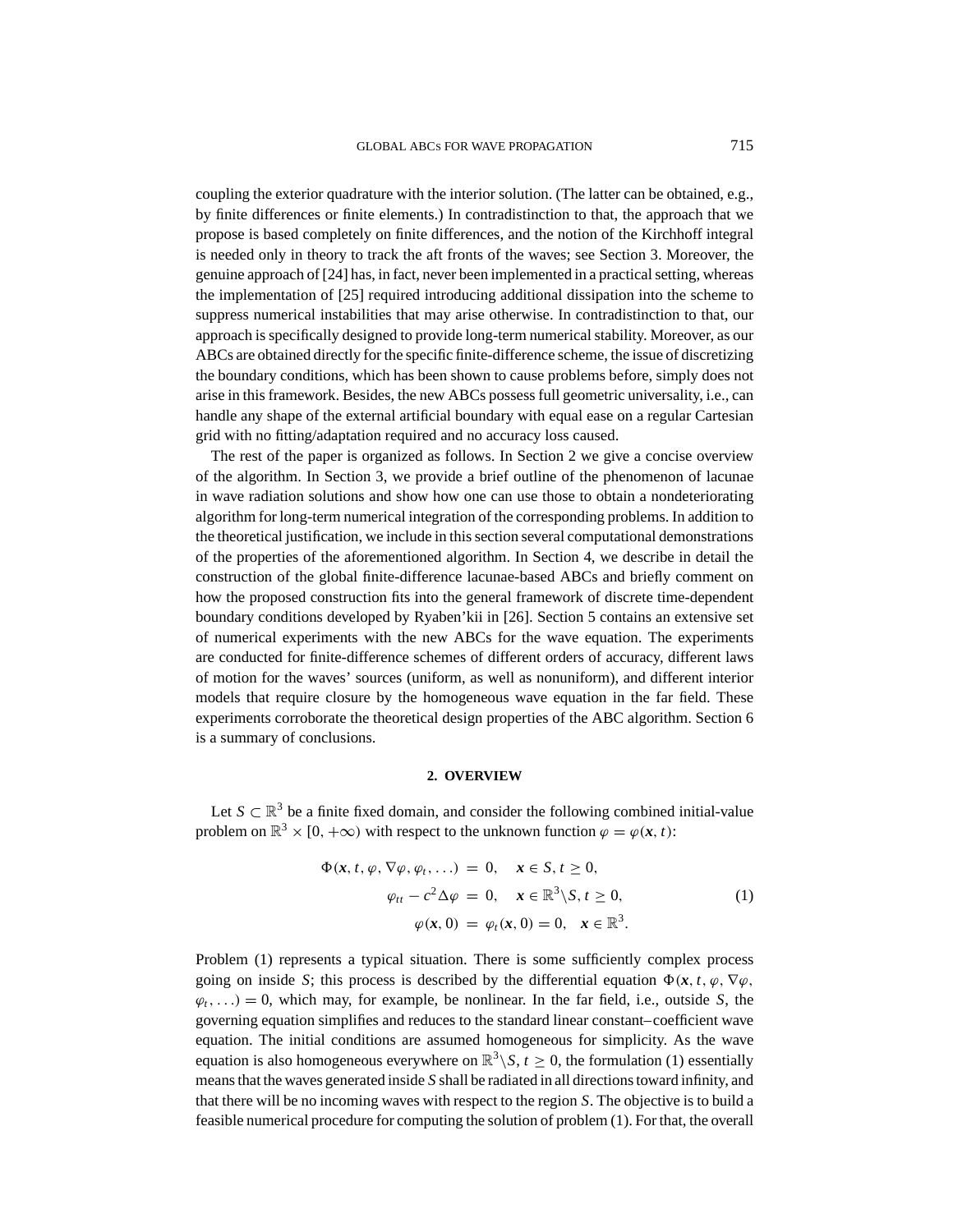coupling the exterior quadrature with the interior solution. (The latter can be obtained, e.g., by finite differences or finite elements.) In contradistinction to that, the approach that we propose is based completely on finite differences, and the notion of the Kirchhoff integral is needed only in theory to track the aft fronts of the waves; see Section 3. Moreover, the genuine approach of [24] has, in fact, never been implemented in a practical setting, whereas the implementation of [25] required introducing additional dissipation into the scheme to suppress numerical instabilities that may arise otherwise. In contradistinction to that, our approach is specifically designed to provide long-term numerical stability. Moreover, as our ABCs are obtained directly for the specific finite-difference scheme, the issue of discretizing the boundary conditions, which has been shown to cause problems before, simply does not arise in this framework. Besides, the new ABCs possess full geometric universality, i.e., can handle any shape of the external artificial boundary with equal ease on a regular Cartesian grid with no fitting/adaptation required and no accuracy loss caused.

The rest of the paper is organized as follows. In Section 2 we give a concise overview of the algorithm. In Section 3, we provide a brief outline of the phenomenon of lacunae in wave radiation solutions and show how one can use those to obtain a nondeteriorating algorithm for long-term numerical integration of the corresponding problems. In addition to the theoretical justification, we include in this section several computational demonstrations of the properties of the aforementioned algorithm. In Section 4, we describe in detail the construction of the global finite-difference lacunae-based ABCs and briefly comment on how the proposed construction fits into the general framework of discrete time-dependent boundary conditions developed by Ryaben'kii in [26]. Section 5 contains an extensive set of numerical experiments with the new ABCs for the wave equation. The experiments are conducted for finite-difference schemes of different orders of accuracy, different laws of motion for the waves' sources (uniform, as well as nonuniform), and different interior models that require closure by the homogeneous wave equation in the far field. These experiments corroborate the theoretical design properties of the ABC algorithm. Section 6 is a summary of conclusions.

## 2. OVERVIEW

Let $S \subset \mathbb{R}^3$ be a finite fixed domain, and consider the following combined initial-value problem on $\mathbb{R}^3 \times [0, +\infty)$ with respect to the unknown function $\varphi = \varphi(\boldsymbol{x}, t)$:

$$
\begin{aligned}
\Phi(\boldsymbol{x}, t, \varphi, \nabla\varphi, \varphi_t, \ldots) &= 0, \quad \boldsymbol{x} \in S, t \geq 0, \\
\varphi_{tt} - c^2 \Delta\varphi &= 0, \quad \boldsymbol{x} \in \mathbb{R}^3 \backslash S, t \geq 0, \\
\varphi(\boldsymbol{x}, 0) &= \varphi_t(\boldsymbol{x}, 0) = 0, \quad \boldsymbol{x} \in \mathbb{R}^3.
\end{aligned}
\tag{1}
$$

Problem (1) represents a typical situation. There is some sufficiently complex process going on inside $S$; this process is described by the differential equation $\Phi(\boldsymbol{x}, t, \varphi, \nabla\varphi, \varphi_t, \ldots) = 0$, which may, for example, be nonlinear. In the far field, i.e., outside $S$, the governing equation simplifies and reduces to the standard linear constant–coefficient wave equation. The initial conditions are assumed homogeneous for simplicity. As the wave equation is also homogeneous everywhere on $\mathbb{R}^3 \backslash S$, $t \geq 0$, the formulation (1) essentially means that the waves generated inside $S$ shall be radiated in all directions toward infinity, and that there will be no incoming waves with respect to the region $S$. The objective is to build a feasible numerical procedure for computing the solution of problem (1). For that, the overall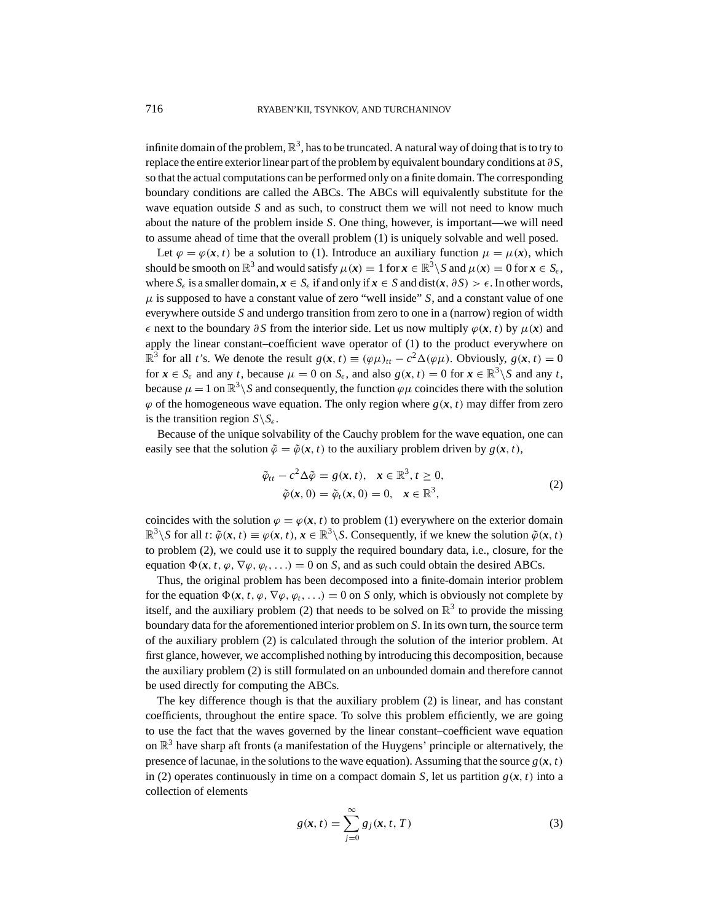infinite domain of the problem, $\mathbb{R}^3$, has to be truncated. A natural way of doing that is to try to replace the entire exterior linear part of the problem by equivalent boundary conditions at $\partial S$, so that the actual computations can be performed only on a finite domain. The corresponding boundary conditions are called the ABCs. The ABCs will equivalently substitute for the wave equation outside $S$ and as such, to construct them we will not need to know much about the nature of the problem inside $S$. One thing, however, is important—we will need to assume ahead of time that the overall problem (1) is uniquely solvable and well posed.

Let $\varphi = \varphi(\boldsymbol{x}, t)$ be a solution to (1). Introduce an auxiliary function $\mu = \mu(\boldsymbol{x})$, which should be smooth on $\mathbb{R}^3$ and would satisfy $\mu(\boldsymbol{x}) \equiv 1$ for $\boldsymbol{x} \in \mathbb{R}^3 \backslash S$ and $\mu(\boldsymbol{x}) \equiv 0$ for $\boldsymbol{x} \in S_\epsilon$, where $S_\epsilon$ is a smaller domain, $\boldsymbol{x} \in S_\epsilon$ if and only if $\boldsymbol{x} \in S$ and $\operatorname{dist}(\boldsymbol{x}, \partial S) > \epsilon$. In other words, $\mu$ is supposed to have a constant value of zero "well inside" $S$, and a constant value of one everywhere outside $S$ and undergo transition from zero to one in a (narrow) region of width $\epsilon$ next to the boundary $\partial S$ from the interior side. Let us now multiply $\varphi(\boldsymbol{x}, t)$ by $\mu(\boldsymbol{x})$ and apply the linear constant–coefficient wave operator of (1) to the product everywhere on $\mathbb{R}^3$ for all $t$'s. We denote the result $g(\boldsymbol{x}, t) \equiv (\varphi\mu)_{tt} - c^2\Delta(\varphi\mu)$. Obviously, $g(\boldsymbol{x}, t) = 0$ for $\boldsymbol{x} \in S_\epsilon$ and any $t$, because $\mu = 0$ on $S_\epsilon$, and also $g(\boldsymbol{x}, t) = 0$ for $\boldsymbol{x} \in \mathbb{R}^3 \backslash S$ and any $t$, because $\mu = 1$ on $\mathbb{R}^3 \backslash S$ and consequently, the function $\varphi\mu$ coincides there with the solution $\varphi$ of the homogeneous wave equation. The only region where $g(\boldsymbol{x}, t)$ may differ from zero is the transition region $S \backslash S_\epsilon$.

Because of the unique solvability of the Cauchy problem for the wave equation, one can easily see that the solution $\tilde{\varphi} = \tilde{\varphi}(\boldsymbol{x}, t)$ to the auxiliary problem driven by $g(\boldsymbol{x}, t)$,

$$
\begin{aligned}
\tilde{\varphi}_{tt} - c^2\Delta\tilde{\varphi} = g(\boldsymbol{x}, t), \quad \boldsymbol{x} \in \mathbb{R}^3, t \geq 0, \\
\tilde{\varphi}(\boldsymbol{x}, 0) = \tilde{\varphi}_t(\boldsymbol{x}, 0) = 0, \quad \boldsymbol{x} \in \mathbb{R}^3,
\end{aligned}
\tag{2}
$$

coincides with the solution $\varphi = \varphi(\boldsymbol{x}, t)$ to problem (1) everywhere on the exterior domain $\mathbb{R}^3 \backslash S$ for all $t$: $\tilde{\varphi}(\boldsymbol{x}, t) \equiv \varphi(\boldsymbol{x}, t)$, $\boldsymbol{x} \in \mathbb{R}^3 \backslash S$. Consequently, if we knew the solution $\tilde{\varphi}(\boldsymbol{x}, t)$ to problem (2), we could use it to supply the required boundary data, i.e., closure, for the equation $\Phi(\boldsymbol{x}, t, \varphi, \nabla\varphi, \varphi_t, \ldots) = 0$ on $S$, and as such could obtain the desired ABCs.

Thus, the original problem has been decomposed into a finite-domain interior problem for the equation $\Phi(\boldsymbol{x}, t, \varphi, \nabla\varphi, \varphi_t, \ldots) = 0$ on $S$ only, which is obviously not complete by itself, and the auxiliary problem (2) that needs to be solved on $\mathbb{R}^3$ to provide the missing boundary data for the aforementioned interior problem on $S$. In its own turn, the source term of the auxiliary problem (2) is calculated through the solution of the interior problem. At first glance, however, we accomplished nothing by introducing this decomposition, because the auxiliary problem (2) is still formulated on an unbounded domain and therefore cannot be used directly for computing the ABCs.

The key difference though is that the auxiliary problem (2) is linear, and has constant coefficients, throughout the entire space. To solve this problem efficiently, we are going to use the fact that the waves governed by the linear constant–coefficient wave equation on $\mathbb{R}^3$ have sharp aft fronts (a manifestation of the Huygens' principle or alternatively, the presence of lacunae, in the solutions to the wave equation). Assuming that the source $g(\boldsymbol{x}, t)$ in (2) operates continuously in time on a compact domain $S$, let us partition $g(\boldsymbol{x}, t)$ into a collection of elements

$$
g(\boldsymbol{x}, t) = \sum_{j=0}^{\infty} g_j(\boldsymbol{x}, t, T) \tag{3}
$$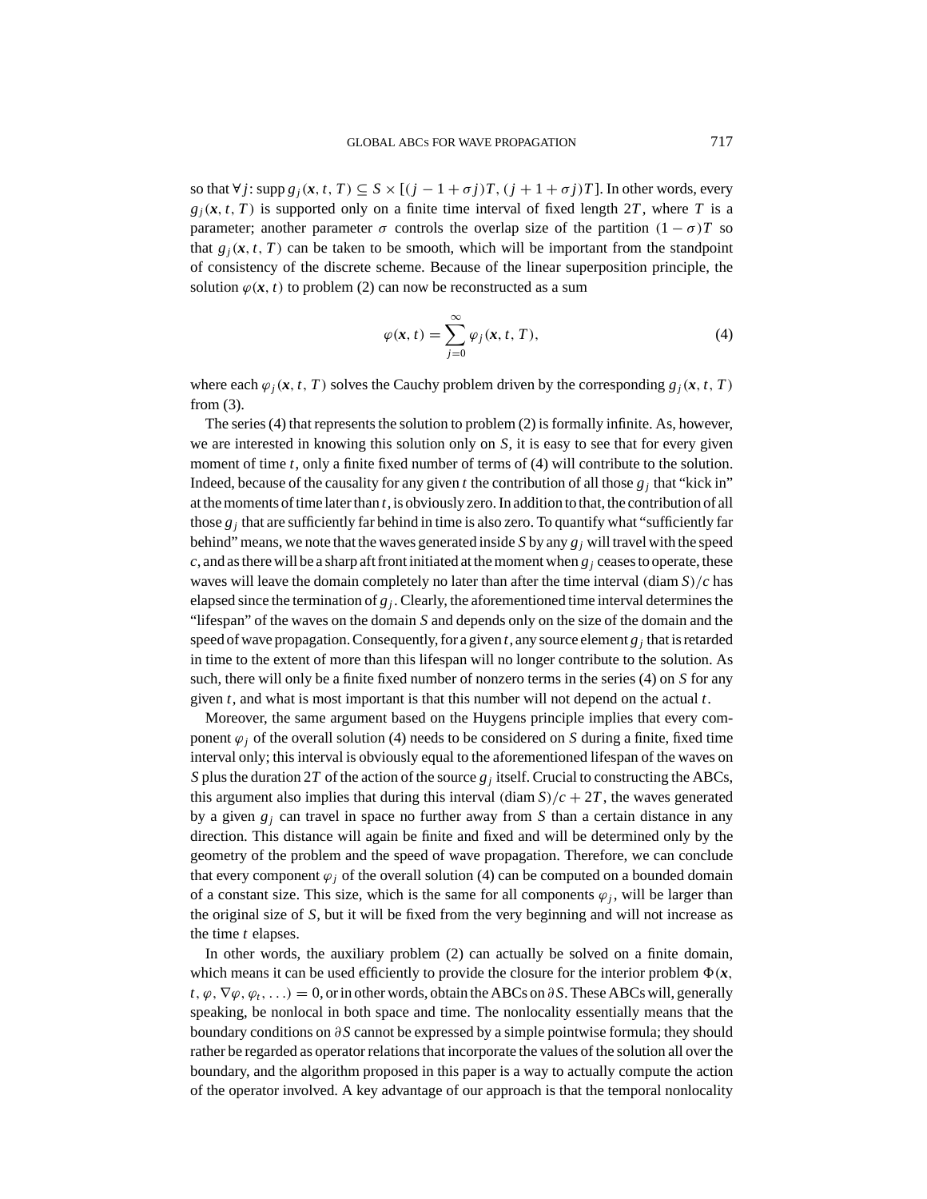so that $\forall j$: $\text{supp}\, g_j(\boldsymbol{x}, t, T) \subseteq S \times [(j - 1 + \sigma j)T, (j + 1 + \sigma j)T]$. In other words, every $g_j(\boldsymbol{x}, t, T)$ is supported only on a finite time interval of fixed length $2T$, where $T$ is a parameter; another parameter $\sigma$ controls the overlap size of the partition $(1 - \sigma)T$ so that $g_j(\boldsymbol{x}, t, T)$ can be taken to be smooth, which will be important from the standpoint of consistency of the discrete scheme. Because of the linear superposition principle, the solution $\varphi(\boldsymbol{x}, t)$ to problem (2) can now be reconstructed as a sum

$$\varphi(\boldsymbol{x}, t) = \sum_{j=0}^{\infty} \varphi_j(\boldsymbol{x}, t, T), \tag{4}$$

where each $\varphi_j(\boldsymbol{x}, t, T)$ solves the Cauchy problem driven by the corresponding $g_j(\boldsymbol{x}, t, T)$ from (3).

The series (4) that represents the solution to problem (2) is formally infinite. As, however, we are interested in knowing this solution only on $S$, it is easy to see that for every given moment of time $t$, only a finite fixed number of terms of (4) will contribute to the solution. Indeed, because of the causality for any given $t$ the contribution of all those $g_j$ that "kick in" at the moments of time later than $t$, is obviously zero. In addition to that, the contribution of all those $g_j$ that are sufficiently far behind in time is also zero. To quantify what "sufficiently far behind" means, we note that the waves generated inside $S$ by any $g_j$ will travel with the speed $c$, and as there will be a sharp aft front initiated at the moment when $g_j$ ceases to operate, these waves will leave the domain completely no later than after the time interval $(\text{diam}\, S)/c$ has elapsed since the termination of $g_j$. Clearly, the aforementioned time interval determines the "lifespan" of the waves on the domain $S$ and depends only on the size of the domain and the speed of wave propagation. Consequently, for a given $t$, any source element $g_j$ that is retarded in time to the extent of more than this lifespan will no longer contribute to the solution. As such, there will only be a finite fixed number of nonzero terms in the series (4) on $S$ for any given $t$, and what is most important is that this number will not depend on the actual $t$.

Moreover, the same argument based on the Huygens principle implies that every component $\varphi_j$ of the overall solution (4) needs to be considered on $S$ during a finite, fixed time interval only; this interval is obviously equal to the aforementioned lifespan of the waves on $S$ plus the duration $2T$ of the action of the source $g_j$ itself. Crucial to constructing the ABCs, this argument also implies that during this interval $(\text{diam}\, S)/c + 2T$, the waves generated by a given $g_j$ can travel in space no further away from $S$ than a certain distance in any direction. This distance will again be finite and fixed and will be determined only by the geometry of the problem and the speed of wave propagation. Therefore, we can conclude that every component $\varphi_j$ of the overall solution (4) can be computed on a bounded domain of a constant size. This size, which is the same for all components $\varphi_j$, will be larger than the original size of $S$, but it will be fixed from the very beginning and will not increase as the time $t$ elapses.

In other words, the auxiliary problem (2) can actually be solved on a finite domain, which means it can be used efficiently to provide the closure for the interior problem $\Phi(\boldsymbol{x}, t, \varphi, \nabla\varphi, \varphi_t, \ldots) = 0$, or in other words, obtain the ABCs on $\partial S$. These ABCs will, generally speaking, be nonlocal in both space and time. The nonlocality essentially means that the boundary conditions on $\partial S$ cannot be expressed by a simple pointwise formula; they should rather be regarded as operator relations that incorporate the values of the solution all over the boundary, and the algorithm proposed in this paper is a way to actually compute the action of the operator involved. A key advantage of our approach is that the temporal nonlocality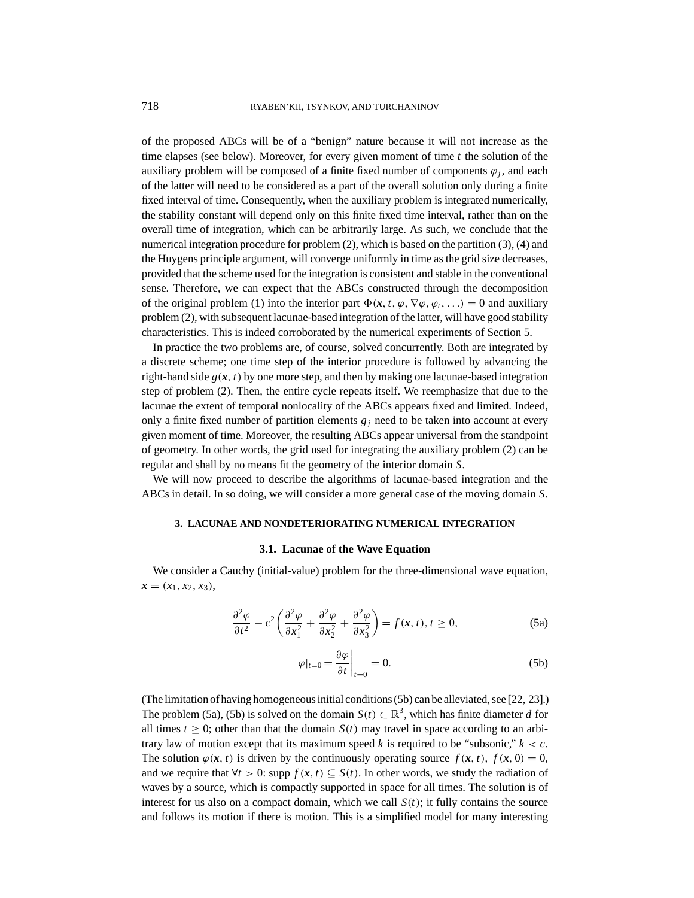of the proposed ABCs will be of a "benign" nature because it will not increase as the time elapses (see below). Moreover, for every given moment of time $t$ the solution of the auxiliary problem will be composed of a finite fixed number of components $\varphi_j$, and each of the latter will need to be considered as a part of the overall solution only during a finite fixed interval of time. Consequently, when the auxiliary problem is integrated numerically, the stability constant will depend only on this finite fixed time interval, rather than on the overall time of integration, which can be arbitrarily large. As such, we conclude that the numerical integration procedure for problem (2), which is based on the partition (3), (4) and the Huygens principle argument, will converge uniformly in time as the grid size decreases, provided that the scheme used for the integration is consistent and stable in the conventional sense. Therefore, we can expect that the ABCs constructed through the decomposition of the original problem (1) into the interior part $\Phi(\boldsymbol{x}, t, \varphi, \nabla\varphi, \varphi_t, \ldots) = 0$ and auxiliary problem (2), with subsequent lacunae-based integration of the latter, will have good stability characteristics. This is indeed corroborated by the numerical experiments of Section 5.

In practice the two problems are, of course, solved concurrently. Both are integrated by a discrete scheme; one time step of the interior procedure is followed by advancing the right-hand side $g(\boldsymbol{x}, t)$ by one more step, and then by making one lacunae-based integration step of problem (2). Then, the entire cycle repeats itself. We reemphasize that due to the lacunae the extent of temporal nonlocality of the ABCs appears fixed and limited. Indeed, only a finite fixed number of partition elements $g_j$ need to be taken into account at every given moment of time. Moreover, the resulting ABCs appear universal from the standpoint of geometry. In other words, the grid used for integrating the auxiliary problem (2) can be regular and shall by no means fit the geometry of the interior domain $S$.

We will now proceed to describe the algorithms of lacunae-based integration and the ABCs in detail. In so doing, we will consider a more general case of the moving domain $S$.

## 3. LACUNAE AND NONDETERIORATING NUMERICAL INTEGRATION

### 3.1. Lacunae of the Wave Equation

We consider a Cauchy (initial-value) problem for the three-dimensional wave equation, $\boldsymbol{x} = (x_1, x_2, x_3)$,

$$\frac{\partial^2 \varphi}{\partial t^2} - c^2 \left( \frac{\partial^2 \varphi}{\partial x_1^2} + \frac{\partial^2 \varphi}{\partial x_2^2} + \frac{\partial^2 \varphi}{\partial x_3^2} \right) = f(\boldsymbol{x}, t), \, t \geq 0, \tag{5a}$$

$$\varphi|_{t=0} = \left. \frac{\partial \varphi}{\partial t} \right|_{t=0} = 0. \tag{5b}$$

(The limitation of having homogeneous initial conditions (5b) can be alleviated, see [22, 23].) The problem (5a), (5b) is solved on the domain $S(t) \subset \mathbb{R}^3$, which has finite diameter $d$ for all times $t \geq 0$; other than that the domain $S(t)$ may travel in space according to an arbitrary law of motion except that its maximum speed $k$ is required to be "subsonic," $k < c$. The solution $\varphi(\boldsymbol{x}, t)$ is driven by the continuously operating source $f(\boldsymbol{x}, t)$, $f(\boldsymbol{x}, 0) = 0$, and we require that $\forall t > 0$: $\operatorname{supp} f(\boldsymbol{x}, t) \subseteq S(t)$. In other words, we study the radiation of waves by a source, which is compactly supported in space for all times. The solution is of interest for us also on a compact domain, which we call $S(t)$; it fully contains the source and follows its motion if there is motion. This is a simplified model for many interesting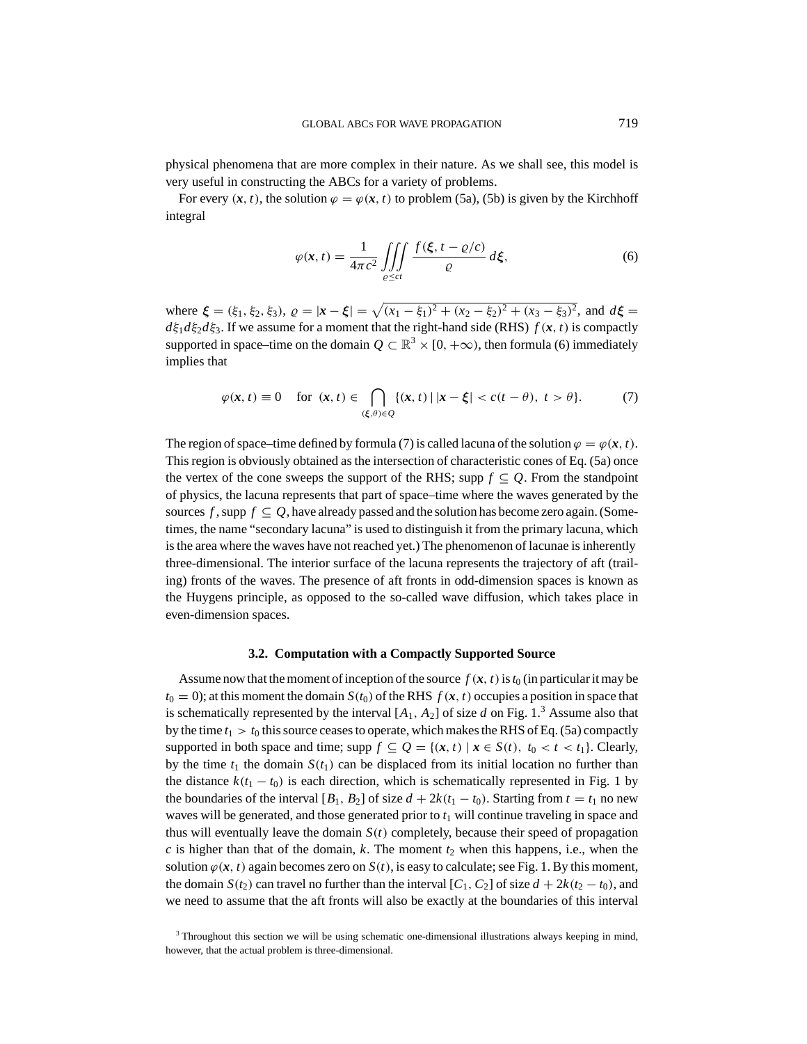physical phenomena that are more complex in their nature. As we shall see, this model is very useful in constructing the ABCs for a variety of problems.

For every $(\boldsymbol{x}, t)$, the solution $\varphi = \varphi(\boldsymbol{x}, t)$ to problem (5a), (5b) is given by the Kirchhoff integral

$$\varphi(\boldsymbol{x}, t) = \frac{1}{4\pi c^2} \iiint\limits_{\varrho \le ct} \frac{f(\boldsymbol{\xi}, t - \varrho/c)}{\varrho}\, d\boldsymbol{\xi}, \tag{6}$$

where $\boldsymbol{\xi} = (\xi_1, \xi_2, \xi_3)$, $\varrho = |\boldsymbol{x} - \boldsymbol{\xi}| = \sqrt{(x_1 - \xi_1)^2 + (x_2 - \xi_2)^2 + (x_3 - \xi_3)^2}$, and $d\boldsymbol{\xi} = d\xi_1 d\xi_2 d\xi_3$. If we assume for a moment that the right-hand side (RHS) $f(\boldsymbol{x}, t)$ is compactly supported in space–time on the domain $Q \subset \mathbb{R}^3 \times [0, +\infty)$, then formula (6) immediately implies that

$$\varphi(\boldsymbol{x}, t) \equiv 0 \quad \text{for } (\boldsymbol{x}, t) \in \bigcap_{(\boldsymbol{\xi}, \theta) \in Q} \{(\boldsymbol{x}, t) \mid |\boldsymbol{x} - \boldsymbol{\xi}| < c(t - \theta),\ t > \theta\}. \tag{7}$$

The region of space–time defined by formula (7) is called lacuna of the solution $\varphi = \varphi(\boldsymbol{x}, t)$. This region is obviously obtained as the intersection of characteristic cones of Eq. (5a) once the vertex of the cone sweeps the support of the RHS; supp $f \subseteq Q$. From the standpoint of physics, the lacuna represents that part of space–time where the waves generated by the sources $f$, supp $f \subseteq Q$, have already passed and the solution has become zero again. (Sometimes, the name "secondary lacuna" is used to distinguish it from the primary lacuna, which is the area where the waves have not reached yet.) The phenomenon of lacunae is inherently three-dimensional. The interior surface of the lacuna represents the trajectory of aft (trailing) fronts of the waves. The presence of aft fronts in odd-dimension spaces is known as the Huygens principle, as opposed to the so-called wave diffusion, which takes place in even-dimension spaces.

### 3.2. Computation with a Compactly Supported Source

Assume now that the moment of inception of the source $f(\boldsymbol{x}, t)$ is $t_0$ (in particular it may be $t_0 = 0$); at this moment the domain $S(t_0)$ of the RHS $f(\boldsymbol{x}, t)$ occupies a position in space that is schematically represented by the interval $[A_1, A_2]$ of size $d$ on Fig. 1.[3] Assume also that by the time $t_1 > t_0$ this source ceases to operate, which makes the RHS of Eq. (5a) compactly supported in both space and time; supp $f \subseteq Q = \{(\boldsymbol{x}, t) \mid \boldsymbol{x} \in S(t),\ t_0 < t < t_1\}$. Clearly, by the time $t_1$ the domain $S(t_1)$ can be displaced from its initial location no further than the distance $k(t_1 - t_0)$ is each direction, which is schematically represented in Fig. 1 by the boundaries of the interval $[B_1, B_2]$ of size $d + 2k(t_1 - t_0)$. Starting from $t = t_1$ no new waves will be generated, and those generated prior to $t_1$ will continue traveling in space and thus will eventually leave the domain $S(t)$ completely, because their speed of propagation $c$ is higher than that of the domain, $k$. The moment $t_2$ when this happens, i.e., when the solution $\varphi(\boldsymbol{x}, t)$ again becomes zero on $S(t)$, is easy to calculate; see Fig. 1. By this moment, the domain $S(t_2)$ can travel no further than the interval $[C_1, C_2]$ of size $d + 2k(t_2 - t_0)$, and we need to assume that the aft fronts will also be exactly at the boundaries of this interval

[3] Throughout this section we will be using schematic one-dimensional illustrations always keeping in mind, however, that the actual problem is three-dimensional.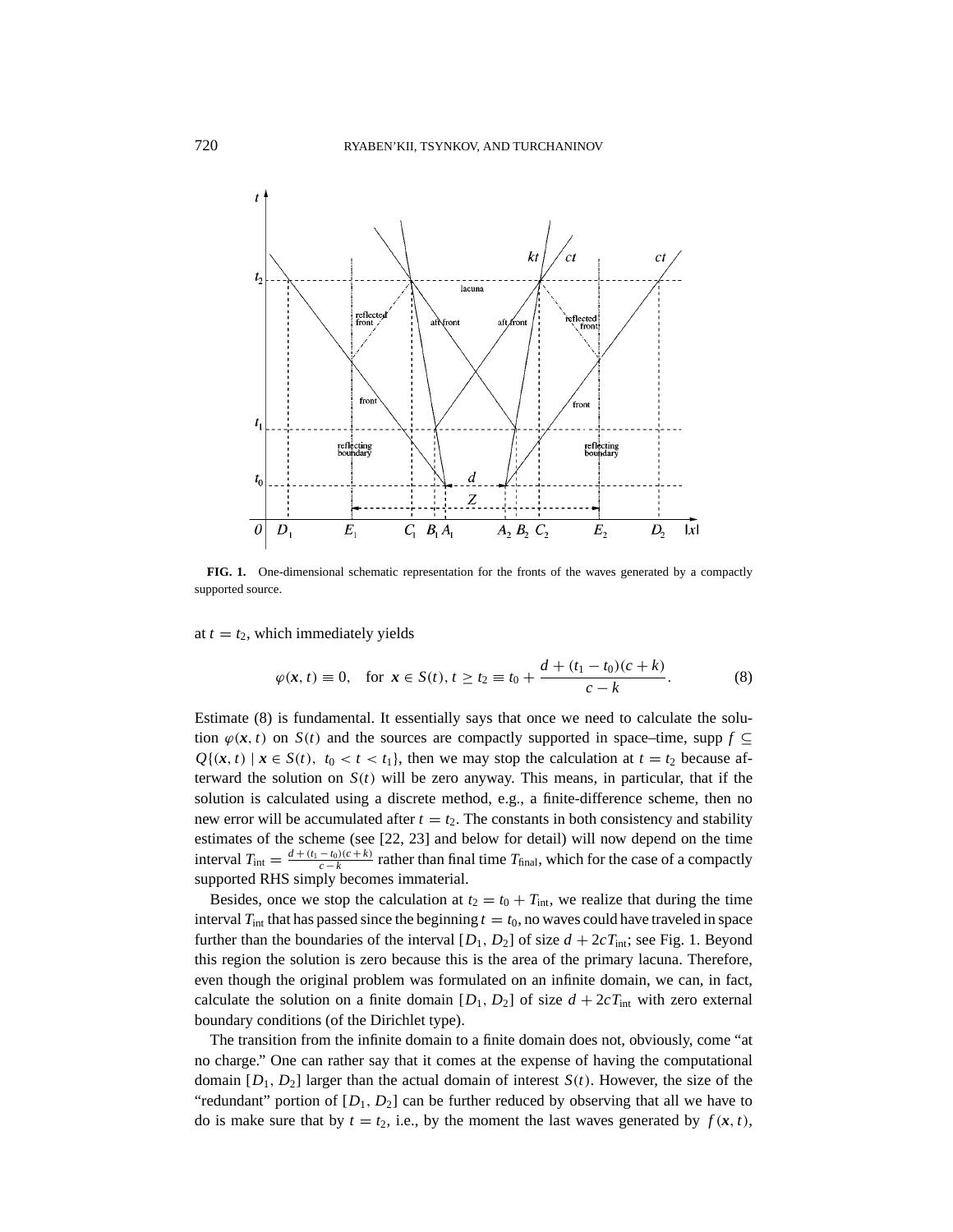**FIG. 1.** One-dimensional schematic representation for the fronts of the waves generated by a compactly supported source.

at $t = t_2$, which immediately yields

$$\varphi(\boldsymbol{x}, t) \equiv 0, \quad \text{for } \boldsymbol{x} \in S(t), t \geq t_2 \equiv t_0 + \frac{d + (t_1 - t_0)(c + k)}{c - k}. \tag{8}$$

Estimate (8) is fundamental. It essentially says that once we need to calculate the solution $\varphi(\boldsymbol{x}, t)$ on $S(t)$ and the sources are compactly supported in space–time, $\operatorname{supp} f \subseteq Q\{(\boldsymbol{x}, t) \mid \boldsymbol{x} \in S(t),\ t_0 < t < t_1\}$, then we may stop the calculation at $t = t_2$ because afterward the solution on $S(t)$ will be zero anyway. This means, in particular, that if the solution is calculated using a discrete method, e.g., a finite-difference scheme, then no new error will be accumulated after $t = t_2$. The constants in both consistency and stability estimates of the scheme (see [22, 23] and below for detail) will now depend on the time interval $T_{\text{int}} = \frac{d + (t_1 - t_0)(c + k)}{c - k}$ rather than final time $T_{\text{final}}$, which for the case of a compactly supported RHS simply becomes immaterial.

Besides, once we stop the calculation at $t_2 = t_0 + T_{\text{int}}$, we realize that during the time interval $T_{\text{int}}$ that has passed since the beginning $t = t_0$, no waves could have traveled in space further than the boundaries of the interval $[D_1, D_2]$ of size $d + 2cT_{\text{int}}$; see Fig. 1. Beyond this region the solution is zero because this is the area of the primary lacuna. Therefore, even though the original problem was formulated on an infinite domain, we can, in fact, calculate the solution on a finite domain $[D_1, D_2]$ of size $d + 2cT_{\text{int}}$ with zero external boundary conditions (of the Dirichlet type).

The transition from the infinite domain to a finite domain does not, obviously, come "at no charge." One can rather say that it comes at the expense of having the computational domain $[D_1, D_2]$ larger than the actual domain of interest $S(t)$. However, the size of the "redundant" portion of $[D_1, D_2]$ can be further reduced by observing that all we have to do is make sure that by $t = t_2$, i.e., by the moment the last waves generated by $f(\boldsymbol{x}, t)$,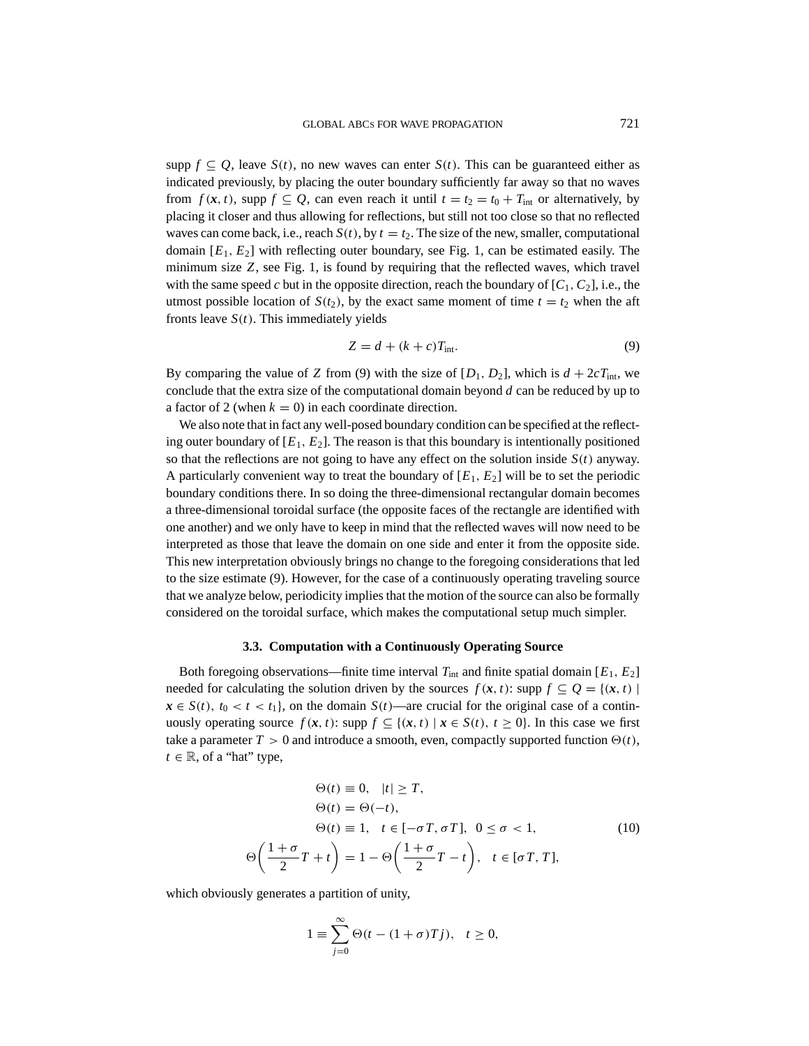supp $f \subseteq Q$, leave $S(t)$, no new waves can enter $S(t)$. This can be guaranteed either as indicated previously, by placing the outer boundary sufficiently far away so that no waves from $f(\boldsymbol{x}, t)$, supp $f \subseteq Q$, can even reach it until $t = t_2 = t_0 + T_{\text{int}}$ or alternatively, by placing it closer and thus allowing for reflections, but still not too close so that no reflected waves can come back, i.e., reach $S(t)$, by $t = t_2$. The size of the new, smaller, computational domain $[E_1, E_2]$ with reflecting outer boundary, see Fig. 1, can be estimated easily. The minimum size $Z$, see Fig. 1, is found by requiring that the reflected waves, which travel with the same speed $c$ but in the opposite direction, reach the boundary of $[C_1, C_2]$, i.e., the utmost possible location of $S(t_2)$, by the exact same moment of time $t = t_2$ when the aft fronts leave $S(t)$. This immediately yields

$$Z = d + (k + c)T_{\text{int}}. \tag{9}$$

By comparing the value of $Z$ from (9) with the size of $[D_1, D_2]$, which is $d + 2cT_{\text{int}}$, we conclude that the extra size of the computational domain beyond $d$ can be reduced by up to a factor of 2 (when $k = 0$) in each coordinate direction.

We also note that in fact any well-posed boundary condition can be specified at the reflecting outer boundary of $[E_1, E_2]$. The reason is that this boundary is intentionally positioned so that the reflections are not going to have any effect on the solution inside $S(t)$ anyway. A particularly convenient way to treat the boundary of $[E_1, E_2]$ will be to set the periodic boundary conditions there. In so doing the three-dimensional rectangular domain becomes a three-dimensional toroidal surface (the opposite faces of the rectangle are identified with one another) and we only have to keep in mind that the reflected waves will now need to be interpreted as those that leave the domain on one side and enter it from the opposite side. This new interpretation obviously brings no change to the foregoing considerations that led to the size estimate (9). However, for the case of a continuously operating traveling source that we analyze below, periodicity implies that the motion of the source can also be formally considered on the toroidal surface, which makes the computational setup much simpler.

### 3.3. Computation with a Continuously Operating Source

Both foregoing observations—finite time interval $T_{\text{int}}$ and finite spatial domain $[E_1, E_2]$ needed for calculating the solution driven by the sources $f(\boldsymbol{x}, t)$: supp $f \subseteq Q = \{(\boldsymbol{x}, t) \mid \boldsymbol{x} \in S(t),\ t_0 < t < t_1\}$, on the domain $S(t)$—are crucial for the original case of a continuously operating source $f(\boldsymbol{x}, t)$: supp $f \subseteq \{(\boldsymbol{x}, t) \mid \boldsymbol{x} \in S(t),\ t \geq 0\}$. In this case we first take a parameter $T > 0$ and introduce a smooth, even, compactly supported function $\Theta(t)$, $t \in \mathbb{R}$, of a "hat" type,

$$\begin{gathered}
\Theta(t) \equiv 0, \quad |t| \geq T, \\
\Theta(t) = \Theta(-t), \\
\Theta(t) \equiv 1, \quad t \in [-\sigma T, \sigma T], \quad 0 \leq \sigma < 1, \\
\Theta\left(\frac{1+\sigma}{2}T + t\right) = 1 - \Theta\left(\frac{1+\sigma}{2}T - t\right), \quad t \in [\sigma T, T],
\end{gathered} \tag{10}$$

which obviously generates a partition of unity,

$$1 \equiv \sum_{j=0}^{\infty} \Theta(t - (1+\sigma)Tj), \quad t \geq 0,$$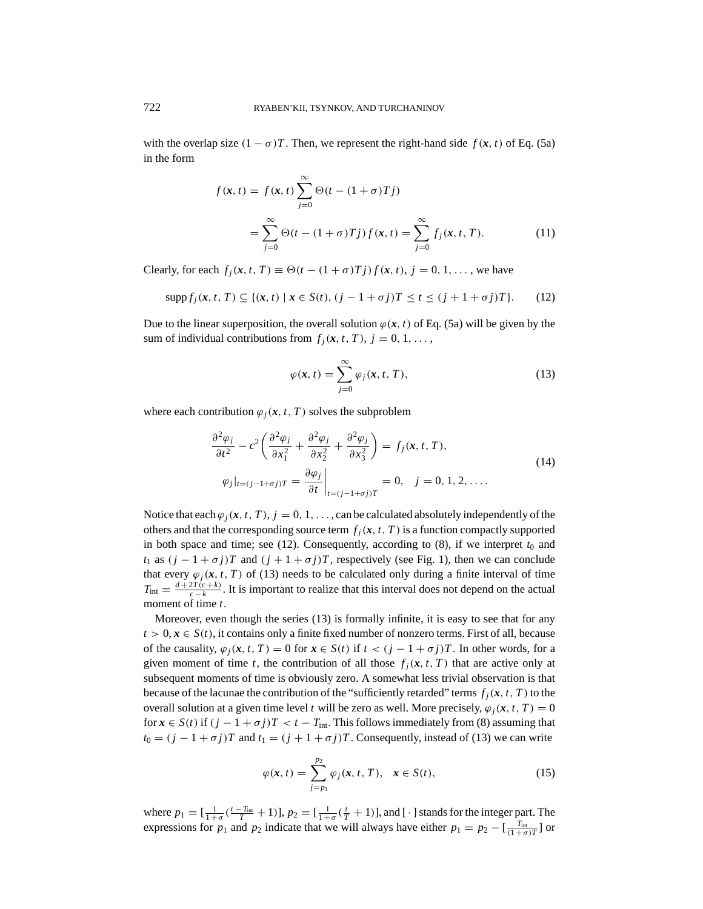with the overlap size $(1 - \sigma)T$. Then, we represent the right-hand side $f(\boldsymbol{x}, t)$ of Eq. (5a) in the form

$$
\begin{aligned}
f(\boldsymbol{x}, t) &= f(\boldsymbol{x}, t) \sum_{j=0}^{\infty} \Theta(t - (1+\sigma)Tj) \\
&= \sum_{j=0}^{\infty} \Theta(t - (1+\sigma)Tj) f(\boldsymbol{x}, t) = \sum_{j=0}^{\infty} f_j(\boldsymbol{x}, t, T). 
\end{aligned} \tag{11}
$$

Clearly, for each $f_j(\boldsymbol{x}, t, T) \equiv \Theta(t - (1+\sigma)Tj) f(\boldsymbol{x}, t)$, $j = 0, 1, \dots$, we have

$$
\operatorname{supp} f_j(\boldsymbol{x}, t, T) \subseteq \{(\boldsymbol{x}, t) \mid \boldsymbol{x} \in S(t), (j - 1 + \sigma j)T \le t \le (j + 1 + \sigma j)T\}. \tag{12}
$$

Due to the linear superposition, the overall solution $\varphi(\boldsymbol{x}, t)$ of Eq. (5a) will be given by the sum of individual contributions from $f_j(\boldsymbol{x}, t, T)$, $j = 0, 1, \dots,$

$$
\varphi(\boldsymbol{x}, t) = \sum_{j=0}^{\infty} \varphi_j(\boldsymbol{x}, t, T), \tag{13}
$$

where each contribution $\varphi_j(\boldsymbol{x}, t, T)$ solves the subproblem

$$
\begin{aligned}
&\frac{\partial^2 \varphi_j}{\partial t^2} - c^2 \left( \frac{\partial^2 \varphi_j}{\partial x_1^2} + \frac{\partial^2 \varphi_j}{\partial x_2^2} + \frac{\partial^2 \varphi_j}{\partial x_3^2} \right) = f_j(\boldsymbol{x}, t, T), \\
&\varphi_j|_{t=(j-1+\sigma j)T} = \left. \frac{\partial \varphi_j}{\partial t} \right|_{t=(j-1+\sigma j)T} = 0, \quad j = 0, 1, 2, \dots.
\end{aligned} \tag{14}
$$

Notice that each $\varphi_j(\boldsymbol{x}, t, T)$, $j = 0, 1, \dots$, can be calculated absolutely independently of the others and that the corresponding source term $f_j(\boldsymbol{x}, t, T)$ is a function compactly supported in both space and time; see (12). Consequently, according to (8), if we interpret $t_0$ and $t_1$ as $(j - 1 + \sigma j)T$ and $(j + 1 + \sigma j)T$, respectively (see Fig. 1), then we can conclude that every $\varphi_j(\boldsymbol{x}, t, T)$ of (13) needs to be calculated only during a finite interval of time $T_{\text{int}} = \frac{d + 2T(c+k)}{c-k}$. It is important to realize that this interval does not depend on the actual moment of time $t$.

Moreover, even though the series (13) is formally infinite, it is easy to see that for any $t > 0, \boldsymbol{x} \in S(t)$, it contains only a finite fixed number of nonzero terms. First of all, because of the causality, $\varphi_j(\boldsymbol{x}, t, T) = 0$ for $\boldsymbol{x} \in S(t)$ if $t < (j - 1 + \sigma j)T$. In other words, for a given moment of time $t$, the contribution of all those $f_j(\boldsymbol{x}, t, T)$ that are active only at subsequent moments of time is obviously zero. A somewhat less trivial observation is that because of the lacunae the contribution of the "sufficiently retarded" terms $f_j(\boldsymbol{x}, t, T)$ to the overall solution at a given time level $t$ will be zero as well. More precisely, $\varphi_j(\boldsymbol{x}, t, T) = 0$ for $\boldsymbol{x} \in S(t)$ if $(j - 1 + \sigma j)T < t - T_{\text{int}}$. This follows immediately from (8) assuming that $t_0 = (j - 1 + \sigma j)T$ and $t_1 = (j + 1 + \sigma j)T$. Consequently, instead of (13) we can write

$$
\varphi(\boldsymbol{x}, t) = \sum_{j=p_1}^{p_2} \varphi_j(\boldsymbol{x}, t, T), \quad \boldsymbol{x} \in S(t), \tag{15}
$$

where $p_1 = [\frac{1}{1+\sigma}(\frac{t - T_{\text{int}}}{T} + 1)]$, $p_2 = [\frac{1}{1+\sigma}(\frac{t}{T} + 1)]$, and $[\,\cdot\,]$ stands for the integer part. The expressions for $p_1$ and $p_2$ indicate that we will always have either $p_1 = p_2 - [\frac{T_{\text{int}}}{(1+\sigma)T}]$ or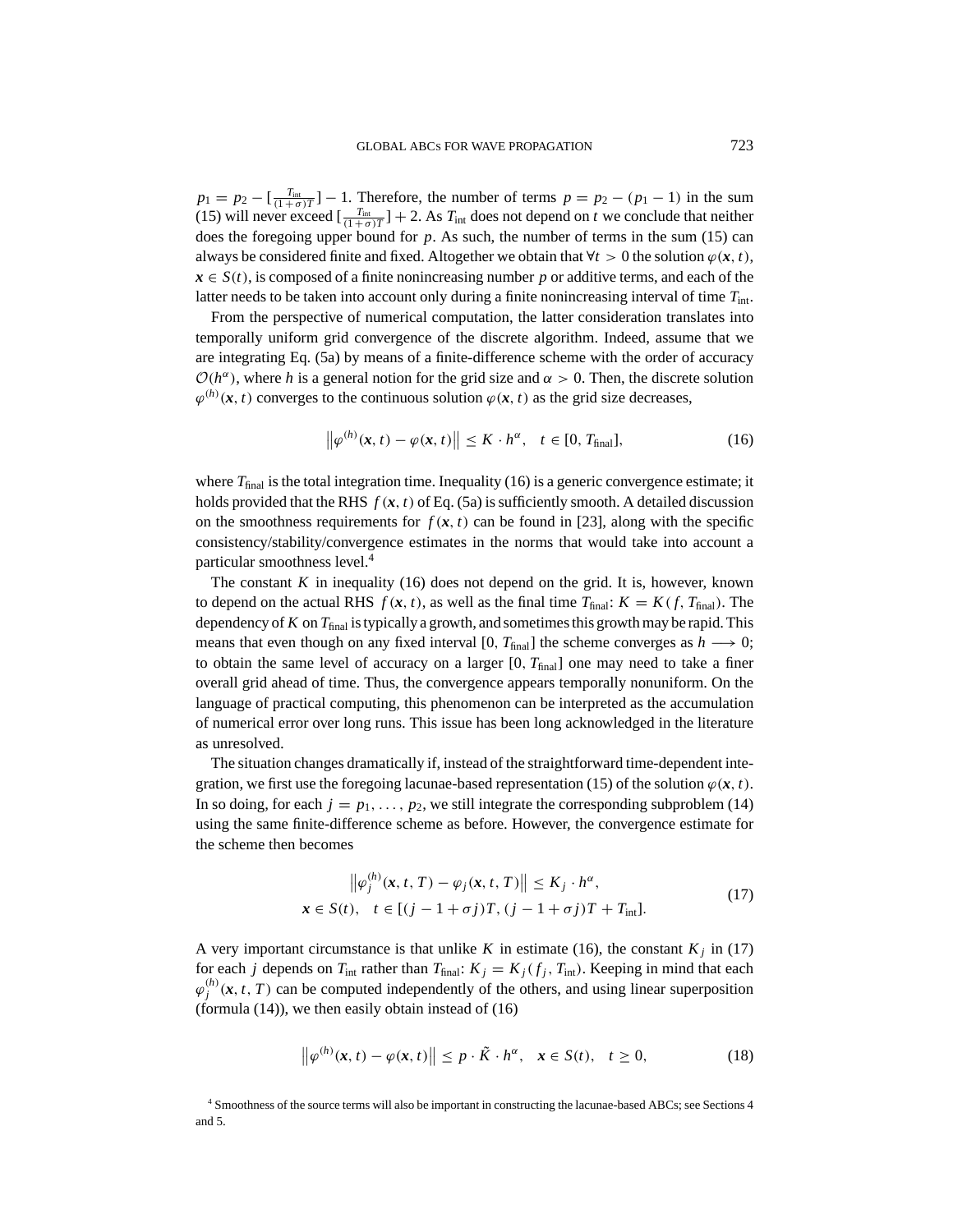$p_1 = p_2 - [\frac{T_{\text{int}}}{(1+\sigma)T}] - 1$. Therefore, the number of terms $p = p_2 - (p_1 - 1)$ in the sum (15) will never exceed $[\frac{T_{\text{int}}}{(1+\sigma)T}] + 2$. As $T_{\text{int}}$ does not depend on $t$ we conclude that neither does the foregoing upper bound for $p$. As such, the number of terms in the sum (15) can always be considered finite and fixed. Altogether we obtain that $\forall t > 0$ the solution $\varphi(\boldsymbol{x}, t)$, $\boldsymbol{x} \in S(t)$, is composed of a finite nonincreasing number $p$ or additive terms, and each of the latter needs to be taken into account only during a finite nonincreasing interval of time $T_{\text{int}}$.

From the perspective of numerical computation, the latter consideration translates into temporally uniform grid convergence of the discrete algorithm. Indeed, assume that we are integrating Eq. (5a) by means of a finite-difference scheme with the order of accuracy $\mathcal{O}(h^\alpha)$, where $h$ is a general notion for the grid size and $\alpha > 0$. Then, the discrete solution $\varphi^{(h)}(\boldsymbol{x}, t)$ converges to the continuous solution $\varphi(\boldsymbol{x}, t)$ as the grid size decreases,

$$\left\|\varphi^{(h)}(\boldsymbol{x}, t) - \varphi(\boldsymbol{x}, t)\right\| \leq K \cdot h^\alpha, \quad t \in [0, T_{\text{final}}], \tag{16}$$

where $T_{\text{final}}$ is the total integration time. Inequality (16) is a generic convergence estimate; it holds provided that the RHS $f(\boldsymbol{x}, t)$ of Eq. (5a) is sufficiently smooth. A detailed discussion on the smoothness requirements for $f(\boldsymbol{x}, t)$ can be found in [23], along with the specific consistency/stability/convergence estimates in the norms that would take into account a particular smoothness level.[4]

The constant $K$ in inequality (16) does not depend on the grid. It is, however, known to depend on the actual RHS $f(\boldsymbol{x}, t)$, as well as the final time $T_{\text{final}}$: $K = K(f, T_{\text{final}})$. The dependency of $K$ on $T_{\text{final}}$ is typically a growth, and sometimes this growth may be rapid. This means that even though on any fixed interval $[0, T_{\text{final}}]$ the scheme converges as $h \longrightarrow 0$; to obtain the same level of accuracy on a larger $[0, T_{\text{final}}]$ one may need to take a finer overall grid ahead of time. Thus, the convergence appears temporally nonuniform. On the language of practical computing, this phenomenon can be interpreted as the accumulation of numerical error over long runs. This issue has been long acknowledged in the literature as unresolved.

The situation changes dramatically if, instead of the straightforward time-dependent integration, we first use the foregoing lacunae-based representation (15) of the solution $\varphi(\boldsymbol{x}, t)$. In so doing, for each $j = p_1, \ldots, p_2$, we still integrate the corresponding subproblem (14) using the same finite-difference scheme as before. However, the convergence estimate for the scheme then becomes

$$\begin{gathered} \left\|\varphi_j^{(h)}(\boldsymbol{x}, t, T) - \varphi_j(\boldsymbol{x}, t, T)\right\| \leq K_j \cdot h^\alpha, \\ \boldsymbol{x} \in S(t), \quad t \in [(j - 1 + \sigma j)T, (j - 1 + \sigma j)T + T_{\text{int}}]. \end{gathered} \tag{17}$$

A very important circumstance is that unlike $K$ in estimate (16), the constant $K_j$ in (17) for each $j$ depends on $T_{\text{int}}$ rather than $T_{\text{final}}$: $K_j = K_j(f_j, T_{\text{int}})$. Keeping in mind that each $\varphi_j^{(h)}(\boldsymbol{x}, t, T)$ can be computed independently of the others, and using linear superposition (formula (14)), we then easily obtain instead of (16)

$$\left\|\varphi^{(h)}(\boldsymbol{x}, t) - \varphi(\boldsymbol{x}, t)\right\| \leq p \cdot \tilde{K} \cdot h^\alpha, \quad \boldsymbol{x} \in S(t), \quad t \geq 0, \tag{18}$$

[4] Smoothness of the source terms will also be important in constructing the lacunae-based ABCs; see Sections 4 and 5.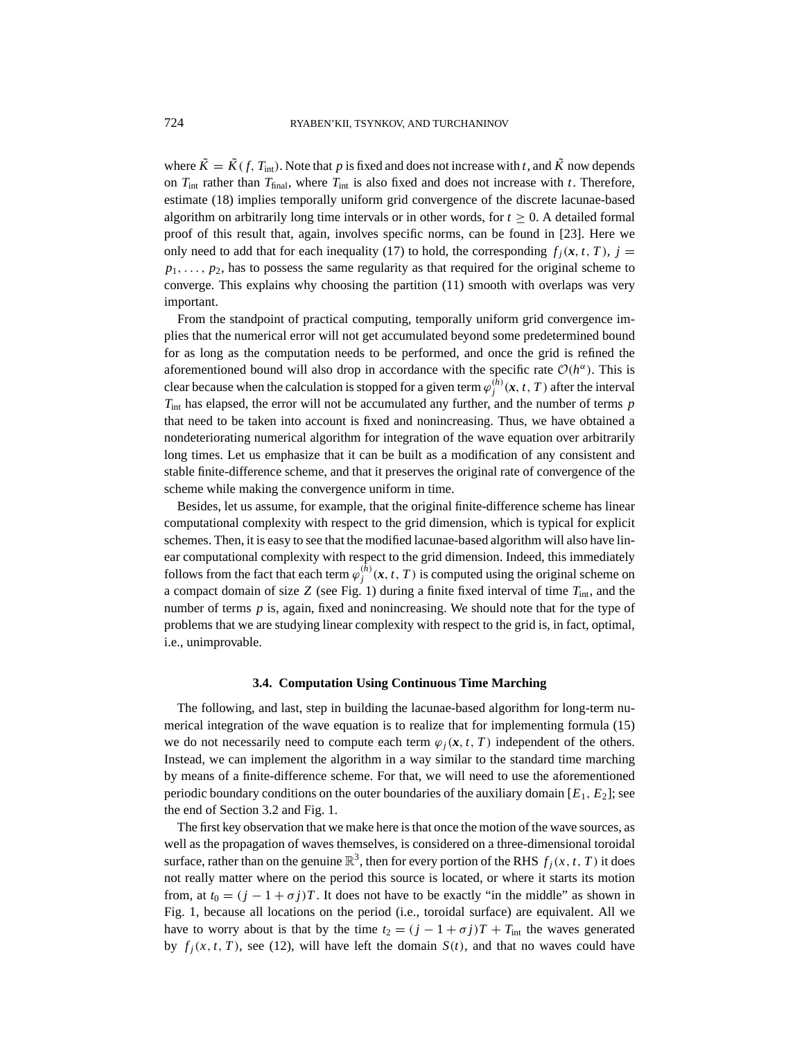where $\tilde{K} = \tilde{K}(f, T_{\text{int}})$. Note that $p$ is fixed and does not increase with $t$, and $\tilde{K}$ now depends on $T_{\text{int}}$ rather than $T_{\text{final}}$, where $T_{\text{int}}$ is also fixed and does not increase with $t$. Therefore, estimate (18) implies temporally uniform grid convergence of the discrete lacunae-based algorithm on arbitrarily long time intervals or in other words, for $t \geq 0$. A detailed formal proof of this result that, again, involves specific norms, can be found in [23]. Here we only need to add that for each inequality (17) to hold, the corresponding $f_j(\boldsymbol{x}, t, T)$, $j = p_1, \ldots, p_2$, has to possess the same regularity as that required for the original scheme to converge. This explains why choosing the partition (11) smooth with overlaps was very important.

From the standpoint of practical computing, temporally uniform grid convergence implies that the numerical error will not get accumulated beyond some predetermined bound for as long as the computation needs to be performed, and once the grid is refined the aforementioned bound will also drop in accordance with the specific rate $\mathcal{O}(h^{\alpha})$. This is clear because when the calculation is stopped for a given term $\varphi_j^{(h)}(\boldsymbol{x}, t, T)$ after the interval $T_{\text{int}}$ has elapsed, the error will not be accumulated any further, and the number of terms $p$ that need to be taken into account is fixed and nonincreasing. Thus, we have obtained a nondeteriorating numerical algorithm for integration of the wave equation over arbitrarily long times. Let us emphasize that it can be built as a modification of any consistent and stable finite-difference scheme, and that it preserves the original rate of convergence of the scheme while making the convergence uniform in time.

Besides, let us assume, for example, that the original finite-difference scheme has linear computational complexity with respect to the grid dimension, which is typical for explicit schemes. Then, it is easy to see that the modified lacunae-based algorithm will also have linear computational complexity with respect to the grid dimension. Indeed, this immediately follows from the fact that each term $\varphi_j^{(h)}(\boldsymbol{x}, t, T)$ is computed using the original scheme on a compact domain of size $Z$ (see Fig. 1) during a finite fixed interval of time $T_{\text{int}}$, and the number of terms $p$ is, again, fixed and nonincreasing. We should note that for the type of problems that we are studying linear complexity with respect to the grid is, in fact, optimal, i.e., unimprovable.

### 3.4. Computation Using Continuous Time Marching

The following, and last, step in building the lacunae-based algorithm for long-term numerical integration of the wave equation is to realize that for implementing formula (15) we do not necessarily need to compute each term $\varphi_j(\boldsymbol{x}, t, T)$ independent of the others. Instead, we can implement the algorithm in a way similar to the standard time marching by means of a finite-difference scheme. For that, we will need to use the aforementioned periodic boundary conditions on the outer boundaries of the auxiliary domain $[E_1, E_2]$; see the end of Section 3.2 and Fig. 1.

The first key observation that we make here is that once the motion of the wave sources, as well as the propagation of waves themselves, is considered on a three-dimensional toroidal surface, rather than on the genuine $\mathbb{R}^3$, then for every portion of the RHS $f_j(x, t, T)$ it does not really matter where on the period this source is located, or where it starts its motion from, at $t_0 = (j - 1 + \sigma j)T$. It does not have to be exactly "in the middle" as shown in Fig. 1, because all locations on the period (i.e., toroidal surface) are equivalent. All we have to worry about is that by the time $t_2 = (j - 1 + \sigma j)T + T_{\text{int}}$ the waves generated by $f_j(x, t, T)$, see (12), will have left the domain $S(t)$, and that no waves could have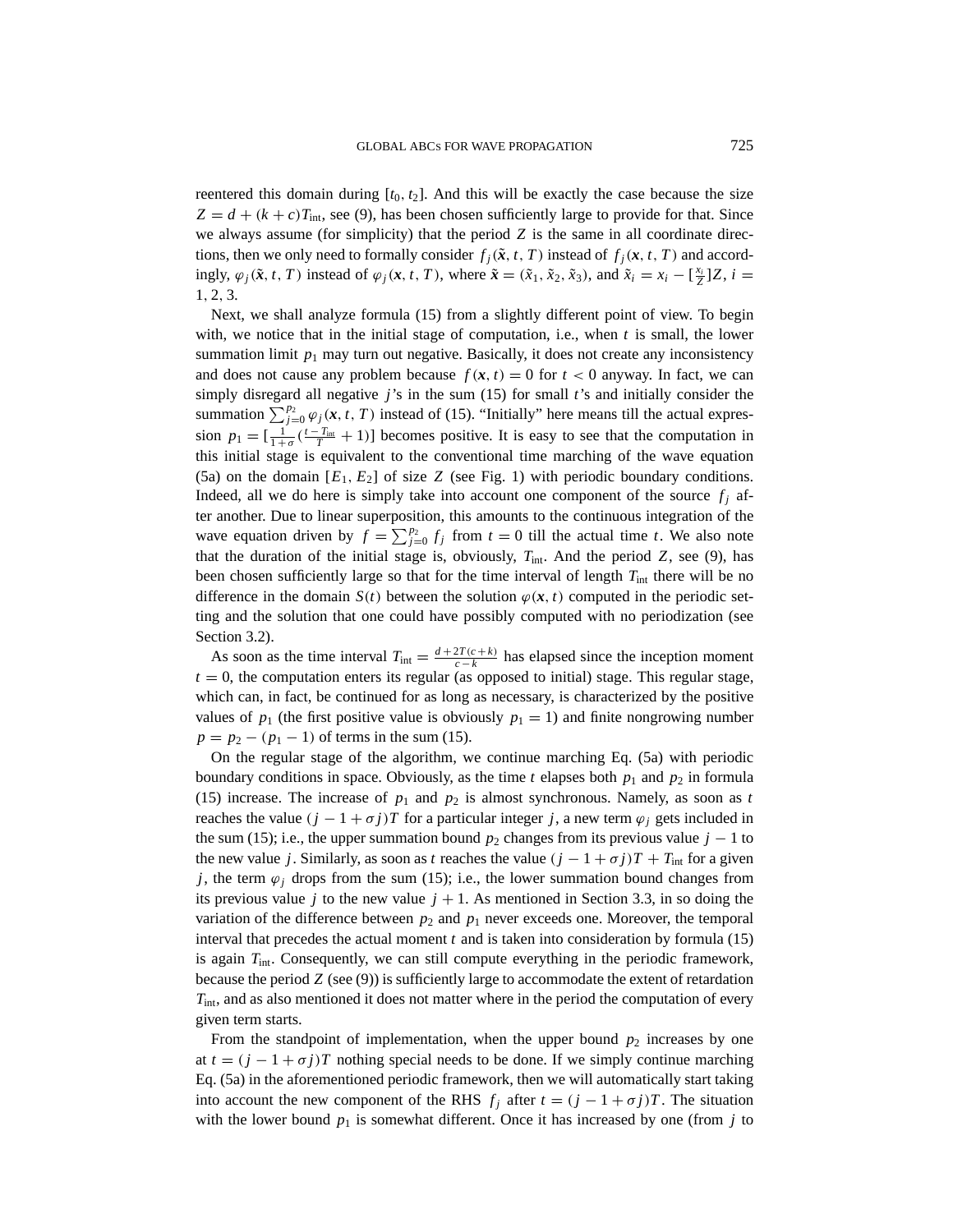reentered this domain during $[t_0, t_2]$. And this will be exactly the case because the size $Z = d + (k + c)T_{\text{int}}$, see (9), has been chosen sufficiently large to provide for that. Since we always assume (for simplicity) that the period $Z$ is the same in all coordinate directions, then we only need to formally consider $f_j(\tilde{\boldsymbol{x}}, t, T)$ instead of $f_j(\boldsymbol{x}, t, T)$ and accordingly, $\varphi_j(\tilde{\boldsymbol{x}}, t, T)$ instead of $\varphi_j(\boldsymbol{x}, t, T)$, where $\tilde{\boldsymbol{x}} = (\tilde{x}_1, \tilde{x}_2, \tilde{x}_3)$, and $\tilde{x}_i = x_i - [\frac{x_i}{Z}]Z$, $i = 1, 2, 3$.

Next, we shall analyze formula (15) from a slightly different point of view. To begin with, we notice that in the initial stage of computation, i.e., when $t$ is small, the lower summation limit $p_1$ may turn out negative. Basically, it does not create any inconsistency and does not cause any problem because $f(\boldsymbol{x}, t) = 0$ for $t < 0$ anyway. In fact, we can simply disregard all negative $j$'s in the sum (15) for small $t$'s and initially consider the summation $\sum_{j=0}^{p_2} \varphi_j(\boldsymbol{x}, t, T)$ instead of (15). "Initially" here means till the actual expression $p_1 = [\frac{1}{1+\sigma}(\frac{t - T_{\text{int}}}{T} + 1)]$ becomes positive. It is easy to see that the computation in this initial stage is equivalent to the conventional time marching of the wave equation (5a) on the domain $[E_1, E_2]$ of size $Z$ (see Fig. 1) with periodic boundary conditions. Indeed, all we do here is simply take into account one component of the source $f_j$ after another. Due to linear superposition, this amounts to the continuous integration of the wave equation driven by $f = \sum_{j=0}^{p_2} f_j$ from $t = 0$ till the actual time $t$. We also note that the duration of the initial stage is, obviously, $T_{\text{int}}$. And the period $Z$, see (9), has been chosen sufficiently large so that for the time interval of length $T_{\text{int}}$ there will be no difference in the domain $S(t)$ between the solution $\varphi(\boldsymbol{x}, t)$ computed in the periodic setting and the solution that one could have possibly computed with no periodization (see Section 3.2).

As soon as the time interval $T_{\text{int}} = \frac{d + 2T(c+k)}{c-k}$ has elapsed since the inception moment $t = 0$, the computation enters its regular (as opposed to initial) stage. This regular stage, which can, in fact, be continued for as long as necessary, is characterized by the positive values of $p_1$ (the first positive value is obviously $p_1 = 1$) and finite nongrowing number $p = p_2 - (p_1 - 1)$ of terms in the sum (15).

On the regular stage of the algorithm, we continue marching Eq. (5a) with periodic boundary conditions in space. Obviously, as the time $t$ elapses both $p_1$ and $p_2$ in formula (15) increase. The increase of $p_1$ and $p_2$ is almost synchronous. Namely, as soon as $t$ reaches the value $(j - 1 + \sigma j)T$ for a particular integer $j$, a new term $\varphi_j$ gets included in the sum (15); i.e., the upper summation bound $p_2$ changes from its previous value $j - 1$ to the new value $j$. Similarly, as soon as $t$ reaches the value $(j - 1 + \sigma j)T + T_{\text{int}}$ for a given $j$, the term $\varphi_j$ drops from the sum (15); i.e., the lower summation bound changes from its previous value $j$ to the new value $j + 1$. As mentioned in Section 3.3, in so doing the variation of the difference between $p_2$ and $p_1$ never exceeds one. Moreover, the temporal interval that precedes the actual moment $t$ and is taken into consideration by formula (15) is again $T_{\text{int}}$. Consequently, we can still compute everything in the periodic framework, because the period $Z$ (see (9)) is sufficiently large to accommodate the extent of retardation $T_{\text{int}}$, and as also mentioned it does not matter where in the period the computation of every given term starts.

From the standpoint of implementation, when the upper bound $p_2$ increases by one at $t = (j - 1 + \sigma j)T$ nothing special needs to be done. If we simply continue marching Eq. (5a) in the aforementioned periodic framework, then we will automatically start taking into account the new component of the RHS $f_j$ after $t = (j - 1 + \sigma j)T$. The situation with the lower bound $p_1$ is somewhat different. Once it has increased by one (from $j$ to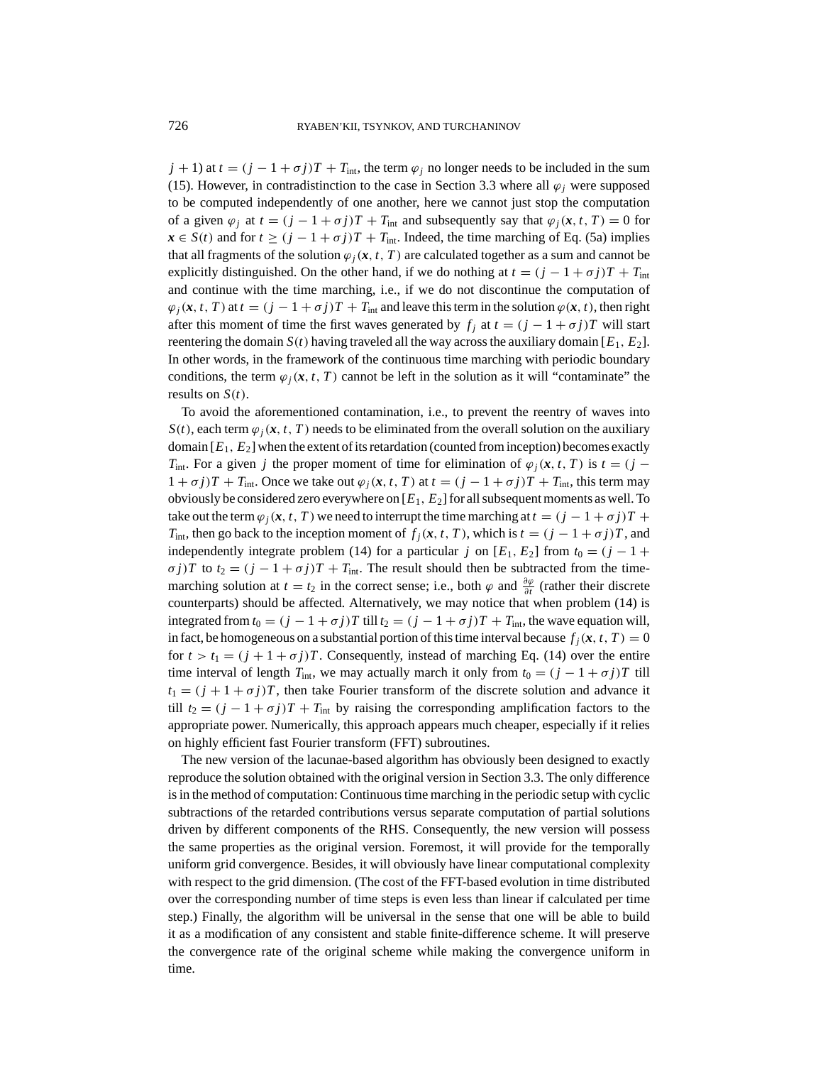$j+1$) at $t=(j-1+\sigma j)T+T_{\text{int}}$, the term $\varphi_j$ no longer needs to be included in the sum (15). However, in contradistinction to the case in Section 3.3 where all $\varphi_j$ were supposed to be computed independently of one another, here we cannot just stop the computation of a given $\varphi_j$ at $t=(j-1+\sigma j)T+T_{\text{int}}$ and subsequently say that $\varphi_j(\boldsymbol{x},t,T)=0$ for $\boldsymbol{x}\in S(t)$ and for $t\geq(j-1+\sigma j)T+T_{\text{int}}$. Indeed, the time marching of Eq. (5a) implies that all fragments of the solution $\varphi_j(\boldsymbol{x},t,T)$ are calculated together as a sum and cannot be explicitly distinguished. On the other hand, if we do nothing at $t=(j-1+\sigma j)T+T_{\text{int}}$ and continue with the time marching, i.e., if we do not discontinue the computation of $\varphi_j(\boldsymbol{x},t,T)$ at $t=(j-1+\sigma j)T+T_{\text{int}}$ and leave this term in the solution $\varphi(\boldsymbol{x},t)$, then right after this moment of time the first waves generated by $f_j$ at $t=(j-1+\sigma j)T$ will start reentering the domain $S(t)$ having traveled all the way across the auxiliary domain $[E_1,E_2]$. In other words, in the framework of the continuous time marching with periodic boundary conditions, the term $\varphi_j(\boldsymbol{x},t,T)$ cannot be left in the solution as it will "contaminate" the results on $S(t)$.

To avoid the aforementioned contamination, i.e., to prevent the reentry of waves into $S(t)$, each term $\varphi_j(\boldsymbol{x},t,T)$ needs to be eliminated from the overall solution on the auxiliary domain $[E_1,E_2]$ when the extent of its retardation (counted from inception) becomes exactly $T_{\text{int}}$. For a given $j$ the proper moment of time for elimination of $\varphi_j(\boldsymbol{x},t,T)$ is $t=(j-1+\sigma j)T+T_{\text{int}}$. Once we take out $\varphi_j(\boldsymbol{x},t,T)$ at $t=(j-1+\sigma j)T+T_{\text{int}}$, this term may obviously be considered zero everywhere on $[E_1,E_2]$ for all subsequent moments as well. To take out the term $\varphi_j(\boldsymbol{x},t,T)$ we need to interrupt the time marching at $t=(j-1+\sigma j)T+T_{\text{int}}$, then go back to the inception moment of $f_j(\boldsymbol{x},t,T)$, which is $t=(j-1+\sigma j)T$, and independently integrate problem (14) for a particular $j$ on $[E_1,E_2]$ from $t_0=(j-1+\sigma j)T$ to $t_2=(j-1+\sigma j)T+T_{\text{int}}$. The result should then be subtracted from the time-marching solution at $t=t_2$ in the correct sense; i.e., both $\varphi$ and $\frac{\partial\varphi}{\partial t}$ (rather their discrete counterparts) should be affected. Alternatively, we may notice that when problem (14) is integrated from $t_0=(j-1+\sigma j)T$ till $t_2=(j-1+\sigma j)T+T_{\text{int}}$, the wave equation will, in fact, be homogeneous on a substantial portion of this time interval because $f_j(\boldsymbol{x},t,T)=0$ for $t>t_1=(j+1+\sigma j)T$. Consequently, instead of marching Eq. (14) over the entire time interval of length $T_{\text{int}}$, we may actually march it only from $t_0=(j-1+\sigma j)T$ till $t_1=(j+1+\sigma j)T$, then take Fourier transform of the discrete solution and advance it till $t_2=(j-1+\sigma j)T+T_{\text{int}}$ by raising the corresponding amplification factors to the appropriate power. Numerically, this approach appears much cheaper, especially if it relies on highly efficient fast Fourier transform (FFT) subroutines.

The new version of the lacunae-based algorithm has obviously been designed to exactly reproduce the solution obtained with the original version in Section 3.3. The only difference is in the method of computation: Continuous time marching in the periodic setup with cyclic subtractions of the retarded contributions versus separate computation of partial solutions driven by different components of the RHS. Consequently, the new version will possess the same properties as the original version. Foremost, it will provide for the temporally uniform grid convergence. Besides, it will obviously have linear computational complexity with respect to the grid dimension. (The cost of the FFT-based evolution in time distributed over the corresponding number of time steps is even less than linear if calculated per time step.) Finally, the algorithm will be universal in the sense that one will be able to build it as a modification of any consistent and stable finite-difference scheme. It will preserve the convergence rate of the original scheme while making the convergence uniform in time.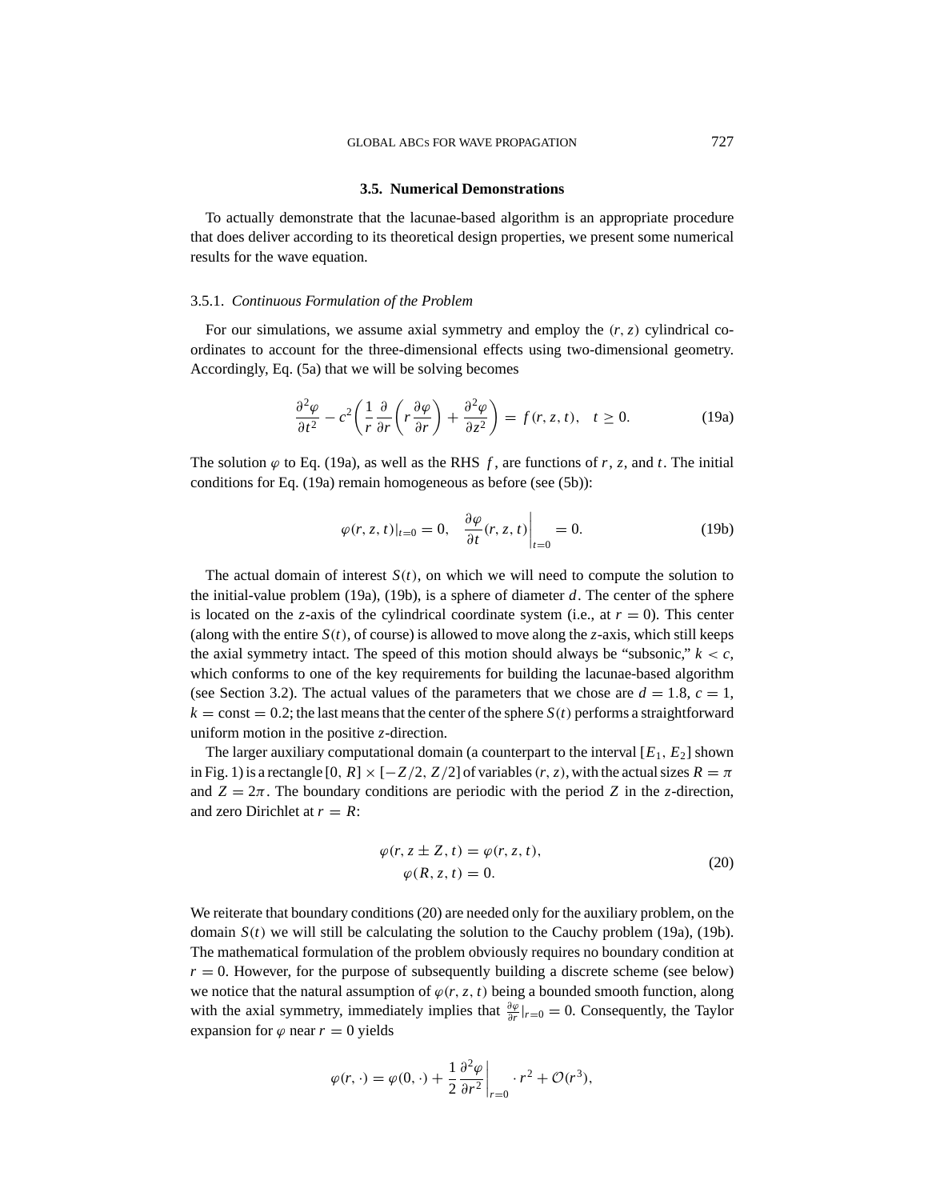### 3.5. Numerical Demonstrations

To actually demonstrate that the lacunae-based algorithm is an appropriate procedure that does deliver according to its theoretical design properties, we present some numerical results for the wave equation.

#### 3.5.1. *Continuous Formulation of the Problem*

For our simulations, we assume axial symmetry and employ the $(r, z)$ cylindrical coordinates to account for the three-dimensional effects using two-dimensional geometry. Accordingly, Eq. (5a) that we will be solving becomes

$$\frac{\partial^2 \varphi}{\partial t^2} - c^2 \left( \frac{1}{r} \frac{\partial}{\partial r} \left( r \frac{\partial \varphi}{\partial r} \right) + \frac{\partial^2 \varphi}{\partial z^2} \right) = f(r, z, t), \quad t \geq 0. \tag{19a}$$

The solution $\varphi$ to Eq. (19a), as well as the RHS $f$, are functions of $r$, $z$, and $t$. The initial conditions for Eq. (19a) remain homogeneous as before (see (5b)):

$$\varphi(r, z, t)|_{t=0} = 0, \quad \left. \frac{\partial \varphi}{\partial t}(r, z, t) \right|_{t=0} = 0. \tag{19b}$$

The actual domain of interest $S(t)$, on which we will need to compute the solution to the initial-value problem (19a), (19b), is a sphere of diameter $d$. The center of the sphere is located on the $z$-axis of the cylindrical coordinate system (i.e., at $r = 0$). This center (along with the entire $S(t)$, of course) is allowed to move along the $z$-axis, which still keeps the axial symmetry intact. The speed of this motion should always be "subsonic," $k < c$, which conforms to one of the key requirements for building the lacunae-based algorithm (see Section 3.2). The actual values of the parameters that we chose are $d = 1.8$, $c = 1$, $k = \text{const} = 0.2$; the last means that the center of the sphere $S(t)$ performs a straightforward uniform motion in the positive $z$-direction.

The larger auxiliary computational domain (a counterpart to the interval $[E_1, E_2]$ shown in Fig. 1) is a rectangle $[0, R] \times [-Z/2, Z/2]$ of variables $(r, z)$, with the actual sizes $R = \pi$ and $Z = 2\pi$. The boundary conditions are periodic with the period $Z$ in the $z$-direction, and zero Dirichlet at $r = R$:

$$\begin{aligned} \varphi(r, z \pm Z, t) &= \varphi(r, z, t), \\ \varphi(R, z, t) &= 0. \end{aligned} \tag{20}$$

We reiterate that boundary conditions (20) are needed only for the auxiliary problem, on the domain $S(t)$ we will still be calculating the solution to the Cauchy problem (19a), (19b). The mathematical formulation of the problem obviously requires no boundary condition at $r = 0$. However, for the purpose of subsequently building a discrete scheme (see below) we notice that the natural assumption of $\varphi(r, z, t)$ being a bounded smooth function, along with the axial symmetry, immediately implies that $\frac{\partial \varphi}{\partial r}|_{r=0} = 0$. Consequently, the Taylor expansion for $\varphi$ near $r = 0$ yields

$$\varphi(r, \cdot) = \varphi(0, \cdot) + \frac{1}{2} \left. \frac{\partial^2 \varphi}{\partial r^2} \right|_{r=0} \cdot r^2 + \mathcal{O}(r^3),$$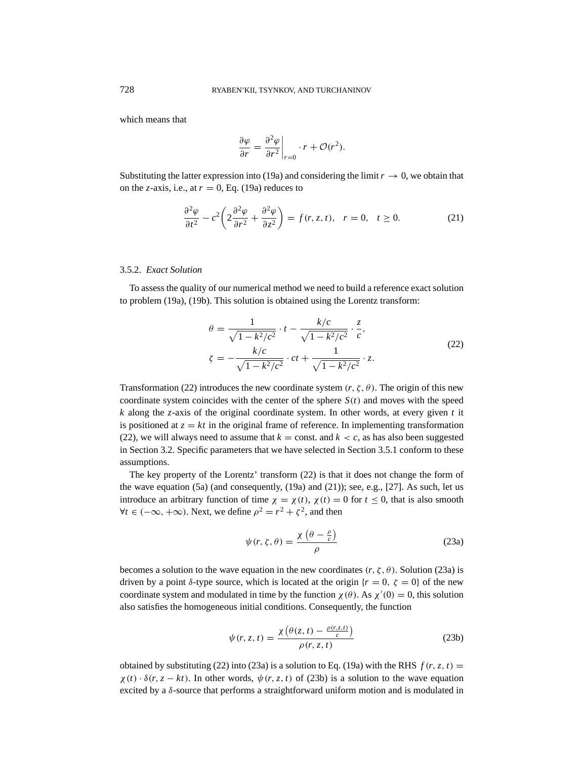which means that

$$\frac{\partial \varphi}{\partial r} = \left.\frac{\partial^2 \varphi}{\partial r^2}\right|_{r=0} \cdot r + \mathcal{O}(r^2).$$

Substituting the latter expression into (19a) and considering the limit $r \to 0$, we obtain that on the $z$-axis, i.e., at $r = 0$, Eq. (19a) reduces to

$$\frac{\partial^2 \varphi}{\partial t^2} - c^2\left(2\frac{\partial^2 \varphi}{\partial r^2} + \frac{\partial^2 \varphi}{\partial z^2}\right) = f(r, z, t), \quad r = 0, \quad t \geq 0. \tag{21}$$

### 3.5.2. *Exact Solution*

To assess the quality of our numerical method we need to build a reference exact solution to problem (19a), (19b). This solution is obtained using the Lorentz transform:

$$\begin{aligned}
\theta &= \frac{1}{\sqrt{1 - k^2/c^2}} \cdot t - \frac{k/c}{\sqrt{1 - k^2/c^2}} \cdot \frac{z}{c}, \\
\zeta &= -\frac{k/c}{\sqrt{1 - k^2/c^2}} \cdot ct + \frac{1}{\sqrt{1 - k^2/c^2}} \cdot z.
\end{aligned} \tag{22}$$

Transformation (22) introduces the new coordinate system $(r, \zeta, \theta)$. The origin of this new coordinate system coincides with the center of the sphere $S(t)$ and moves with the speed $k$ along the $z$-axis of the original coordinate system. In other words, at every given $t$ it is positioned at $z = kt$ in the original frame of reference. In implementing transformation (22), we will always need to assume that $k =$ const. and $k < c$, as has also been suggested in Section 3.2. Specific parameters that we have selected in Section 3.5.1 conform to these assumptions.

The key property of the Lorentz' transform (22) is that it does not change the form of the wave equation (5a) (and consequently, (19a) and (21)); see, e.g., [27]. As such, let us introduce an arbitrary function of time $\chi = \chi(t)$, $\chi(t) = 0$ for $t \leq 0$, that is also smooth $\forall t \in (-\infty, +\infty)$. Next, we define $\rho^2 = r^2 + \zeta^2$, and then

$$\psi(r, \zeta, \theta) = \frac{\chi\left(\theta - \frac{\rho}{c}\right)}{\rho} \tag{23a}$$

becomes a solution to the wave equation in the new coordinates $(r, \zeta, \theta)$. Solution (23a) is driven by a point $\delta$-type source, which is located at the origin $\{r = 0, \ \zeta = 0\}$ of the new coordinate system and modulated in time by the function $\chi(\theta)$. As $\chi'(0) = 0$, this solution also satisfies the homogeneous initial conditions. Consequently, the function

$$\psi(r, z, t) = \frac{\chi\left(\theta(z, t) - \frac{\rho(r,z,t)}{c}\right)}{\rho(r, z, t)} \tag{23b}$$

obtained by substituting (22) into (23a) is a solution to Eq. (19a) with the RHS $f(r, z, t) = \chi(t) \cdot \delta(r, z - kt)$. In other words, $\psi(r, z, t)$ of (23b) is a solution to the wave equation excited by a $\delta$-source that performs a straightforward uniform motion and is modulated in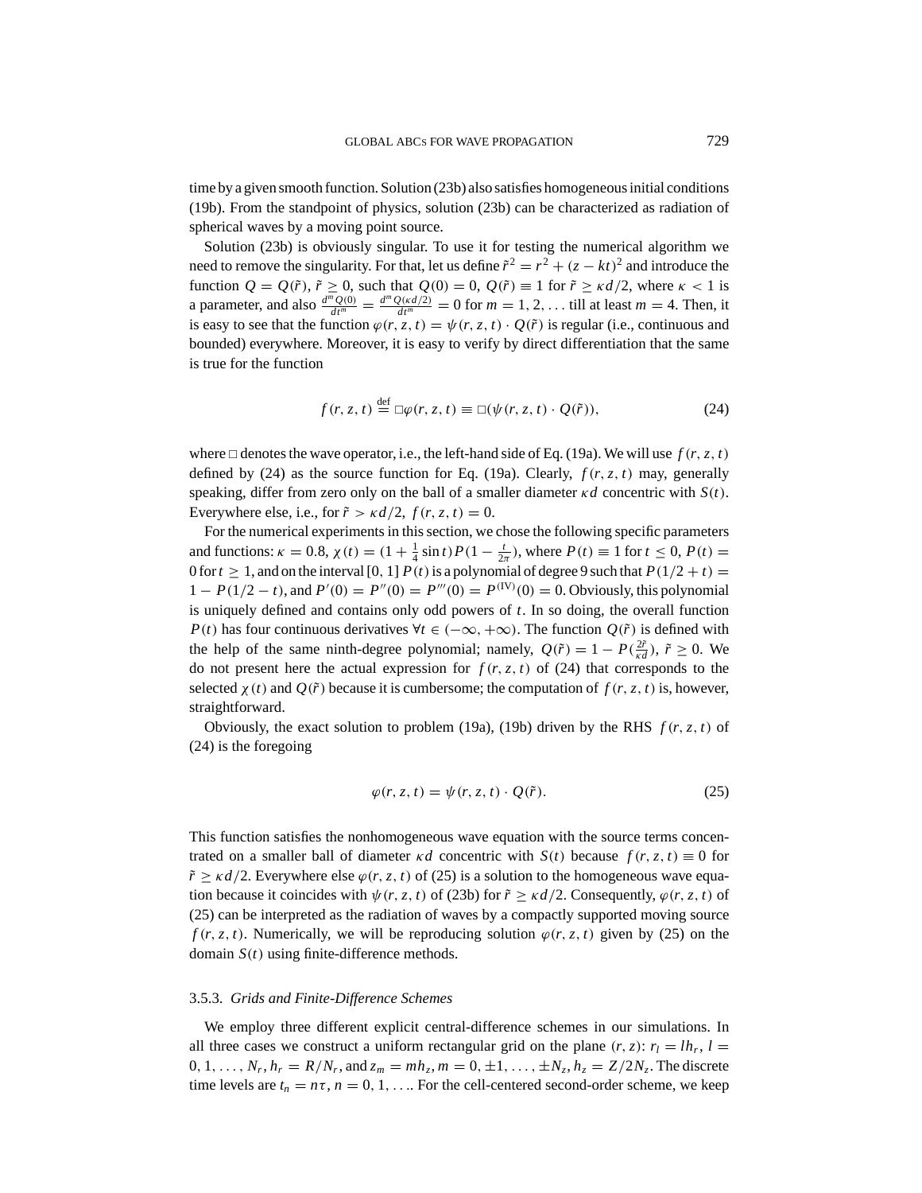time by a given smooth function. Solution (23b) also satisfies homogeneous initial conditions (19b). From the standpoint of physics, solution (23b) can be characterized as radiation of spherical waves by a moving point source.

Solution (23b) is obviously singular. To use it for testing the numerical algorithm we need to remove the singularity. For that, let us define $\tilde{r}^2 = r^2 + (z - kt)^2$ and introduce the function $Q = Q(\tilde{r})$, $\tilde{r} \geq 0$, such that $Q(0) = 0$, $Q(\tilde{r}) \equiv 1$ for $\tilde{r} \geq \kappa d/2$, where $\kappa < 1$ is a parameter, and also $\frac{d^m Q(0)}{dt^m} = \frac{d^m Q(\kappa d/2)}{dt^m} = 0$ for $m = 1, 2, \ldots$ till at least $m = 4$. Then, it is easy to see that the function $\varphi(r, z, t) = \psi(r, z, t) \cdot Q(\tilde{r})$ is regular (i.e., continuous and bounded) everywhere. Moreover, it is easy to verify by direct differentiation that the same is true for the function

$$f(r, z, t) \stackrel{\text{def}}{=} \Box\varphi(r, z, t) \equiv \Box(\psi(r, z, t) \cdot Q(\tilde{r})), \tag{24}$$

where $\Box$ denotes the wave operator, i.e., the left-hand side of Eq. (19a). We will use $f(r, z, t)$ defined by (24) as the source function for Eq. (19a). Clearly, $f(r, z, t)$ may, generally speaking, differ from zero only on the ball of a smaller diameter $\kappa d$ concentric with $S(t)$. Everywhere else, i.e., for $\tilde{r} > \kappa d/2$, $f(r, z, t) = 0$.

For the numerical experiments in this section, we chose the following specific parameters and functions: $\kappa = 0.8$, $\chi(t) = (1 + \frac{1}{4}\sin t) P(1 - \frac{t}{2\pi})$, where $P(t) \equiv 1$ for $t \leq 0$, $P(t) = 0$ for $t \geq 1$, and on the interval $[0, 1]$ $P(t)$ is a polynomial of degree 9 such that $P(1/2 + t) = 1 - P(1/2 - t)$, and $P'(0) = P''(0) = P'''(0) = P^{(\text{IV})}(0) = 0$. Obviously, this polynomial is uniquely defined and contains only odd powers of $t$. In so doing, the overall function $P(t)$ has four continuous derivatives $\forall t \in (-\infty, +\infty)$. The function $Q(\tilde{r})$ is defined with the help of the same ninth-degree polynomial; namely, $Q(\tilde{r}) = 1 - P(\frac{2\tilde{r}}{\kappa d})$, $\tilde{r} \geq 0$. We do not present here the actual expression for $f(r, z, t)$ of (24) that corresponds to the selected $\chi(t)$ and $Q(\tilde{r})$ because it is cumbersome; the computation of $f(r, z, t)$ is, however, straightforward.

Obviously, the exact solution to problem (19a), (19b) driven by the RHS $f(r, z, t)$ of (24) is the foregoing

$$\varphi(r, z, t) = \psi(r, z, t) \cdot Q(\tilde{r}). \tag{25}$$

This function satisfies the nonhomogeneous wave equation with the source terms concentrated on a smaller ball of diameter $\kappa d$ concentric with $S(t)$ because $f(r, z, t) \equiv 0$ for $\tilde{r} \geq \kappa d/2$. Everywhere else $\varphi(r, z, t)$ of (25) is a solution to the homogeneous wave equation because it coincides with $\psi(r, z, t)$ of (23b) for $\tilde{r} \geq \kappa d/2$. Consequently, $\varphi(r, z, t)$ of (25) can be interpreted as the radiation of waves by a compactly supported moving source $f(r, z, t)$. Numerically, we will be reproducing solution $\varphi(r, z, t)$ given by (25) on the domain $S(t)$ using finite-difference methods.

### 3.5.3. *Grids and Finite-Difference Schemes*

We employ three different explicit central-difference schemes in our simulations. In all three cases we construct a uniform rectangular grid on the plane $(r, z)$: $r_l = lh_r$, $l = 0, 1, \ldots, N_r$, $h_r = R/N_r$, and $z_m = mh_z$, $m = 0, \pm 1, \ldots, \pm N_z$, $h_z = Z/2N_z$. The discrete time levels are $t_n = n\tau$, $n = 0, 1, \ldots$. For the cell-centered second-order scheme, we keep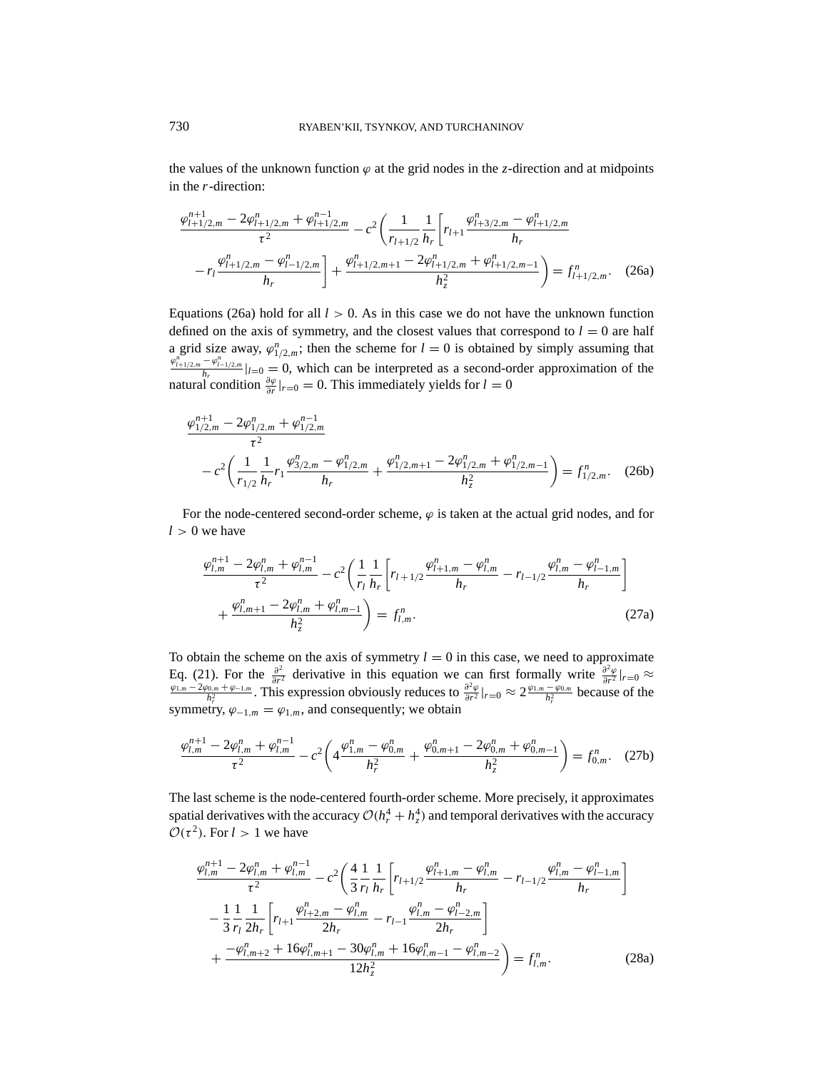the values of the unknown function $\varphi$ at the grid nodes in the $z$-direction and at midpoints in the $r$-direction:

$$\frac{\varphi^{n+1}_{l+1/2,m} - 2\varphi^{n}_{l+1/2,m} + \varphi^{n-1}_{l+1/2,m}}{\tau^2} - c^2\left(\frac{1}{r_{l+1/2}}\frac{1}{h_r}\left[r_{l+1}\frac{\varphi^{n}_{l+3/2,m} - \varphi^{n}_{l+1/2,m}}{h_r} - r_l\frac{\varphi^{n}_{l+1/2,m} - \varphi^{n}_{l-1/2,m}}{h_r}\right] + \frac{\varphi^{n}_{l+1/2,m+1} - 2\varphi^{n}_{l+1/2,m} + \varphi^{n}_{l+1/2,m-1}}{h_z^2}\right) = f^n_{l+1/2,m}. \quad \text{(26a)}$$

Equations (26a) hold for all $l > 0$. As in this case we do not have the unknown function defined on the axis of symmetry, and the closest values that correspond to $l = 0$ are half a grid size away, $\varphi^n_{1/2,m}$; then the scheme for $l = 0$ is obtained by simply assuming that $\frac{\varphi^n_{l+1/2,m} - \varphi^n_{l-1/2,m}}{h_r}|_{l=0} = 0$, which can be interpreted as a second-order approximation of the natural condition $\frac{\partial \varphi}{\partial r}|_{r=0} = 0$. This immediately yields for $l = 0$

$$\frac{\varphi^{n+1}_{1/2,m} - 2\varphi^{n}_{1/2,m} + \varphi^{n-1}_{1/2,m}}{\tau^2} - c^2\left(\frac{1}{r_{1/2}}\frac{1}{h_r}r_1\frac{\varphi^{n}_{3/2,m} - \varphi^{n}_{1/2,m}}{h_r} + \frac{\varphi^{n}_{1/2,m+1} - 2\varphi^{n}_{1/2,m} + \varphi^{n}_{1/2,m-1}}{h_z^2}\right) = f^n_{1/2,m}. \quad \text{(26b)}$$

For the node-centered second-order scheme, $\varphi$ is taken at the actual grid nodes, and for $l > 0$ we have

$$\frac{\varphi^{n+1}_{l,m} - 2\varphi^{n}_{l,m} + \varphi^{n-1}_{l,m}}{\tau^2} - c^2\left(\frac{1}{r_l}\frac{1}{h_r}\left[r_{l+1/2}\frac{\varphi^{n}_{l+1,m} - \varphi^{n}_{l,m}}{h_r} - r_{l-1/2}\frac{\varphi^{n}_{l,m} - \varphi^{n}_{l-1,m}}{h_r}\right] + \frac{\varphi^{n}_{l,m+1} - 2\varphi^{n}_{l,m} + \varphi^{n}_{l,m-1}}{h_z^2}\right) = f^n_{l,m}. \quad \text{(27a)}$$

To obtain the scheme on the axis of symmetry $l = 0$ in this case, we need to approximate Eq. (21). For the $\frac{\partial^2}{\partial r^2}$ derivative in this equation we can first formally write $\frac{\partial^2 \varphi}{\partial r^2}|_{r=0} \approx \frac{\varphi_{1,m} - 2\varphi_{0,m} + \varphi_{-1,m}}{h_r^2}$. This expression obviously reduces to $\frac{\partial^2 \varphi}{\partial r^2}|_{r=0} \approx 2\frac{\varphi_{1,m} - \varphi_{0,m}}{h_r^2}$ because of the symmetry, $\varphi_{-1,m} = \varphi_{1,m}$, and consequently; we obtain

$$\frac{\varphi^{n+1}_{l,m} - 2\varphi^{n}_{l,m} + \varphi^{n-1}_{l,m}}{\tau^2} - c^2\left(4\frac{\varphi^{n}_{1,m} - \varphi^{n}_{0,m}}{h_r^2} + \frac{\varphi^{n}_{0,m+1} - 2\varphi^{n}_{0,m} + \varphi^{n}_{0,m-1}}{h_z^2}\right) = f^n_{0,m}. \quad \text{(27b)}$$

The last scheme is the node-centered fourth-order scheme. More precisely, it approximates spatial derivatives with the accuracy $\mathcal{O}(h_r^4 + h_z^4)$ and temporal derivatives with the accuracy $\mathcal{O}(\tau^2)$. For $l > 1$ we have

$$\frac{\varphi^{n+1}_{l,m} - 2\varphi^{n}_{l,m} + \varphi^{n-1}_{l,m}}{\tau^2} - c^2\left(\frac{4}{3}\frac{1}{r_l}\frac{1}{h_r}\left[r_{l+1/2}\frac{\varphi^{n}_{l+1,m} - \varphi^{n}_{l,m}}{h_r} - r_{l-1/2}\frac{\varphi^{n}_{l,m} - \varphi^{n}_{l-1,m}}{h_r}\right] - \frac{1}{3}\frac{1}{r_l}\frac{1}{2h_r}\left[r_{l+1}\frac{\varphi^{n}_{l+2,m} - \varphi^{n}_{l,m}}{2h_r} - r_{l-1}\frac{\varphi^{n}_{l,m} - \varphi^{n}_{l-2,m}}{2h_r}\right] + \frac{-\varphi^{n}_{l,m+2} + 16\varphi^{n}_{l,m+1} - 30\varphi^{n}_{l,m} + 16\varphi^{n}_{l,m-1} - \varphi^{n}_{l,m-2}}{12h_z^2}\right) = f^n_{l,m}. \quad \text{(28a)}$$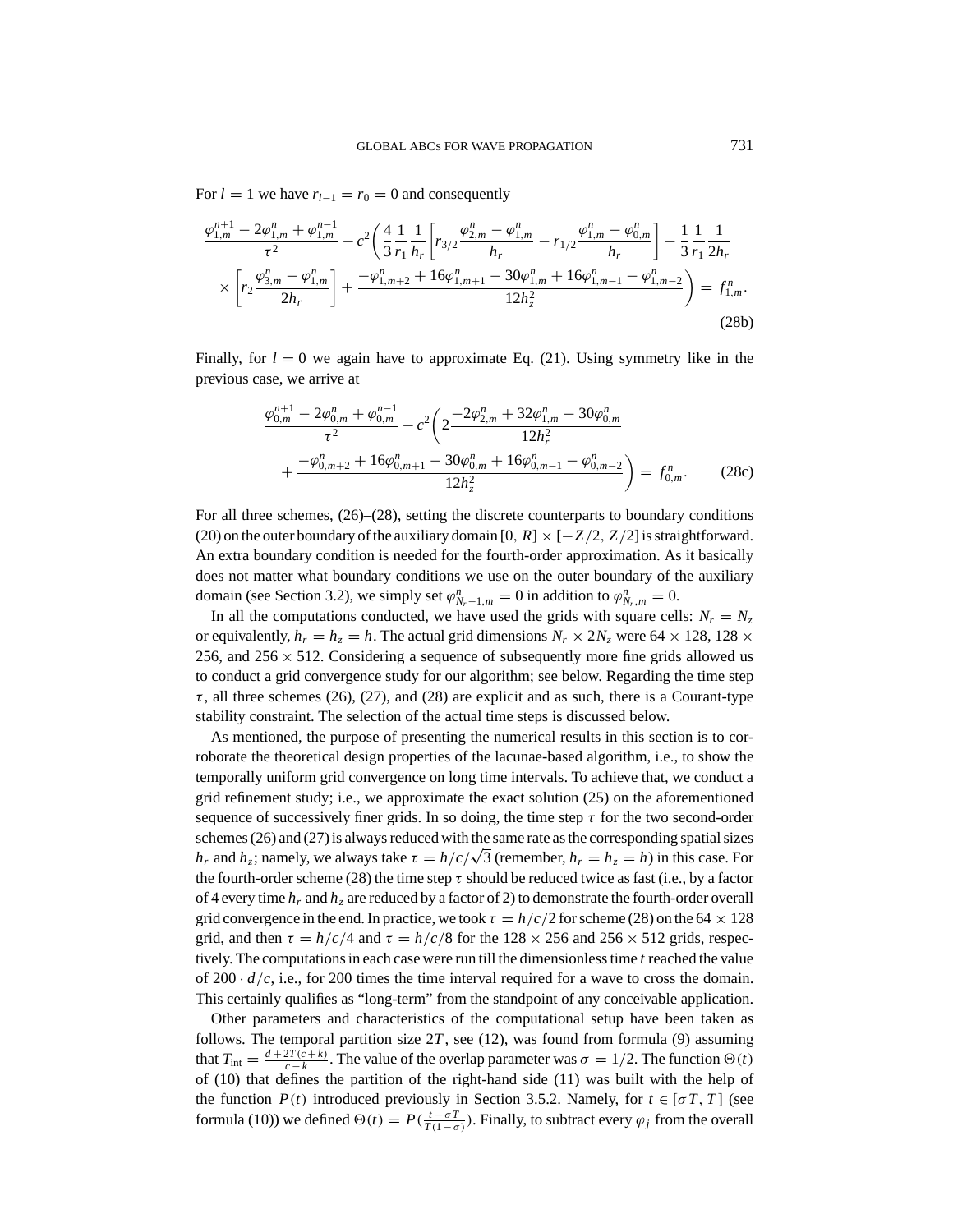For $l = 1$ we have $r_{l-1} = r_0 = 0$ and consequently

$$\frac{\varphi_{1,m}^{n+1} - 2\varphi_{1,m}^{n} + \varphi_{1,m}^{n-1}}{\tau^2} - c^2\left(\frac{4}{3}\frac{1}{r_1}\frac{1}{h_r}\left[r_{3/2}\frac{\varphi_{2,m}^{n} - \varphi_{1,m}^{n}}{h_r} - r_{1/2}\frac{\varphi_{1,m}^{n} - \varphi_{0,m}^{n}}{h_r}\right] - \frac{1}{3}\frac{1}{r_1}\frac{1}{2h_r}\right.$$
$$\left. \times\left[r_2\frac{\varphi_{3,m}^{n} - \varphi_{1,m}^{n}}{2h_r}\right] + \frac{-\varphi_{1,m+2}^{n} + 16\varphi_{1,m+1}^{n} - 30\varphi_{1,m}^{n} + 16\varphi_{1,m-1}^{n} - \varphi_{1,m-2}^{n}}{12h_z^2}\right) = f_{1,m}^{n}. \tag{28b}$$

Finally, for $l = 0$ we again have to approximate Eq. (21). Using symmetry like in the previous case, we arrive at

$$\frac{\varphi_{0,m}^{n+1} - 2\varphi_{0,m}^{n} + \varphi_{0,m}^{n-1}}{\tau^2} - c^2\left(2\frac{-2\varphi_{2,m}^{n} + 32\varphi_{1,m}^{n} - 30\varphi_{0,m}^{n}}{12h_r^2}\right.$$
$$\left. + \frac{-\varphi_{0,m+2}^{n} + 16\varphi_{0,m+1}^{n} - 30\varphi_{0,m}^{n} + 16\varphi_{0,m-1}^{n} - \varphi_{0,m-2}^{n}}{12h_z^2}\right) = f_{0,m}^{n}. \tag{28c}$$

For all three schemes, (26)–(28), setting the discrete counterparts to boundary conditions (20) on the outer boundary of the auxiliary domain $[0, R] \times [-Z/2, Z/2]$ is straightforward. An extra boundary condition is needed for the fourth-order approximation. As it basically does not matter what boundary conditions we use on the outer boundary of the auxiliary domain (see Section 3.2), we simply set $\varphi_{N_r-1,m}^{n} = 0$ in addition to $\varphi_{N_r,m}^{n} = 0$.

In all the computations conducted, we have used the grids with square cells: $N_r = N_z$ or equivalently, $h_r = h_z = h$. The actual grid dimensions $N_r \times 2N_z$ were $64 \times 128$, $128 \times 256$, and $256 \times 512$. Considering a sequence of subsequently more fine grids allowed us to conduct a grid convergence study for our algorithm; see below. Regarding the time step $\tau$, all three schemes (26), (27), and (28) are explicit and as such, there is a Courant-type stability constraint. The selection of the actual time steps is discussed below.

As mentioned, the purpose of presenting the numerical results in this section is to corroborate the theoretical design properties of the lacunae-based algorithm, i.e., to show the temporally uniform grid convergence on long time intervals. To achieve that, we conduct a grid refinement study; i.e., we approximate the exact solution (25) on the aforementioned sequence of successively finer grids. In so doing, the time step $\tau$ for the two second-order schemes (26) and (27) is always reduced with the same rate as the corresponding spatial sizes $h_r$ and $h_z$; namely, we always take $\tau = h/c/\sqrt{3}$ (remember, $h_r = h_z = h$) in this case. For the fourth-order scheme (28) the time step $\tau$ should be reduced twice as fast (i.e., by a factor of 4 every time $h_r$ and $h_z$ are reduced by a factor of 2) to demonstrate the fourth-order overall grid convergence in the end. In practice, we took $\tau = h/c/2$ for scheme (28) on the $64 \times 128$ grid, and then $\tau = h/c/4$ and $\tau = h/c/8$ for the $128 \times 256$ and $256 \times 512$ grids, respectively. The computations in each case were run till the dimensionless time $t$ reached the value of $200 \cdot d/c$, i.e., for 200 times the time interval required for a wave to cross the domain. This certainly qualifies as "long-term" from the standpoint of any conceivable application.

Other parameters and characteristics of the computational setup have been taken as follows. The temporal partition size $2T$, see (12), was found from formula (9) assuming that $T_{\text{int}} = \frac{d+2T(c+k)}{c-k}$. The value of the overlap parameter was $\sigma = 1/2$. The function $\Theta(t)$ of (10) that defines the partition of the right-hand side (11) was built with the help of the function $P(t)$ introduced previously in Section 3.5.2. Namely, for $t \in [\sigma T, T]$ (see formula (10)) we defined $\Theta(t) = P(\frac{t-\sigma T}{T(1-\sigma)})$. Finally, to subtract every $\varphi_j$ from the overall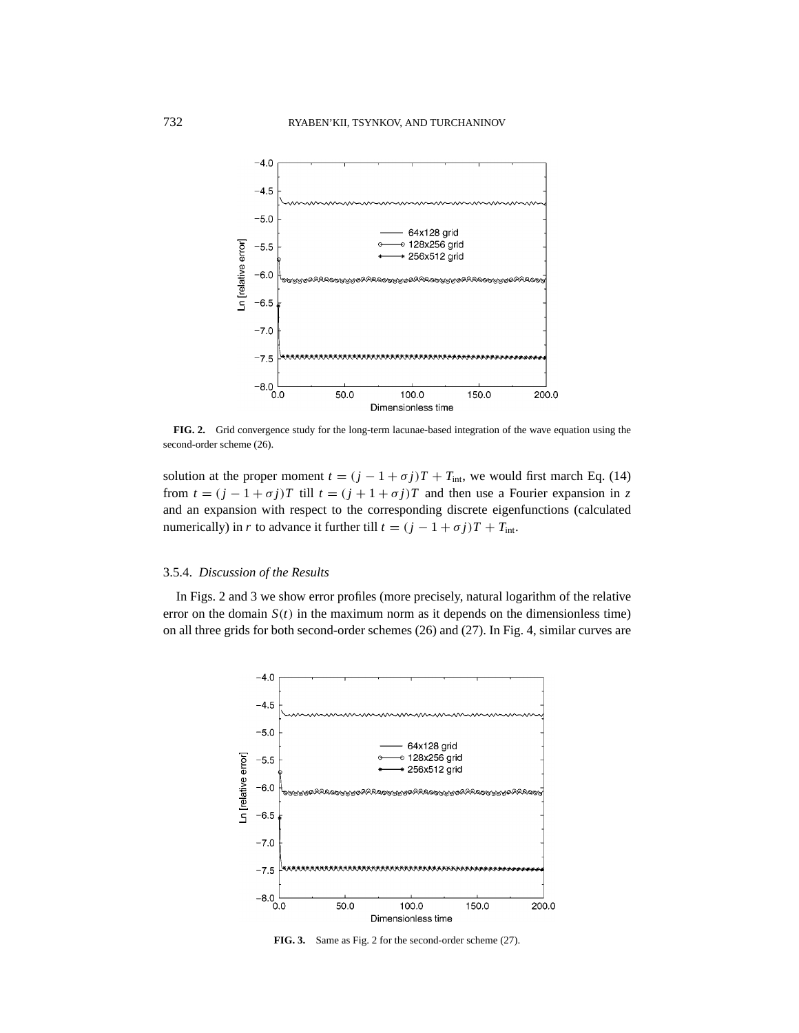**FIG. 2.** Grid convergence study for the long-term lacunae-based integration of the wave equation using the second-order scheme (26).

solution at the proper moment $t = (j - 1 + \sigma j)T + T_{\text{int}}$, we would first march Eq. (14) from $t = (j - 1 + \sigma j)T$ till $t = (j + 1 + \sigma j)T$ and then use a Fourier expansion in $z$ and an expansion with respect to the corresponding discrete eigenfunctions (calculated numerically) in $r$ to advance it further till $t = (j - 1 + \sigma j)T + T_{\text{int}}$.

### 3.5.4. *Discussion of the Results*

In Figs. 2 and 3 we show error profiles (more precisely, natural logarithm of the relative error on the domain $S(t)$ in the maximum norm as it depends on the dimensionless time) on all three grids for both second-order schemes (26) and (27). In Fig. 4, similar curves are

**FIG. 3.** Same as Fig. 2 for the second-order scheme (27).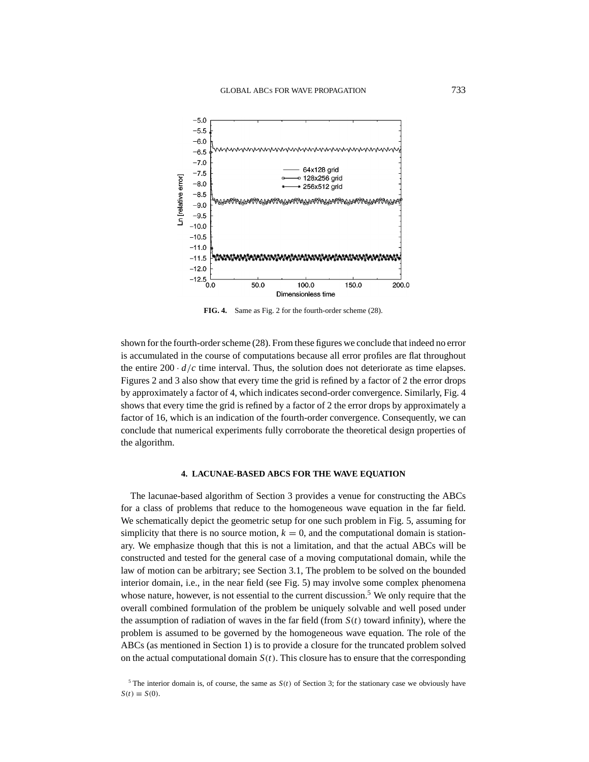**FIG. 4.** Same as Fig. 2 for the fourth-order scheme (28).

shown for the fourth-order scheme (28). From these figures we conclude that indeed no error is accumulated in the course of computations because all error profiles are flat throughout the entire $200 \cdot d/c$ time interval. Thus, the solution does not deteriorate as time elapses. Figures 2 and 3 also show that every time the grid is refined by a factor of 2 the error drops by approximately a factor of 4, which indicates second-order convergence. Similarly, Fig. 4 shows that every time the grid is refined by a factor of 2 the error drops by approximately a factor of 16, which is an indication of the fourth-order convergence. Consequently, we can conclude that numerical experiments fully corroborate the theoretical design properties of the algorithm.

## 4. LACUNAE-BASED ABCS FOR THE WAVE EQUATION

The lacunae-based algorithm of Section 3 provides a venue for constructing the ABCs for a class of problems that reduce to the homogeneous wave equation in the far field. We schematically depict the geometric setup for one such problem in Fig. 5, assuming for simplicity that there is no source motion, $k = 0$, and the computational domain is stationary. We emphasize though that this is not a limitation, and that the actual ABCs will be constructed and tested for the general case of a moving computational domain, while the law of motion can be arbitrary; see Section 3.1, The problem to be solved on the bounded interior domain, i.e., in the near field (see Fig. 5) may involve some complex phenomena whose nature, however, is not essential to the current discussion.[5] We only require that the overall combined formulation of the problem be uniquely solvable and well posed under the assumption of radiation of waves in the far field (from $S(t)$ toward infinity), where the problem is assumed to be governed by the homogeneous wave equation. The role of the ABCs (as mentioned in Section 1) is to provide a closure for the truncated problem solved on the actual computational domain $S(t)$. This closure has to ensure that the corresponding

[5] The interior domain is, of course, the same as $S(t)$ of Section 3; for the stationary case we obviously have $S(t) \equiv S(0)$.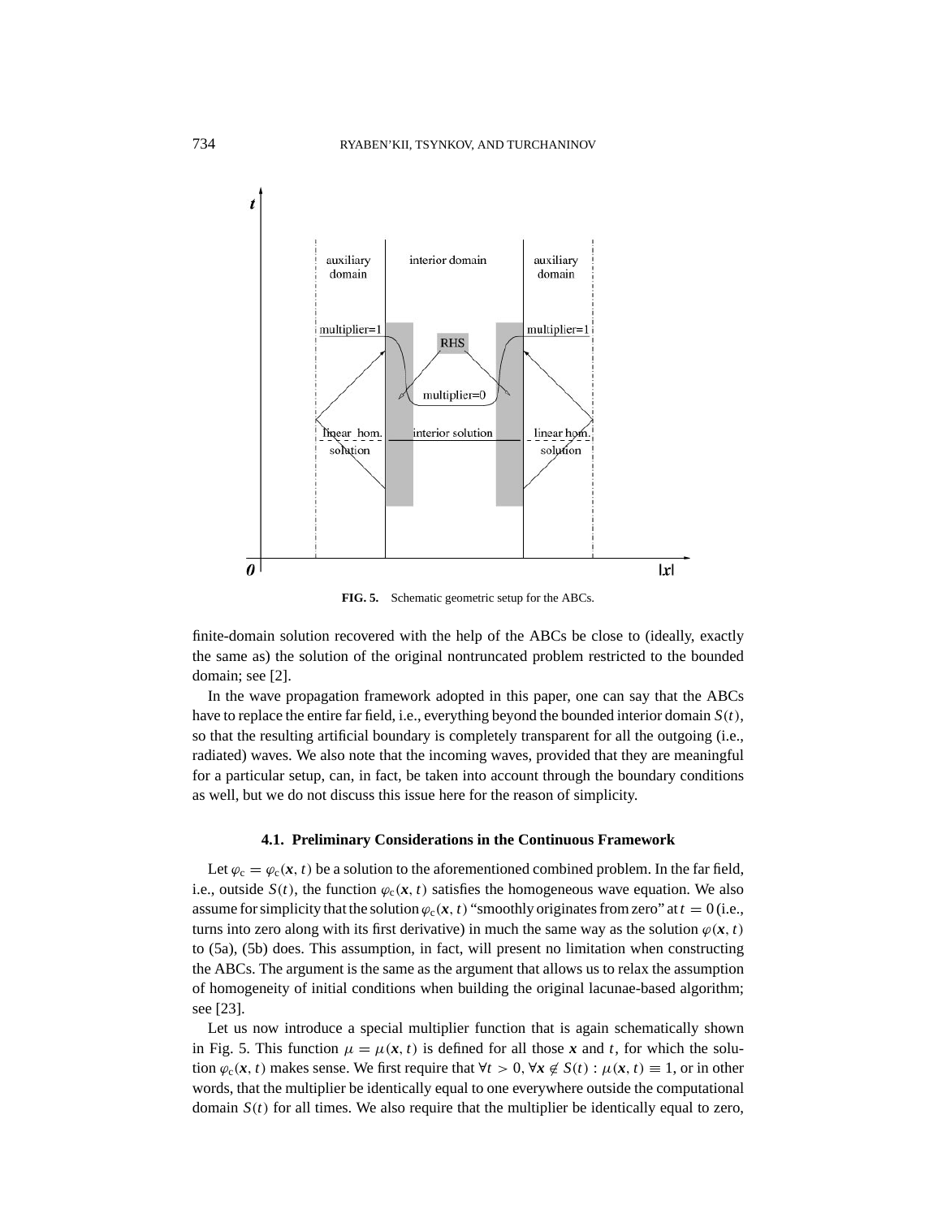FIG. 5. Schematic geometric setup for the ABCs.

finite-domain solution recovered with the help of the ABCs be close to (ideally, exactly the same as) the solution of the original nontruncated problem restricted to the bounded domain; see [2].

In the wave propagation framework adopted in this paper, one can say that the ABCs have to replace the entire far field, i.e., everything beyond the bounded interior domain $S(t)$, so that the resulting artificial boundary is completely transparent for all the outgoing (i.e., radiated) waves. We also note that the incoming waves, provided that they are meaningful for a particular setup, can, in fact, be taken into account through the boundary conditions as well, but we do not discuss this issue here for the reason of simplicity.

### 4.1. Preliminary Considerations in the Continuous Framework

Let $\varphi_c = \varphi_c(\boldsymbol{x}, t)$ be a solution to the aforementioned combined problem. In the far field, i.e., outside $S(t)$, the function $\varphi_c(\boldsymbol{x}, t)$ satisfies the homogeneous wave equation. We also assume for simplicity that the solution $\varphi_c(\boldsymbol{x}, t)$ "smoothly originates from zero" at $t = 0$ (i.e., turns into zero along with its first derivative) in much the same way as the solution $\varphi(\boldsymbol{x}, t)$ to (5a), (5b) does. This assumption, in fact, will present no limitation when constructing the ABCs. The argument is the same as the argument that allows us to relax the assumption of homogeneity of initial conditions when building the original lacunae-based algorithm; see [23].

Let us now introduce a special multiplier function that is again schematically shown in Fig. 5. This function $\mu = \mu(\boldsymbol{x}, t)$ is defined for all those $\boldsymbol{x}$ and $t$, for which the solution $\varphi_c(\boldsymbol{x}, t)$ makes sense. We first require that $\forall t > 0, \forall \boldsymbol{x} \notin S(t) : \mu(\boldsymbol{x}, t) \equiv 1$, or in other words, that the multiplier be identically equal to one everywhere outside the computational domain $S(t)$ for all times. We also require that the multiplier be identically equal to zero,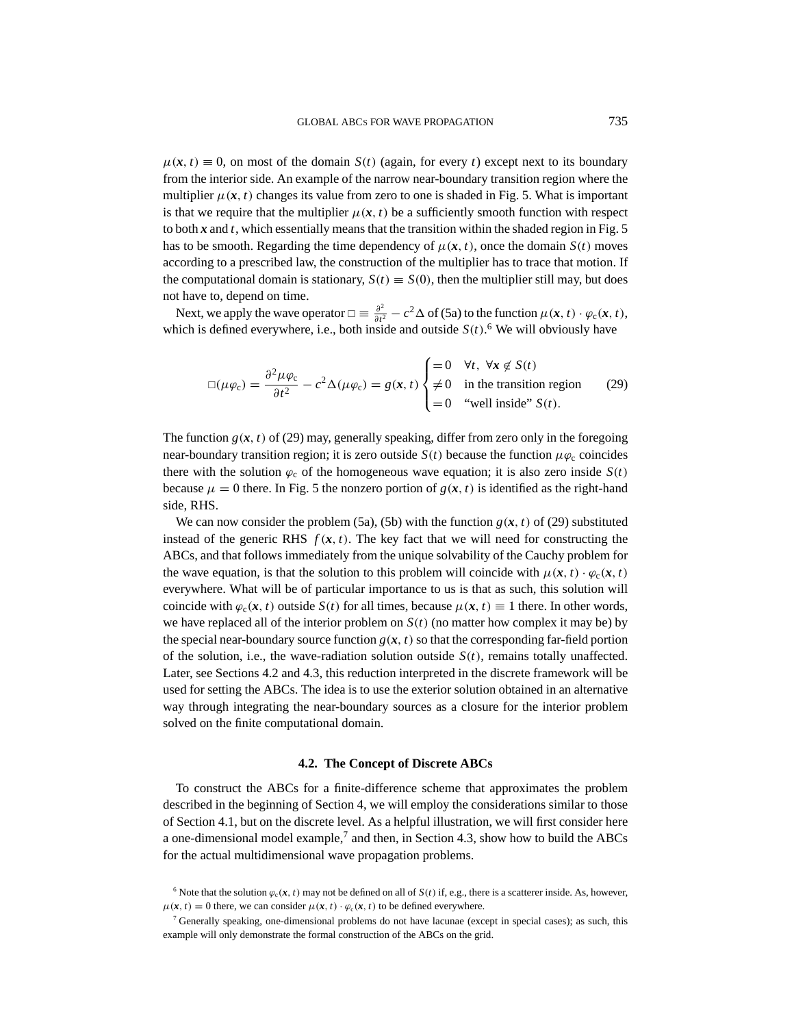$\mu(\boldsymbol{x}, t) \equiv 0$, on most of the domain $S(t)$ (again, for every $t$) except next to its boundary from the interior side. An example of the narrow near-boundary transition region where the multiplier $\mu(\boldsymbol{x}, t)$ changes its value from zero to one is shaded in Fig. 5. What is important is that we require that the multiplier $\mu(\boldsymbol{x}, t)$ be a sufficiently smooth function with respect to both $\boldsymbol{x}$ and $t$, which essentially means that the transition within the shaded region in Fig. 5 has to be smooth. Regarding the time dependency of $\mu(\boldsymbol{x}, t)$, once the domain $S(t)$ moves according to a prescribed law, the construction of the multiplier has to trace that motion. If the computational domain is stationary, $S(t) \equiv S(0)$, then the multiplier still may, but does not have to, depend on time.

Next, we apply the wave operator $\Box \equiv \frac{\partial^2}{\partial t^2} - c^2\Delta$ of (5a) to the function $\mu(\boldsymbol{x}, t) \cdot \varphi_{\mathrm{c}}(\boldsymbol{x}, t)$, which is defined everywhere, i.e., both inside and outside $S(t)$.[6] We will obviously have

$$\Box(\mu\varphi_{\mathrm{c}}) = \frac{\partial^2 \mu\varphi_{\mathrm{c}}}{\partial t^2} - c^2\Delta(\mu\varphi_{\mathrm{c}}) = g(\boldsymbol{x}, t) \begin{cases} = 0 & \forall t,\ \forall \boldsymbol{x} \notin S(t) \\ \neq 0 & \text{in the transition region} \\ = 0 & \text{“well inside” } S(t). \end{cases} \tag{29}$$

The function $g(\boldsymbol{x}, t)$ of (29) may, generally speaking, differ from zero only in the foregoing near-boundary transition region; it is zero outside $S(t)$ because the function $\mu\varphi_{\mathrm{c}}$ coincides there with the solution $\varphi_{\mathrm{c}}$ of the homogeneous wave equation; it is also zero inside $S(t)$ because $\mu = 0$ there. In Fig. 5 the nonzero portion of $g(\boldsymbol{x}, t)$ is identified as the right-hand side, RHS.

We can now consider the problem (5a), (5b) with the function $g(\boldsymbol{x}, t)$ of (29) substituted instead of the generic RHS $f(\boldsymbol{x}, t)$. The key fact that we will need for constructing the ABCs, and that follows immediately from the unique solvability of the Cauchy problem for the wave equation, is that the solution to this problem will coincide with $\mu(\boldsymbol{x}, t) \cdot \varphi_{\mathrm{c}}(\boldsymbol{x}, t)$ everywhere. What will be of particular importance to us is that as such, this solution will coincide with $\varphi_{\mathrm{c}}(\boldsymbol{x}, t)$ outside $S(t)$ for all times, because $\mu(\boldsymbol{x}, t) \equiv 1$ there. In other words, we have replaced all of the interior problem on $S(t)$ (no matter how complex it may be) by the special near-boundary source function $g(\boldsymbol{x}, t)$ so that the corresponding far-field portion of the solution, i.e., the wave-radiation solution outside $S(t)$, remains totally unaffected. Later, see Sections 4.2 and 4.3, this reduction interpreted in the discrete framework will be used for setting the ABCs. The idea is to use the exterior solution obtained in an alternative way through integrating the near-boundary sources as a closure for the interior problem solved on the finite computational domain.

### 4.2. The Concept of Discrete ABCs

To construct the ABCs for a finite-difference scheme that approximates the problem described in the beginning of Section 4, we will employ the considerations similar to those of Section 4.1, but on the discrete level. As a helpful illustration, we will first consider here a one-dimensional model example,[7] and then, in Section 4.3, show how to build the ABCs for the actual multidimensional wave propagation problems.

[6] Note that the solution $\varphi_{\mathrm{c}}(\boldsymbol{x}, t)$ may not be defined on all of $S(t)$ if, e.g., there is a scatterer inside. As, however, $\mu(\boldsymbol{x}, t) = 0$ there, we can consider $\mu(\boldsymbol{x}, t) \cdot \varphi_{\mathrm{c}}(\boldsymbol{x}, t)$ to be defined everywhere.

[7] Generally speaking, one-dimensional problems do not have lacunae (except in special cases); as such, this example will only demonstrate the formal construction of the ABCs on the grid.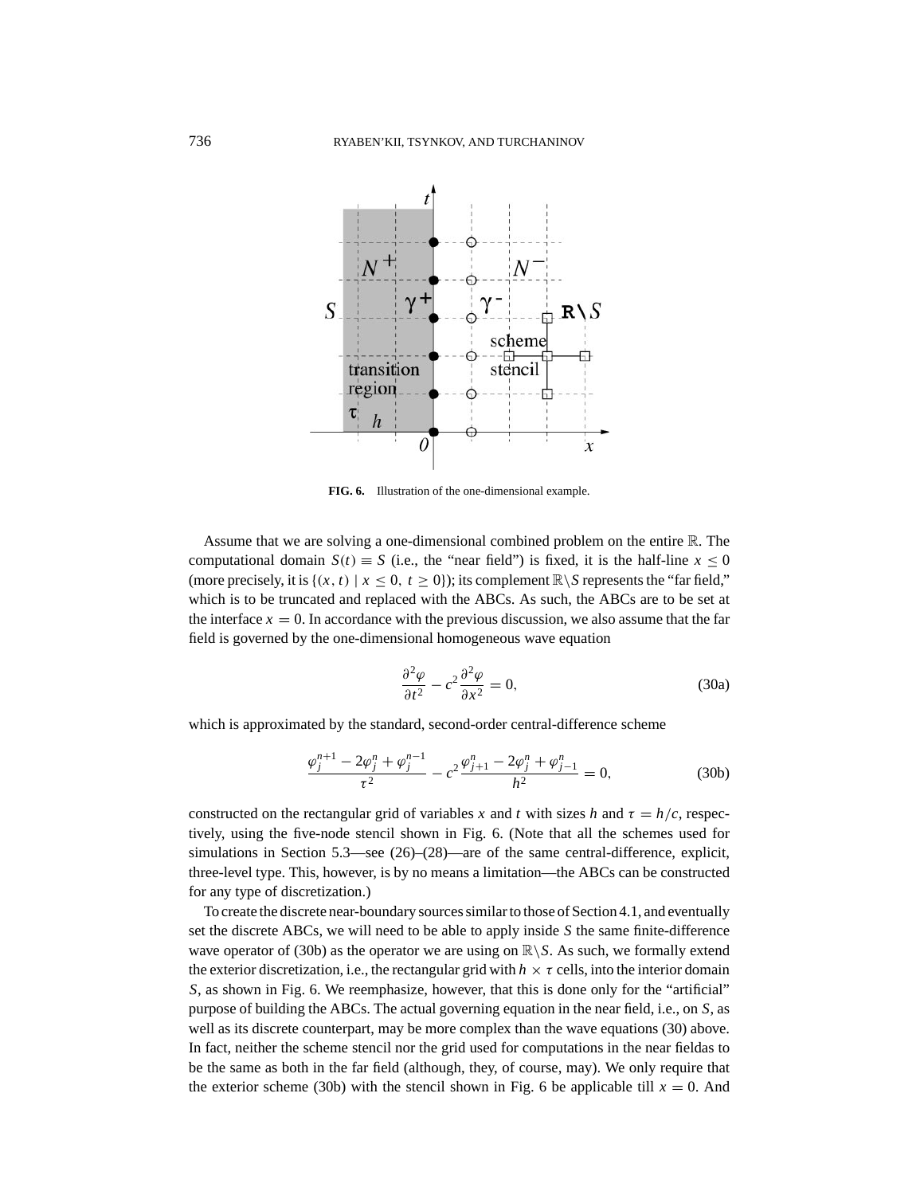**FIG. 6.** Illustration of the one-dimensional example.

Assume that we are solving a one-dimensional combined problem on the entire $\mathbb{R}$. The computational domain $S(t) \equiv S$ (i.e., the "near field") is fixed, it is the half-line $x \leq 0$ (more precisely, it is $\{(x, t) \mid x \leq 0,\ t \geq 0\}$); its complement $\mathbb{R}\backslash S$ represents the "far field," which is to be truncated and replaced with the ABCs. As such, the ABCs are to be set at the interface $x = 0$. In accordance with the previous discussion, we also assume that the far field is governed by the one-dimensional homogeneous wave equation

$$\frac{\partial^2 \varphi}{\partial t^2} - c^2 \frac{\partial^2 \varphi}{\partial x^2} = 0, \tag{30a}$$

which is approximated by the standard, second-order central-difference scheme

$$\frac{\varphi_j^{n+1} - 2\varphi_j^n + \varphi_j^{n-1}}{\tau^2} - c^2 \frac{\varphi_{j+1}^n - 2\varphi_j^n + \varphi_{j-1}^n}{h^2} = 0, \tag{30b}$$

constructed on the rectangular grid of variables $x$ and $t$ with sizes $h$ and $\tau = h/c$, respectively, using the five-node stencil shown in Fig. 6. (Note that all the schemes used for simulations in Section 5.3—see (26)–(28)—are of the same central-difference, explicit, three-level type. This, however, is by no means a limitation—the ABCs can be constructed for any type of discretization.)

To create the discrete near-boundary sources similar to those of Section 4.1, and eventually set the discrete ABCs, we will need to be able to apply inside $S$ the same finite-difference wave operator of (30b) as the operator we are using on $\mathbb{R}\backslash S$. As such, we formally extend the exterior discretization, i.e., the rectangular grid with $h \times \tau$ cells, into the interior domain $S$, as shown in Fig. 6. We reemphasize, however, that this is done only for the "artificial" purpose of building the ABCs. The actual governing equation in the near field, i.e., on $S$, as well as its discrete counterpart, may be more complex than the wave equations (30) above. In fact, neither the scheme stencil nor the grid used for computations in the near fieldas to be the same as both in the far field (although, they, of course, may). We only require that the exterior scheme (30b) with the stencil shown in Fig. 6 be applicable till $x = 0$. And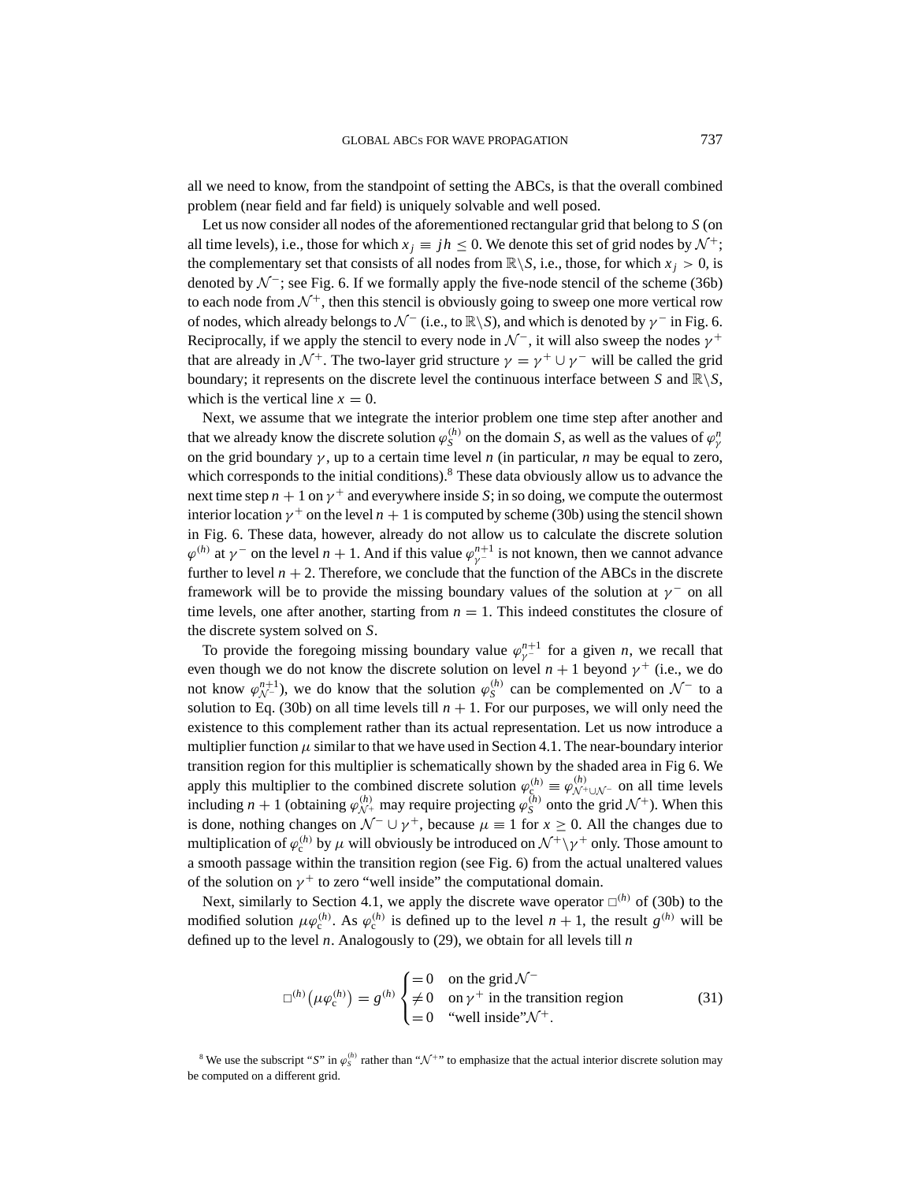all we need to know, from the standpoint of setting the ABCs, is that the overall combined problem (near field and far field) is uniquely solvable and well posed.

Let us now consider all nodes of the aforementioned rectangular grid that belong to $S$ (on all time levels), i.e., those for which $x_j \equiv jh \leq 0$. We denote this set of grid nodes by $\mathcal{N}^+$; the complementary set that consists of all nodes from $\mathbb{R}\backslash S$, i.e., those, for which $x_j > 0$, is denoted by $\mathcal{N}^-$; see Fig. 6. If we formally apply the five-node stencil of the scheme (36b) to each node from $\mathcal{N}^+$, then this stencil is obviously going to sweep one more vertical row of nodes, which already belongs to $\mathcal{N}^-$ (i.e., to $\mathbb{R}\backslash S$), and which is denoted by $\gamma^-$ in Fig. 6. Reciprocally, if we apply the stencil to every node in $\mathcal{N}^-$, it will also sweep the nodes $\gamma^+$ that are already in $\mathcal{N}^+$. The two-layer grid structure $\gamma = \gamma^+ \cup \gamma^-$ will be called the grid boundary; it represents on the discrete level the continuous interface between $S$ and $\mathbb{R}\backslash S$, which is the vertical line $x = 0$.

Next, we assume that we integrate the interior problem one time step after another and that we already know the discrete solution $\varphi_S^{(h)}$ on the domain $S$, as well as the values of $\varphi_\gamma^n$ on the grid boundary $\gamma$, up to a certain time level $n$ (in particular, $n$ may be equal to zero, which corresponds to the initial conditions).[8] These data obviously allow us to advance the next time step $n+1$ on $\gamma^+$ and everywhere inside $S$; in so doing, we compute the outermost interior location $\gamma^+$ on the level $n+1$ is computed by scheme (30b) using the stencil shown in Fig. 6. These data, however, already do not allow us to calculate the discrete solution $\varphi^{(h)}$ at $\gamma^-$ on the level $n+1$. And if this value $\varphi_{\gamma^-}^{n+1}$ is not known, then we cannot advance further to level $n+2$. Therefore, we conclude that the function of the ABCs in the discrete framework will be to provide the missing boundary values of the solution at $\gamma^-$ on all time levels, one after another, starting from $n = 1$. This indeed constitutes the closure of the discrete system solved on $S$.

To provide the foregoing missing boundary value $\varphi_{\gamma^-}^{n+1}$ for a given $n$, we recall that even though we do not know the discrete solution on level $n+1$ beyond $\gamma^+$ (i.e., we do not know $\varphi_{\mathcal{N}^-}^{n+1}$), we do know that the solution $\varphi_S^{(h)}$ can be complemented on $\mathcal{N}^-$ to a solution to Eq. (30b) on all time levels till $n+1$. For our purposes, we will only need the existence to this complement rather than its actual representation. Let us now introduce a multiplier function $\mu$ similar to that we have used in Section 4.1. The near-boundary interior transition region for this multiplier is schematically shown by the shaded area in Fig 6. We apply this multiplier to the combined discrete solution $\varphi_c^{(h)} \equiv \varphi_{\mathcal{N}^+\cup\mathcal{N}^-}^{(h)}$ on all time levels including $n+1$ (obtaining $\varphi_{\mathcal{N}^+}^{(h)}$ may require projecting $\varphi_S^{(h)}$ onto the grid $\mathcal{N}^+$). When this is done, nothing changes on $\mathcal{N}^- \cup \gamma^+$, because $\mu \equiv 1$ for $x \geq 0$. All the changes due to multiplication of $\varphi_c^{(h)}$ by $\mu$ will obviously be introduced on $\mathcal{N}^+\backslash\gamma^+$ only. Those amount to a smooth passage within the transition region (see Fig. 6) from the actual unaltered values of the solution on $\gamma^+$ to zero "well inside" the computational domain.

Next, similarly to Section 4.1, we apply the discrete wave operator $\square^{(h)}$ of (30b) to the modified solution $\mu\varphi_c^{(h)}$. As $\varphi_c^{(h)}$ is defined up to the level $n+1$, the result $g^{(h)}$ will be defined up to the level $n$. Analogously to (29), we obtain for all levels till $n$

$$\square^{(h)}\left(\mu\varphi_c^{(h)}\right) = g^{(h)} \begin{cases} = 0 & \text{on the grid } \mathcal{N}^- \\ \neq 0 & \text{on } \gamma^+ \text{ in the transition region} \\ = 0 & \text{"well inside"} \mathcal{N}^+. \end{cases} \tag{31}$$

[8] We use the subscript "$S$" in $\varphi_S^{(h)}$ rather than "$\mathcal{N}^+$" to emphasize that the actual interior discrete solution may be computed on a different grid.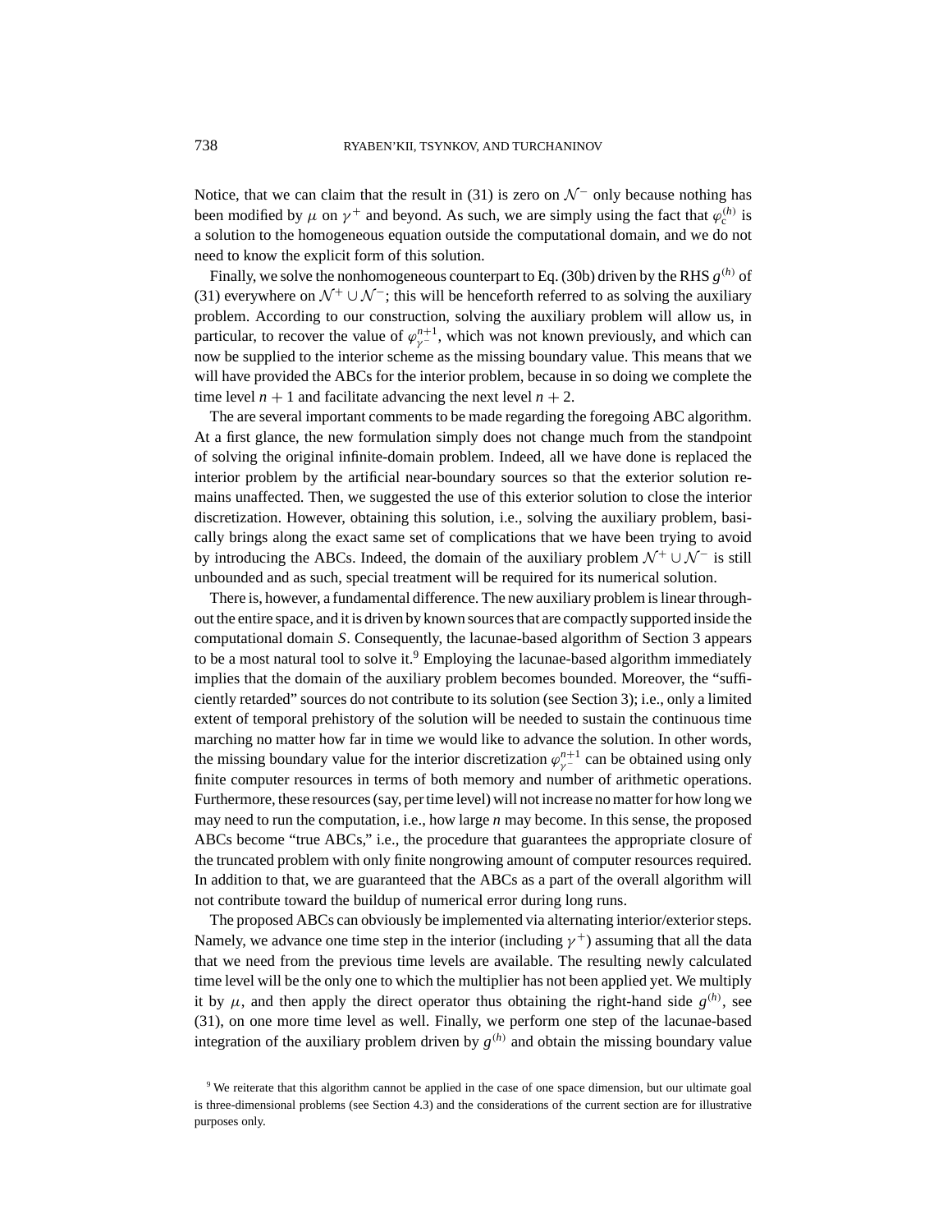Notice, that we can claim that the result in (31) is zero on $\mathcal{N}^-$ only because nothing has been modified by $\mu$ on $\gamma^+$ and beyond. As such, we are simply using the fact that $\varphi_c^{(h)}$ is a solution to the homogeneous equation outside the computational domain, and we do not need to know the explicit form of this solution.

Finally, we solve the nonhomogeneous counterpart to Eq. (30b) driven by the RHS $g^{(h)}$ of (31) everywhere on $\mathcal{N}^+ \cup \mathcal{N}^-$; this will be henceforth referred to as solving the auxiliary problem. According to our construction, solving the auxiliary problem will allow us, in particular, to recover the value of $\varphi_{\gamma^-}^{n+1}$, which was not known previously, and which can now be supplied to the interior scheme as the missing boundary value. This means that we will have provided the ABCs for the interior problem, because in so doing we complete the time level $n+1$ and facilitate advancing the next level $n+2$.

The are several important comments to be made regarding the foregoing ABC algorithm. At a first glance, the new formulation simply does not change much from the standpoint of solving the original infinite-domain problem. Indeed, all we have done is replaced the interior problem by the artificial near-boundary sources so that the exterior solution remains unaffected. Then, we suggested the use of this exterior solution to close the interior discretization. However, obtaining this solution, i.e., solving the auxiliary problem, basically brings along the exact same set of complications that we have been trying to avoid by introducing the ABCs. Indeed, the domain of the auxiliary problem $\mathcal{N}^+ \cup \mathcal{N}^-$ is still unbounded and as such, special treatment will be required for its numerical solution.

There is, however, a fundamental difference. The new auxiliary problem is linear throughout the entire space, and it is driven by known sources that are compactly supported inside the computational domain $S$. Consequently, the lacunae-based algorithm of Section 3 appears to be a most natural tool to solve it.[9] Employing the lacunae-based algorithm immediately implies that the domain of the auxiliary problem becomes bounded. Moreover, the "sufficiently retarded" sources do not contribute to its solution (see Section 3); i.e., only a limited extent of temporal prehistory of the solution will be needed to sustain the continuous time marching no matter how far in time we would like to advance the solution. In other words, the missing boundary value for the interior discretization $\varphi_{\gamma^-}^{n+1}$ can be obtained using only finite computer resources in terms of both memory and number of arithmetic operations. Furthermore, these resources (say, per time level) will not increase no matter for how long we may need to run the computation, i.e., how large $n$ may become. In this sense, the proposed ABCs become "true ABCs," i.e., the procedure that guarantees the appropriate closure of the truncated problem with only finite nongrowing amount of computer resources required. In addition to that, we are guaranteed that the ABCs as a part of the overall algorithm will not contribute toward the buildup of numerical error during long runs.

The proposed ABCs can obviously be implemented via alternating interior/exterior steps. Namely, we advance one time step in the interior (including $\gamma^+$) assuming that all the data that we need from the previous time levels are available. The resulting newly calculated time level will be the only one to which the multiplier has not been applied yet. We multiply it by $\mu$, and then apply the direct operator thus obtaining the right-hand side $g^{(h)}$, see (31), on one more time level as well. Finally, we perform one step of the lacunae-based integration of the auxiliary problem driven by $g^{(h)}$ and obtain the missing boundary value

[9] We reiterate that this algorithm cannot be applied in the case of one space dimension, but our ultimate goal is three-dimensional problems (see Section 4.3) and the considerations of the current section are for illustrative purposes only.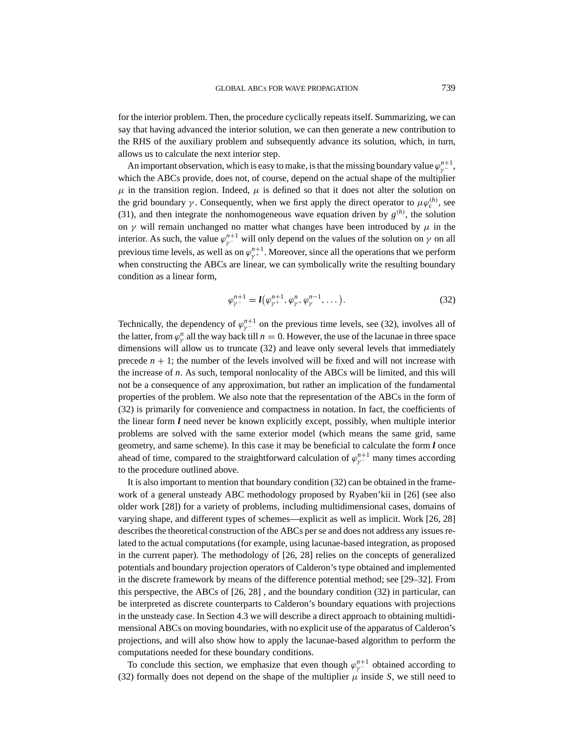for the interior problem. Then, the procedure cyclically repeats itself. Summarizing, we can say that having advanced the interior solution, we can then generate a new contribution to the RHS of the auxiliary problem and subsequently advance its solution, which, in turn, allows us to calculate the next interior step.

An important observation, which is easy to make, is that the missing boundary value $\varphi_{\gamma^-}^{n+1}$, which the ABCs provide, does not, of course, depend on the actual shape of the multiplier $\mu$ in the transition region. Indeed, $\mu$ is defined so that it does not alter the solution on the grid boundary $\gamma$. Consequently, when we first apply the direct operator to $\mu\varphi_c^{(h)}$, see (31), and then integrate the nonhomogeneous wave equation driven by $g^{(h)}$, the solution on $\gamma$ will remain unchanged no matter what changes have been introduced by $\mu$ in the interior. As such, the value $\varphi_{\gamma^-}^{n+1}$ will only depend on the values of the solution on $\gamma$ on all previous time levels, as well as on $\varphi_{\gamma^+}^{n+1}$. Moreover, since all the operations that we perform when constructing the ABCs are linear, we can symbolically write the resulting boundary condition as a linear form,

$$\varphi_{\gamma^-}^{n+1} = \boldsymbol{l}\left(\varphi_{\gamma^+}^{n+1}, \varphi_{\gamma}^{n}, \varphi_{\gamma}^{n-1}, \dots\right). \tag{32}$$

Technically, the dependency of $\varphi_{\gamma^-}^{n+1}$ on the previous time levels, see (32), involves all of the latter, from $\varphi_{\gamma}^{n}$ all the way back till $n = 0$. However, the use of the lacunae in three space dimensions will allow us to truncate (32) and leave only several levels that immediately precede $n + 1$; the number of the levels involved will be fixed and will not increase with the increase of $n$. As such, temporal nonlocality of the ABCs will be limited, and this will not be a consequence of any approximation, but rather an implication of the fundamental properties of the problem. We also note that the representation of the ABCs in the form of (32) is primarily for convenience and compactness in notation. In fact, the coefficients of the linear form $\boldsymbol{l}$ need never be known explicitly except, possibly, when multiple interior problems are solved with the same exterior model (which means the same grid, same geometry, and same scheme). In this case it may be beneficial to calculate the form $\boldsymbol{l}$ once ahead of time, compared to the straightforward calculation of $\varphi_{\gamma^-}^{n+1}$ many times according to the procedure outlined above.

It is also important to mention that boundary condition (32) can be obtained in the framework of a general unsteady ABC methodology proposed by Ryaben'kii in [26] (see also older work [28]) for a variety of problems, including multidimensional cases, domains of varying shape, and different types of schemes—explicit as well as implicit. Work [26, 28] describes the theoretical construction of the ABCs per se and does not address any issues related to the actual computations (for example, using lacunae-based integration, as proposed in the current paper). The methodology of [26, 28] relies on the concepts of generalized potentials and boundary projection operators of Calderon's type obtained and implemented in the discrete framework by means of the difference potential method; see [29–32]. From this perspective, the ABCs of [26, 28] , and the boundary condition (32) in particular, can be interpreted as discrete counterparts to Calderon's boundary equations with projections in the unsteady case. In Section 4.3 we will describe a direct approach to obtaining multidimensional ABCs on moving boundaries, with no explicit use of the apparatus of Calderon's projections, and will also show how to apply the lacunae-based algorithm to perform the computations needed for these boundary conditions.

To conclude this section, we emphasize that even though $\varphi_{\gamma^-}^{n+1}$ obtained according to (32) formally does not depend on the shape of the multiplier $\mu$ inside $S$, we still need to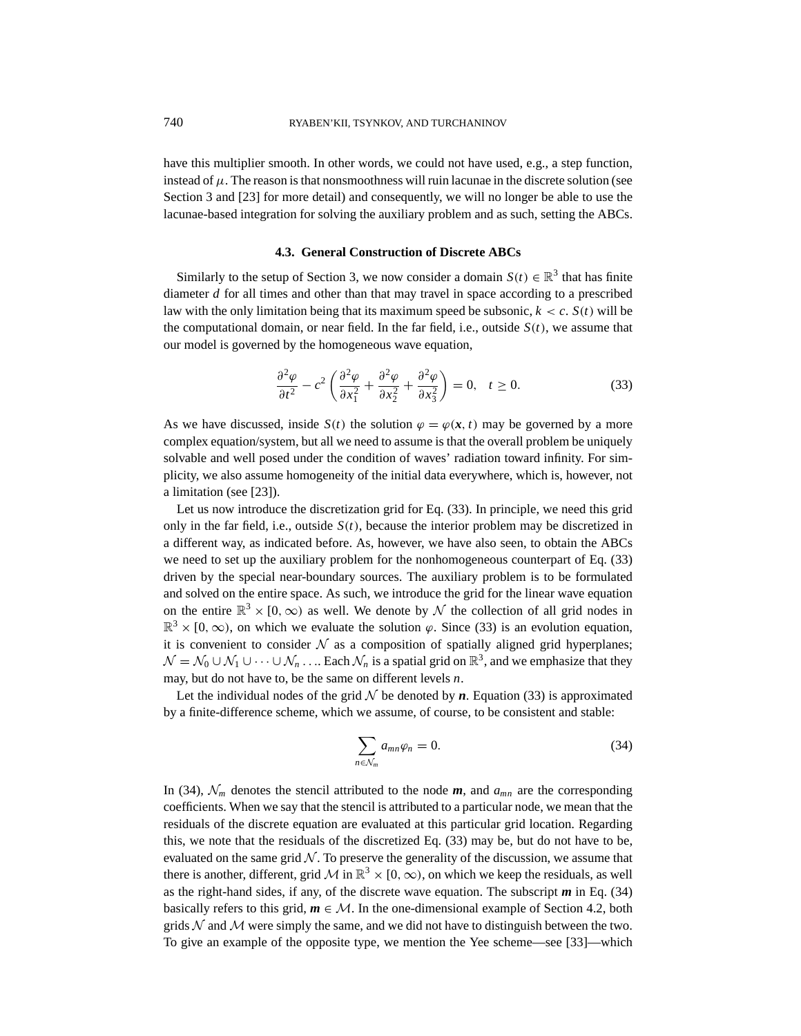have this multiplier smooth. In other words, we could not have used, e.g., a step function, instead of $\mu$. The reason is that nonsmoothness will ruin lacunae in the discrete solution (see Section 3 and [23] for more detail) and consequently, we will no longer be able to use the lacunae-based integration for solving the auxiliary problem and as such, setting the ABCs.

### 4.3. General Construction of Discrete ABCs

Similarly to the setup of Section 3, we now consider a domain $S(t) \in \mathbb{R}^3$ that has finite diameter $d$ for all times and other than that may travel in space according to a prescribed law with the only limitation being that its maximum speed be subsonic, $k < c$. $S(t)$ will be the computational domain, or near field. In the far field, i.e., outside $S(t)$, we assume that our model is governed by the homogeneous wave equation,

$$\frac{\partial^2 \varphi}{\partial t^2} - c^2 \left( \frac{\partial^2 \varphi}{\partial x_1^2} + \frac{\partial^2 \varphi}{\partial x_2^2} + \frac{\partial^2 \varphi}{\partial x_3^2} \right) = 0, \quad t \geq 0. \tag{33}$$

As we have discussed, inside $S(t)$ the solution $\varphi = \varphi(\boldsymbol{x}, t)$ may be governed by a more complex equation/system, but all we need to assume is that the overall problem be uniquely solvable and well posed under the condition of waves' radiation toward infinity. For simplicity, we also assume homogeneity of the initial data everywhere, which is, however, not a limitation (see [23]).

Let us now introduce the discretization grid for Eq. (33). In principle, we need this grid only in the far field, i.e., outside $S(t)$, because the interior problem may be discretized in a different way, as indicated before. As, however, we have also seen, to obtain the ABCs we need to set up the auxiliary problem for the nonhomogeneous counterpart of Eq. (33) driven by the special near-boundary sources. The auxiliary problem is to be formulated and solved on the entire space. As such, we introduce the grid for the linear wave equation on the entire $\mathbb{R}^3 \times [0, \infty)$ as well. We denote by $\mathcal{N}$ the collection of all grid nodes in $\mathbb{R}^3 \times [0, \infty)$, on which we evaluate the solution $\varphi$. Since (33) is an evolution equation, it is convenient to consider $\mathcal{N}$ as a composition of spatially aligned grid hyperplanes; $\mathcal{N} = \mathcal{N}_0 \cup \mathcal{N}_1 \cup \cdots \cup \mathcal{N}_n \ldots$. Each $\mathcal{N}_n$ is a spatial grid on $\mathbb{R}^3$, and we emphasize that they may, but do not have to, be the same on different levels $n$.

Let the individual nodes of the grid $\mathcal{N}$ be denoted by $\boldsymbol{n}$. Equation (33) is approximated by a finite-difference scheme, which we assume, of course, to be consistent and stable:

$$\sum_{\boldsymbol{n} \in \mathcal{N}_{\boldsymbol{m}}} a_{\boldsymbol{mn}} \varphi_{\boldsymbol{n}} = 0. \tag{34}$$

In (34), $\mathcal{N}_{\boldsymbol{m}}$ denotes the stencil attributed to the node $\boldsymbol{m}$, and $a_{\boldsymbol{mn}}$ are the corresponding coefficients. When we say that the stencil is attributed to a particular node, we mean that the residuals of the discrete equation are evaluated at this particular grid location. Regarding this, we note that the residuals of the discretized Eq. (33) may be, but do not have to be, evaluated on the same grid $\mathcal{N}$. To preserve the generality of the discussion, we assume that there is another, different, grid $\mathcal{M}$ in $\mathbb{R}^3 \times [0, \infty)$, on which we keep the residuals, as well as the right-hand sides, if any, of the discrete wave equation. The subscript $\boldsymbol{m}$ in Eq. (34) basically refers to this grid, $\boldsymbol{m} \in \mathcal{M}$. In the one-dimensional example of Section 4.2, both grids $\mathcal{N}$ and $\mathcal{M}$ were simply the same, and we did not have to distinguish between the two. To give an example of the opposite type, we mention the Yee scheme—see [33]—which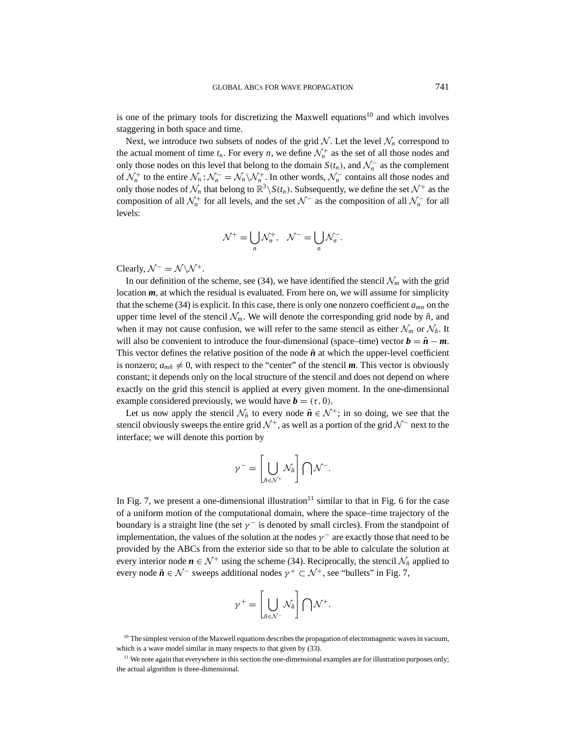is one of the primary tools for discretizing the Maxwell equations[10] and which involves staggering in both space and time.

Next, we introduce two subsets of nodes of the grid $\mathcal{N}$. Let the level $\mathcal{N}_n$ correspond to the actual moment of time $t_n$. For every $n$, we define $\mathcal{N}_n^+$ as the set of all those nodes and only those nodes on this level that belong to the domain $S(t_n)$, and $\mathcal{N}_n^-$ as the complement of $\mathcal{N}_n^+$ to the entire $\mathcal{N}_n : \mathcal{N}_n^- = \mathcal{N}_n \backslash \mathcal{N}_n^+$. In other words, $\mathcal{N}_n^-$ contains all those nodes and only those nodes of $\mathcal{N}_n$ that belong to $\mathbb{R}^3 \backslash S(t_n)$. Subsequently, we define the set $\mathcal{N}^+$ as the composition of all $\mathcal{N}_n^+$ for all levels, and the set $\mathcal{N}^-$ as the composition of all $\mathcal{N}_n^-$ for all levels:

$$\mathcal{N}^+ = \bigcup_n \mathcal{N}_n^+, \quad \mathcal{N}^- = \bigcup_n \mathcal{N}_n^-.$$

Clearly, $\mathcal{N}^- = \mathcal{N} \backslash \mathcal{N}^+$.

In our definition of the scheme, see (34), we have identified the stencil $\mathcal{N}_m$ with the grid location $\boldsymbol{m}$, at which the residual is evaluated. From here on, we will assume for simplicity that the scheme (34) is explicit. In this case, there is only one nonzero coefficient $a_{mn}$ on the upper time level of the stencil $\mathcal{N}_m$. We will denote the corresponding grid node by $\hat{n}$, and when it may not cause confusion, we will refer to the same stencil as either $\mathcal{N}_m$ or $\mathcal{N}_{\hat{n}}$. It will also be convenient to introduce the four-dimensional (space–time) vector $\boldsymbol{b} = \hat{\boldsymbol{n}} - \boldsymbol{m}$. This vector defines the relative position of the node $\hat{\boldsymbol{n}}$ at which the upper-level coefficient is nonzero; $a_{m\hat{n}} \neq 0$, with respect to the "center" of the stencil $\boldsymbol{m}$. This vector is obviously constant; it depends only on the local structure of the stencil and does not depend on where exactly on the grid this stencil is applied at every given moment. In the one-dimensional example considered previously, we would have $\boldsymbol{b} = (\tau, 0)$.

Let us now apply the stencil $\mathcal{N}_{\hat{n}}$ to every node $\hat{\boldsymbol{n}} \in \mathcal{N}^+$; in so doing, we see that the stencil obviously sweeps the entire grid $\mathcal{N}^+$, as well as a portion of the grid $\mathcal{N}^-$ next to the interface; we will denote this portion by

$$\gamma^- = \left[ \bigcup_{\hat{n} \in \mathcal{N}^+} \mathcal{N}_{\hat{n}} \right] \bigcap \mathcal{N}^-.$$

In Fig. 7, we present a one-dimensional illustration[11] similar to that in Fig. 6 for the case of a uniform motion of the computational domain, where the space–time trajectory of the boundary is a straight line (the set $\gamma^-$ is denoted by small circles). From the standpoint of implementation, the values of the solution at the nodes $\gamma^-$ are exactly those that need to be provided by the ABCs from the exterior side so that to be able to calculate the solution at every interior node $\boldsymbol{n} \in \mathcal{N}^+$ using the scheme (34). Reciprocally, the stencil $\mathcal{N}_{\hat{n}}$ applied to every node $\hat{\boldsymbol{n}} \in \mathcal{N}^-$ sweeps additional nodes $\gamma^+ \subset \mathcal{N}^+$, see "bullets" in Fig. 7,

$$\gamma^+ = \left[ \bigcup_{\hat{n} \in \mathcal{N}^-} \mathcal{N}_{\hat{n}} \right] \bigcap \mathcal{N}^+.$$

[10] The simplest version of the Maxwell equations describes the propagation of electromagnetic waves in vacuum, which is a wave model similar in many respects to that given by (33).

[11] We note again that everywhere in this section the one-dimensional examples are for illustration purposes only; the actual algorithm is three-dimensional.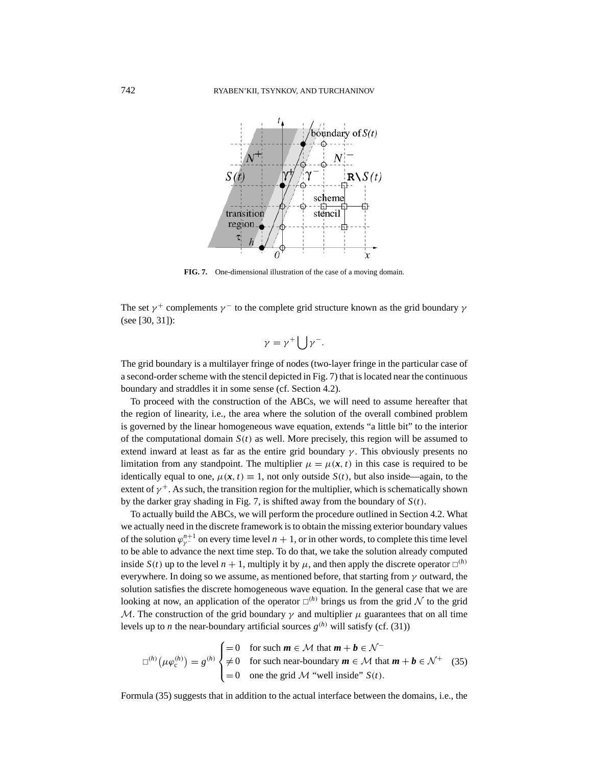FIG. 7. One-dimensional illustration of the case of a moving domain.

The set $\gamma^+$ complements $\gamma^-$ to the complete grid structure known as the grid boundary $\gamma$ (see [30, 31]):

$$\gamma = \gamma^+ \bigcup \gamma^-.$$

The grid boundary is a multilayer fringe of nodes (two-layer fringe in the particular case of a second-order scheme with the stencil depicted in Fig. 7) that is located near the continuous boundary and straddles it in some sense (cf. Section 4.2).

To proceed with the construction of the ABCs, we will need to assume hereafter that the region of linearity, i.e., the area where the solution of the overall combined problem is governed by the linear homogeneous wave equation, extends "a little bit" to the interior of the computational domain $S(t)$ as well. More precisely, this region will be assumed to extend inward at least as far as the entire grid boundary $\gamma$. This obviously presents no limitation from any standpoint. The multiplier $\mu = \mu(\boldsymbol{x}, t)$ in this case is required to be identically equal to one, $\mu(\boldsymbol{x}, t) \equiv 1$, not only outside $S(t)$, but also inside—again, to the extent of $\gamma^+$. As such, the transition region for the multiplier, which is schematically shown by the darker gray shading in Fig. 7, is shifted away from the boundary of $S(t)$.

To actually build the ABCs, we will perform the procedure outlined in Section 4.2. What we actually need in the discrete framework is to obtain the missing exterior boundary values of the solution $\varphi_{\gamma^-}^{n+1}$ on every time level $n+1$, or in other words, to complete this time level to be able to advance the next time step. To do that, we take the solution already computed inside $S(t)$ up to the level $n+1$, multiply it by $\mu$, and then apply the discrete operator $\Box^{(h)}$ everywhere. In doing so we assume, as mentioned before, that starting from $\gamma$ outward, the solution satisfies the discrete homogeneous wave equation. In the general case that we are looking at now, an application of the operator $\Box^{(h)}$ brings us from the grid $\mathcal{N}$ to the grid $\mathcal{M}$. The construction of the grid boundary $\gamma$ and multiplier $\mu$ guarantees that on all time levels up to $n$ the near-boundary artificial sources $g^{(h)}$ will satisfy (cf. (31))

$$\Box^{(h)}\left(\mu\varphi_{\mathrm{c}}^{(h)}\right) = g^{(h)} \begin{cases} = 0 & \text{for such } \boldsymbol{m} \in \mathcal{M} \text{ that } \boldsymbol{m} + \boldsymbol{b} \in \mathcal{N}^- \\ \neq 0 & \text{for such near-boundary } \boldsymbol{m} \in \mathcal{M} \text{ that } \boldsymbol{m} + \boldsymbol{b} \in \mathcal{N}^+ \\ = 0 & \text{one the grid } \mathcal{M} \text{ "well inside" } S(t). \end{cases} \tag{35}$$

Formula (35) suggests that in addition to the actual interface between the domains, i.e., the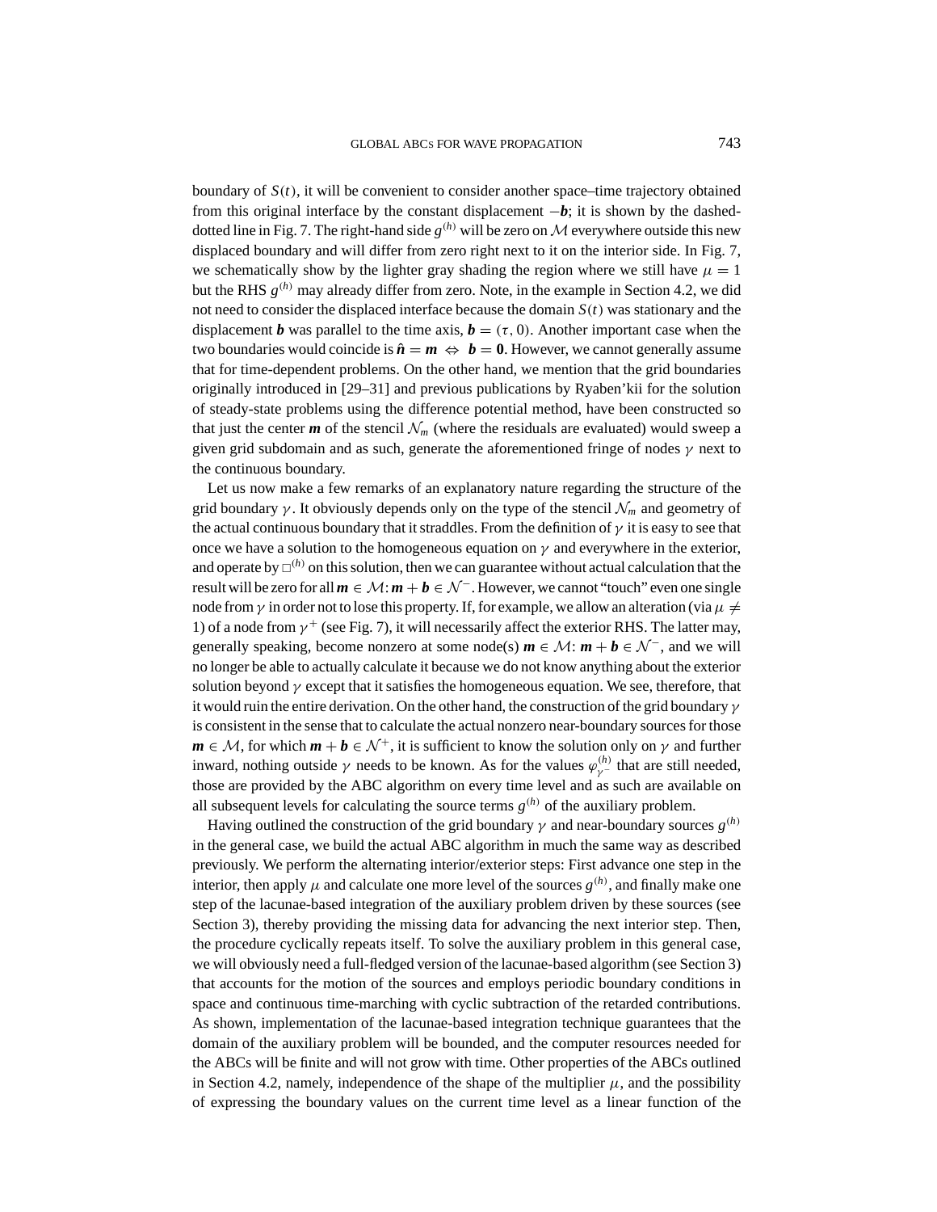boundary of $S(t)$, it will be convenient to consider another space–time trajectory obtained from this original interface by the constant displacement $-\boldsymbol{b}$; it is shown by the dashed-dotted line in Fig. 7. The right-hand side $g^{(h)}$ will be zero on $\mathcal{M}$ everywhere outside this new displaced boundary and will differ from zero right next to it on the interior side. In Fig. 7, we schematically show by the lighter gray shading the region where we still have $\mu = 1$ but the RHS $g^{(h)}$ may already differ from zero. Note, in the example in Section 4.2, we did not need to consider the displaced interface because the domain $S(t)$ was stationary and the displacement $\boldsymbol{b}$ was parallel to the time axis, $\boldsymbol{b} = (\tau, 0)$. Another important case when the two boundaries would coincide is $\hat{\boldsymbol{n}} = \boldsymbol{m} \Leftrightarrow \boldsymbol{b} = \boldsymbol{0}$. However, we cannot generally assume that for time-dependent problems. On the other hand, we mention that the grid boundaries originally introduced in [29–31] and previous publications by Ryaben'kii for the solution of steady-state problems using the difference potential method, have been constructed so that just the center $\boldsymbol{m}$ of the stencil $\mathcal{N}_m$ (where the residuals are evaluated) would sweep a given grid subdomain and as such, generate the aforementioned fringe of nodes $\gamma$ next to the continuous boundary.

Let us now make a few remarks of an explanatory nature regarding the structure of the grid boundary $\gamma$. It obviously depends only on the type of the stencil $\mathcal{N}_m$ and geometry of the actual continuous boundary that it straddles. From the definition of $\gamma$ it is easy to see that once we have a solution to the homogeneous equation on $\gamma$ and everywhere in the exterior, and operate by $\Box^{(h)}$ on this solution, then we can guarantee without actual calculation that the result will be zero for all $\boldsymbol{m} \in \mathcal{M}$: $\boldsymbol{m} + \boldsymbol{b} \in \mathcal{N}^-$. However, we cannot "touch" even one single node from $\gamma$ in order not to lose this property. If, for example, we allow an alteration (via $\mu \neq 1$) of a node from $\gamma^+$ (see Fig. 7), it will necessarily affect the exterior RHS. The latter may, generally speaking, become nonzero at some node(s) $\boldsymbol{m} \in \mathcal{M}$: $\boldsymbol{m} + \boldsymbol{b} \in \mathcal{N}^-$, and we will no longer be able to actually calculate it because we do not know anything about the exterior solution beyond $\gamma$ except that it satisfies the homogeneous equation. We see, therefore, that it would ruin the entire derivation. On the other hand, the construction of the grid boundary $\gamma$ is consistent in the sense that to calculate the actual nonzero near-boundary sources for those $\boldsymbol{m} \in \mathcal{M}$, for which $\boldsymbol{m} + \boldsymbol{b} \in \mathcal{N}^+$, it is sufficient to know the solution only on $\gamma$ and further inward, nothing outside $\gamma$ needs to be known. As for the values $\varphi^{(h)}_{\gamma^-}$ that are still needed, those are provided by the ABC algorithm on every time level and as such are available on all subsequent levels for calculating the source terms $g^{(h)}$ of the auxiliary problem.

Having outlined the construction of the grid boundary $\gamma$ and near-boundary sources $g^{(h)}$ in the general case, we build the actual ABC algorithm in much the same way as described previously. We perform the alternating interior/exterior steps: First advance one step in the interior, then apply $\mu$ and calculate one more level of the sources $g^{(h)}$, and finally make one step of the lacunae-based integration of the auxiliary problem driven by these sources (see Section 3), thereby providing the missing data for advancing the next interior step. Then, the procedure cyclically repeats itself. To solve the auxiliary problem in this general case, we will obviously need a full-fledged version of the lacunae-based algorithm (see Section 3) that accounts for the motion of the sources and employs periodic boundary conditions in space and continuous time-marching with cyclic subtraction of the retarded contributions. As shown, implementation of the lacunae-based integration technique guarantees that the domain of the auxiliary problem will be bounded, and the computer resources needed for the ABCs will be finite and will not grow with time. Other properties of the ABCs outlined in Section 4.2, namely, independence of the shape of the multiplier $\mu$, and the possibility of expressing the boundary values on the current time level as a linear function of the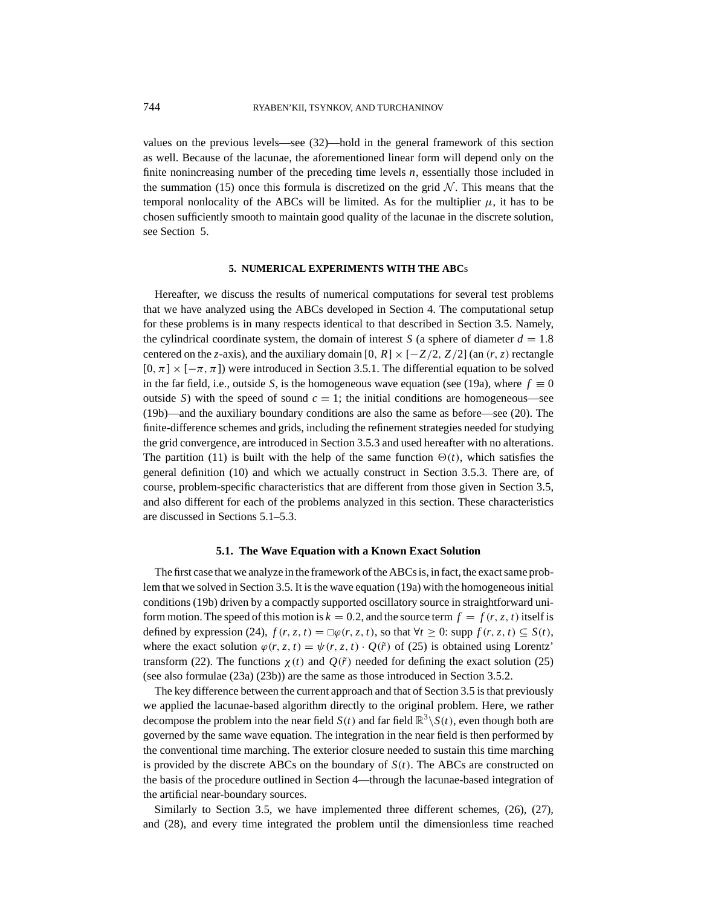values on the previous levels—see (32)—hold in the general framework of this section as well. Because of the lacunae, the aforementioned linear form will depend only on the finite nonincreasing number of the preceding time levels $n$, essentially those included in the summation (15) once this formula is discretized on the grid $\mathcal{N}$. This means that the temporal nonlocality of the ABCs will be limited. As for the multiplier $\mu$, it has to be chosen sufficiently smooth to maintain good quality of the lacunae in the discrete solution, see Section 5.

## 5. NUMERICAL EXPERIMENTS WITH THE ABCs

Hereafter, we discuss the results of numerical computations for several test problems that we have analyzed using the ABCs developed in Section 4. The computational setup for these problems is in many respects identical to that described in Section 3.5. Namely, the cylindrical coordinate system, the domain of interest $S$ (a sphere of diameter $d = 1.8$ centered on the $z$-axis), and the auxiliary domain $[0, R] \times [-Z/2, Z/2]$ (an $(r, z)$ rectangle $[0, \pi] \times [-\pi, \pi]$) were introduced in Section 3.5.1. The differential equation to be solved in the far field, i.e., outside $S$, is the homogeneous wave equation (see (19a), where $f \equiv 0$ outside $S$) with the speed of sound $c = 1$; the initial conditions are homogeneous—see (19b)—and the auxiliary boundary conditions are also the same as before—see (20). The finite-difference schemes and grids, including the refinement strategies needed for studying the grid convergence, are introduced in Section 3.5.3 and used hereafter with no alterations. The partition (11) is built with the help of the same function $\Theta(t)$, which satisfies the general definition (10) and which we actually construct in Section 3.5.3. There are, of course, problem-specific characteristics that are different from those given in Section 3.5, and also different for each of the problems analyzed in this section. These characteristics are discussed in Sections 5.1–5.3.

### 5.1. The Wave Equation with a Known Exact Solution

The first case that we analyze in the framework of the ABCs is, in fact, the exact same problem that we solved in Section 3.5. It is the wave equation (19a) with the homogeneous initial conditions (19b) driven by a compactly supported oscillatory source in straightforward uniform motion. The speed of this motion is $k = 0.2$, and the source term $f = f(r, z, t)$ itself is defined by expression (24), $f(r, z, t) = \Box\varphi(r, z, t)$, so that $\forall t \geq 0$: $\operatorname{supp} f(r, z, t) \subseteq S(t)$, where the exact solution $\varphi(r, z, t) = \psi(r, z, t) \cdot Q(\tilde{r})$ of (25) is obtained using Lorentz' transform (22). The functions $\chi(t)$ and $Q(\tilde{r})$ needed for defining the exact solution (25) (see also formulae (23a) (23b)) are the same as those introduced in Section 3.5.2.

The key difference between the current approach and that of Section 3.5 is that previously we applied the lacunae-based algorithm directly to the original problem. Here, we rather decompose the problem into the near field $S(t)$ and far field $\mathbb{R}^3 \backslash S(t)$, even though both are governed by the same wave equation. The integration in the near field is then performed by the conventional time marching. The exterior closure needed to sustain this time marching is provided by the discrete ABCs on the boundary of $S(t)$. The ABCs are constructed on the basis of the procedure outlined in Section 4—through the lacunae-based integration of the artificial near-boundary sources.

Similarly to Section 3.5, we have implemented three different schemes, (26), (27), and (28), and every time integrated the problem until the dimensionless time reached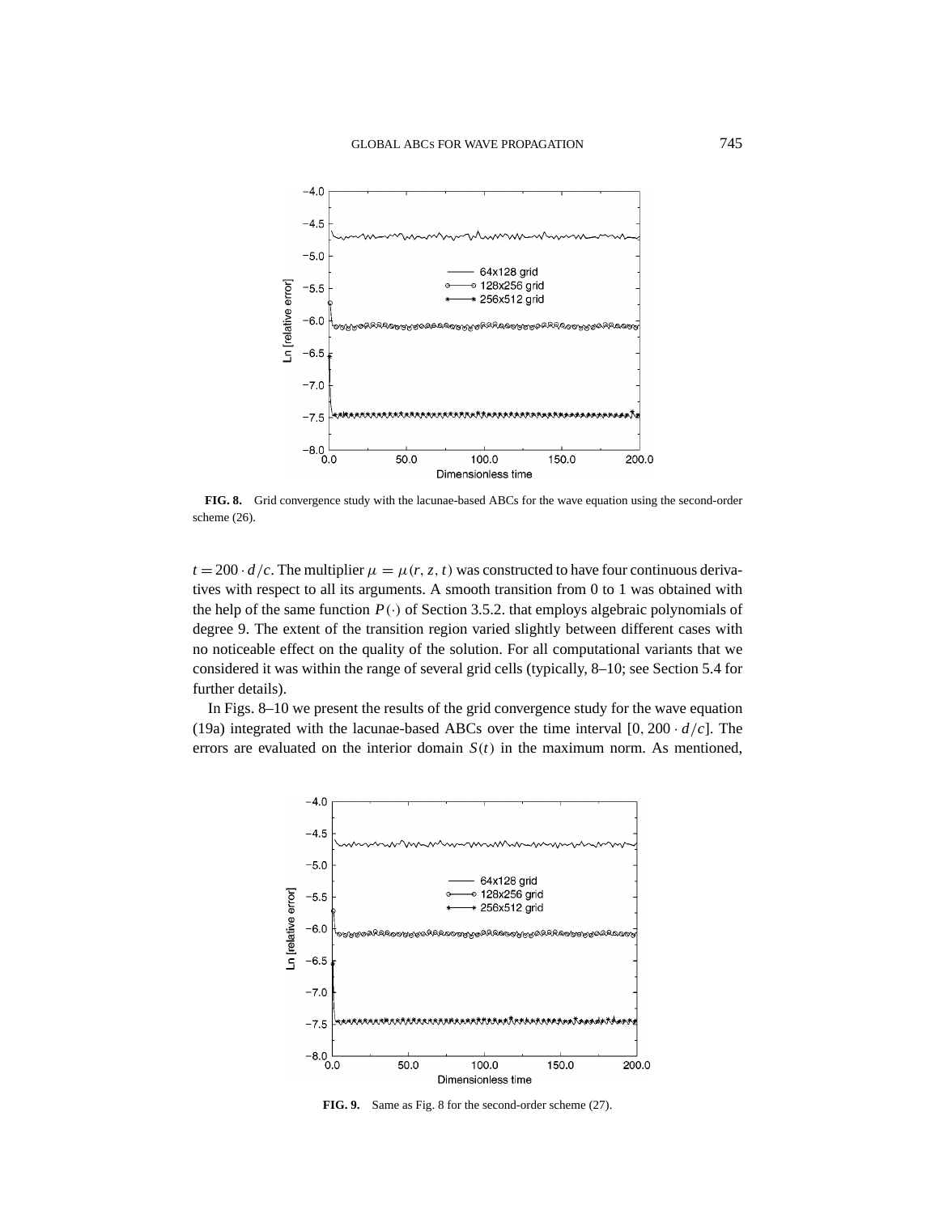**FIG. 8.** Grid convergence study with the lacunae-based ABCs for the wave equation using the second-order scheme (26).

$t = 200 \cdot d/c$. The multiplier $\mu = \mu(r, z, t)$ was constructed to have four continuous derivatives with respect to all its arguments. A smooth transition from 0 to 1 was obtained with the help of the same function $P(\cdot)$ of Section 3.5.2. that employs algebraic polynomials of degree 9. The extent of the transition region varied slightly between different cases with no noticeable effect on the quality of the solution. For all computational variants that we considered it was within the range of several grid cells (typically, 8–10; see Section 5.4 for further details).

In Figs. 8–10 we present the results of the grid convergence study for the wave equation (19a) integrated with the lacunae-based ABCs over the time interval $[0, 200 \cdot d/c]$. The errors are evaluated on the interior domain $S(t)$ in the maximum norm. As mentioned,

**FIG. 9.** Same as Fig. 8 for the second-order scheme (27).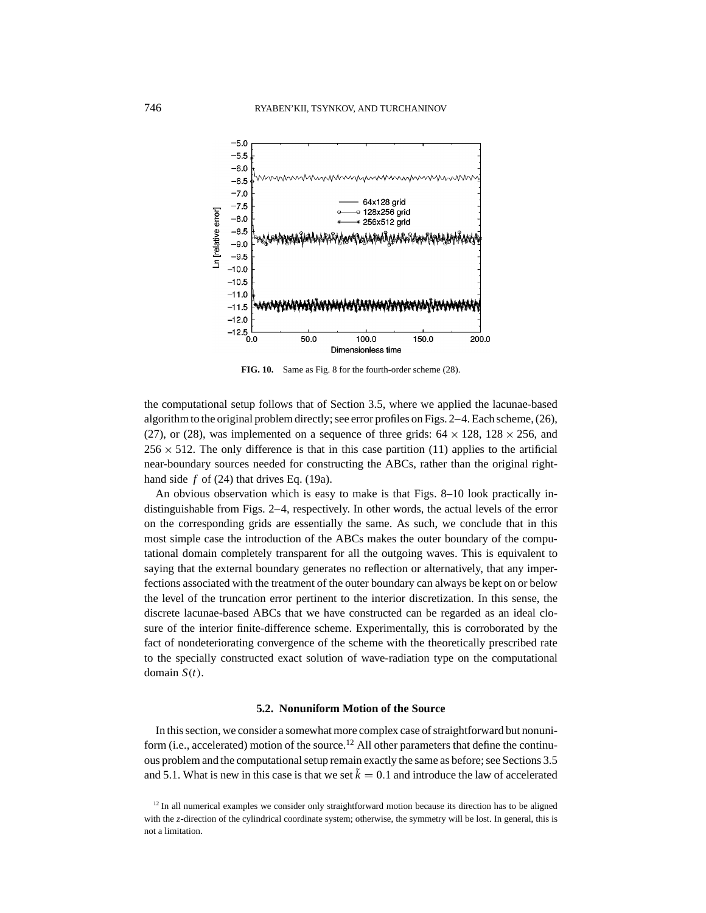FIG. 10. Same as Fig. 8 for the fourth-order scheme (28).

the computational setup follows that of Section 3.5, where we applied the lacunae-based algorithm to the original problem directly; see error profiles on Figs. 2–4. Each scheme, (26), (27), or (28), was implemented on a sequence of three grids: $64 \times 128$, $128 \times 256$, and $256 \times 512$. The only difference is that in this case partition (11) applies to the artificial near-boundary sources needed for constructing the ABCs, rather than the original right-hand side $f$ of (24) that drives Eq. (19a).

An obvious observation which is easy to make is that Figs. 8–10 look practically indistinguishable from Figs. 2–4, respectively. In other words, the actual levels of the error on the corresponding grids are essentially the same. As such, we conclude that in this most simple case the introduction of the ABCs makes the outer boundary of the computational domain completely transparent for all the outgoing waves. This is equivalent to saying that the external boundary generates no reflection or alternatively, that any imperfections associated with the treatment of the outer boundary can always be kept on or below the level of the truncation error pertinent to the interior discretization. In this sense, the discrete lacunae-based ABCs that we have constructed can be regarded as an ideal closure of the interior finite-difference scheme. Experimentally, this is corroborated by the fact of nondeteriorating convergence of the scheme with the theoretically prescribed rate to the specially constructed exact solution of wave-radiation type on the computational domain $S(t)$.

### 5.2. Nonuniform Motion of the Source

In this section, we consider a somewhat more complex case of straightforward but nonuniform (i.e., accelerated) motion of the source.[12] All other parameters that define the continuous problem and the computational setup remain exactly the same as before; see Sections 3.5 and 5.1. What is new in this case is that we set $\tilde{k} = 0.1$ and introduce the law of accelerated

[12] In all numerical examples we consider only straightforward motion because its direction has to be aligned with the $z$-direction of the cylindrical coordinate system; otherwise, the symmetry will be lost. In general, this is not a limitation.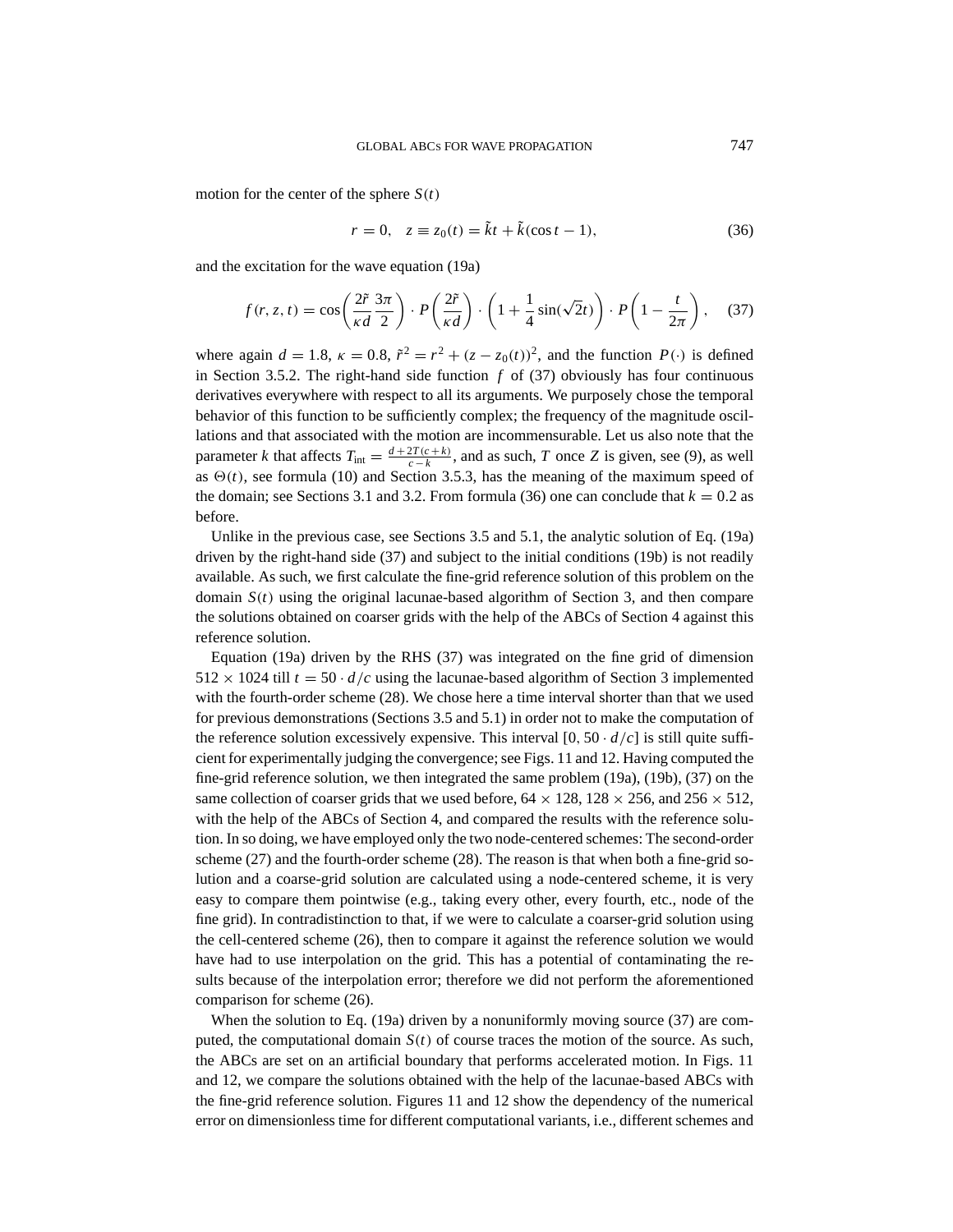motion for the center of the sphere $S(t)$

$$r = 0, \quad z \equiv z_0(t) = \tilde{k}t + \tilde{k}(\cos t - 1), \tag{36}$$

and the excitation for the wave equation (19a)

$$f(r, z, t) = \cos\left(\frac{2\tilde{r}}{\kappa d}\frac{3\pi}{2}\right) \cdot P\left(\frac{2\tilde{r}}{\kappa d}\right) \cdot \left(1 + \frac{1}{4}\sin(\sqrt{2}t)\right) \cdot P\left(1 - \frac{t}{2\pi}\right), \tag{37}$$

where again $d = 1.8$, $\kappa = 0.8$, $\tilde{r}^2 = r^2 + (z - z_0(t))^2$, and the function $P(\cdot)$ is defined in Section 3.5.2. The right-hand side function $f$ of (37) obviously has four continuous derivatives everywhere with respect to all its arguments. We purposely chose the temporal behavior of this function to be sufficiently complex; the frequency of the magnitude oscillations and that associated with the motion are incommensurable. Let us also note that the parameter $k$ that affects $T_{\text{int}} = \frac{d + 2T(c+k)}{c-k}$, and as such, $T$ once $Z$ is given, see (9), as well as $\Theta(t)$, see formula (10) and Section 3.5.3, has the meaning of the maximum speed of the domain; see Sections 3.1 and 3.2. From formula (36) one can conclude that $k = 0.2$ as before.

Unlike in the previous case, see Sections 3.5 and 5.1, the analytic solution of Eq. (19a) driven by the right-hand side (37) and subject to the initial conditions (19b) is not readily available. As such, we first calculate the fine-grid reference solution of this problem on the domain $S(t)$ using the original lacunae-based algorithm of Section 3, and then compare the solutions obtained on coarser grids with the help of the ABCs of Section 4 against this reference solution.

Equation (19a) driven by the RHS (37) was integrated on the fine grid of dimension $512 \times 1024$ till $t = 50 \cdot d/c$ using the lacunae-based algorithm of Section 3 implemented with the fourth-order scheme (28). We chose here a time interval shorter than that we used for previous demonstrations (Sections 3.5 and 5.1) in order not to make the computation of the reference solution excessively expensive. This interval $[0, 50 \cdot d/c]$ is still quite sufficient for experimentally judging the convergence; see Figs. 11 and 12. Having computed the fine-grid reference solution, we then integrated the same problem (19a), (19b), (37) on the same collection of coarser grids that we used before, $64 \times 128$, $128 \times 256$, and $256 \times 512$, with the help of the ABCs of Section 4, and compared the results with the reference solution. In so doing, we have employed only the two node-centered schemes: The second-order scheme (27) and the fourth-order scheme (28). The reason is that when both a fine-grid solution and a coarse-grid solution are calculated using a node-centered scheme, it is very easy to compare them pointwise (e.g., taking every other, every fourth, etc., node of the fine grid). In contradistinction to that, if we were to calculate a coarser-grid solution using the cell-centered scheme (26), then to compare it against the reference solution we would have had to use interpolation on the grid. This has a potential of contaminating the results because of the interpolation error; therefore we did not perform the aforementioned comparison for scheme (26).

When the solution to Eq. (19a) driven by a nonuniformly moving source (37) are computed, the computational domain $S(t)$ of course traces the motion of the source. As such, the ABCs are set on an artificial boundary that performs accelerated motion. In Figs. 11 and 12, we compare the solutions obtained with the help of the lacunae-based ABCs with the fine-grid reference solution. Figures 11 and 12 show the dependency of the numerical error on dimensionless time for different computational variants, i.e., different schemes and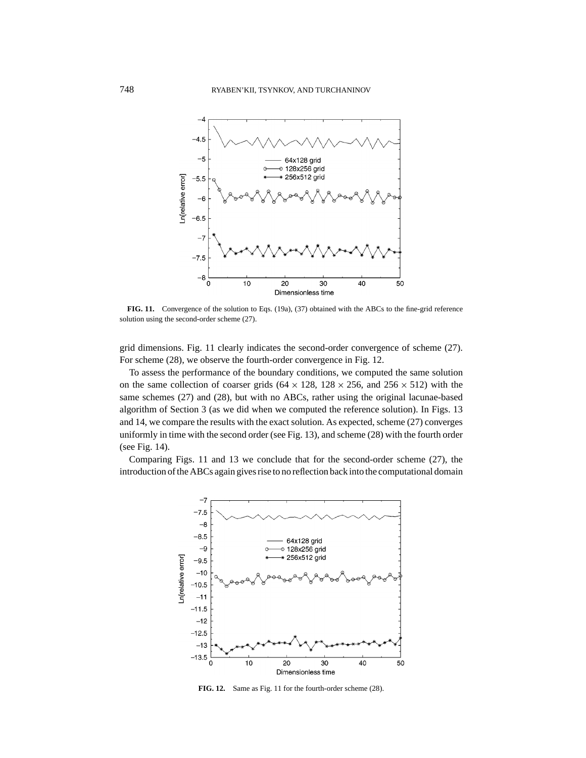**FIG. 11.** Convergence of the solution to Eqs. (19a), (37) obtained with the ABCs to the fine-grid reference solution using the second-order scheme (27).

grid dimensions. Fig. 11 clearly indicates the second-order convergence of scheme (27). For scheme (28), we observe the fourth-order convergence in Fig. 12.

To assess the performance of the boundary conditions, we computed the same solution on the same collection of coarser grids ($64 \times 128$, $128 \times 256$, and $256 \times 512$) with the same schemes (27) and (28), but with no ABCs, rather using the original lacunae-based algorithm of Section 3 (as we did when we computed the reference solution). In Figs. 13 and 14, we compare the results with the exact solution. As expected, scheme (27) converges uniformly in time with the second order (see Fig. 13), and scheme (28) with the fourth order (see Fig. 14).

Comparing Figs. 11 and 13 we conclude that for the second-order scheme (27), the introduction of the ABCs again gives rise to no reflection back into the computational domain

**FIG. 12.** Same as Fig. 11 for the fourth-order scheme (28).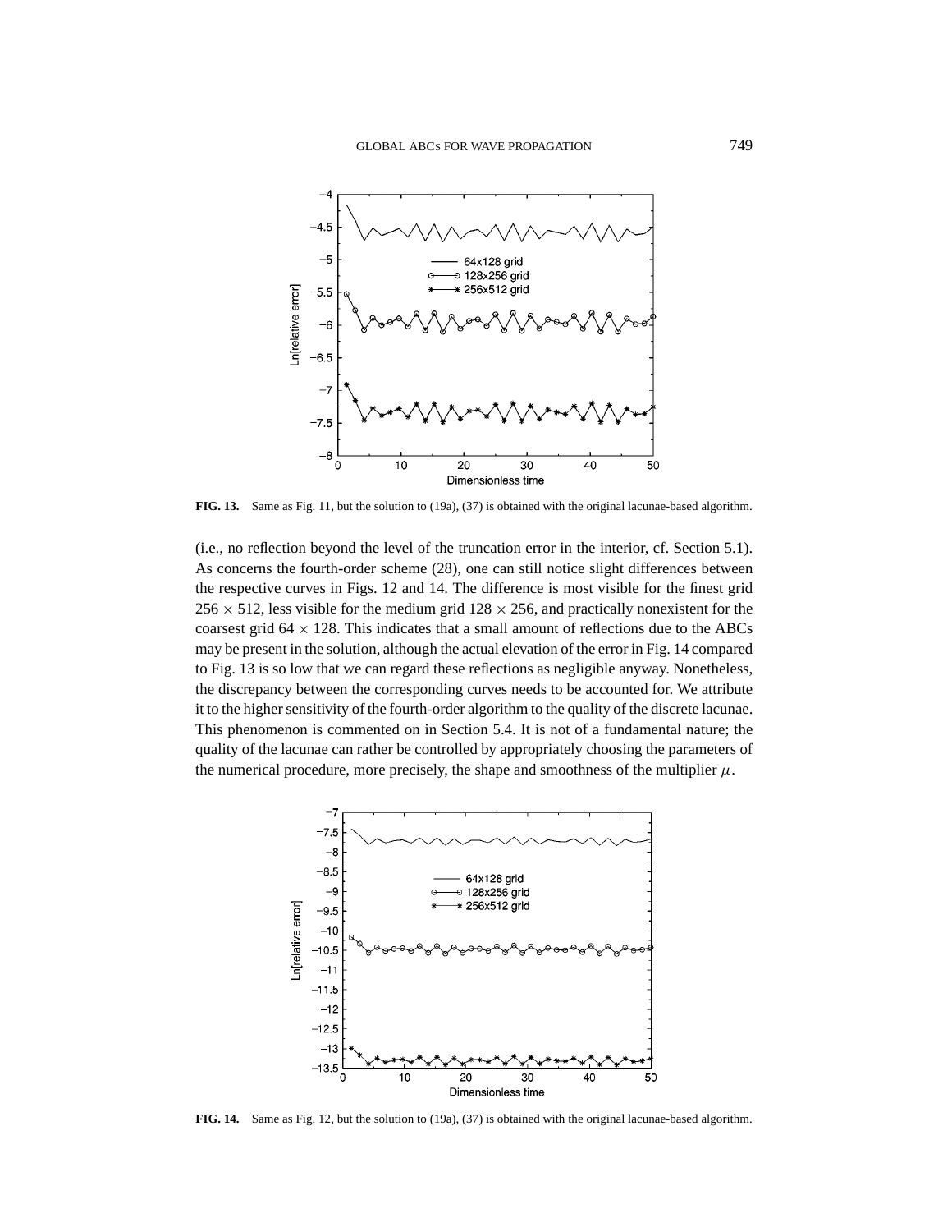**FIG. 13.** Same as Fig. 11, but the solution to (19a), (37) is obtained with the original lacunae-based algorithm.

(i.e., no reflection beyond the level of the truncation error in the interior, cf. Section 5.1). As concerns the fourth-order scheme (28), one can still notice slight differences between the respective curves in Figs. 12 and 14. The difference is most visible for the finest grid $256 \times 512$, less visible for the medium grid $128 \times 256$, and practically nonexistent for the coarsest grid $64 \times 128$. This indicates that a small amount of reflections due to the ABCs may be present in the solution, although the actual elevation of the error in Fig. 14 compared to Fig. 13 is so low that we can regard these reflections as negligible anyway. Nonetheless, the discrepancy between the corresponding curves needs to be accounted for. We attribute it to the higher sensitivity of the fourth-order algorithm to the quality of the discrete lacunae. This phenomenon is commented on in Section 5.4. It is not of a fundamental nature; the quality of the lacunae can rather be controlled by appropriately choosing the parameters of the numerical procedure, more precisely, the shape and smoothness of the multiplier $\mu$.

**FIG. 14.** Same as Fig. 12, but the solution to (19a), (37) is obtained with the original lacunae-based algorithm.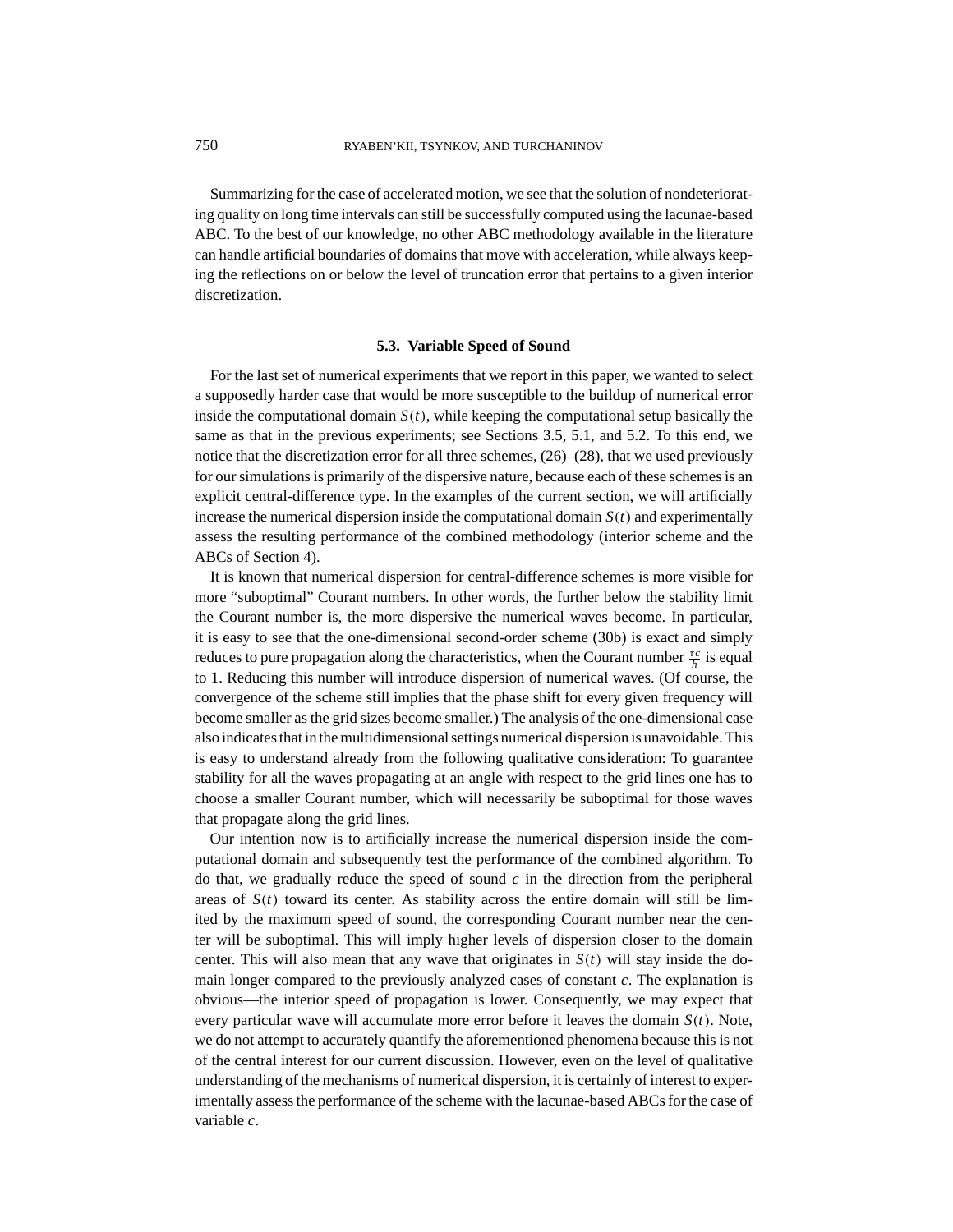Summarizing for the case of accelerated motion, we see that the solution of nondeteriorating quality on long time intervals can still be successfully computed using the lacunae-based ABC. To the best of our knowledge, no other ABC methodology available in the literature can handle artificial boundaries of domains that move with acceleration, while always keeping the reflections on or below the level of truncation error that pertains to a given interior discretization.

### 5.3. Variable Speed of Sound

For the last set of numerical experiments that we report in this paper, we wanted to select a supposedly harder case that would be more susceptible to the buildup of numerical error inside the computational domain $S(t)$, while keeping the computational setup basically the same as that in the previous experiments; see Sections 3.5, 5.1, and 5.2. To this end, we notice that the discretization error for all three schemes, (26)–(28), that we used previously for our simulations is primarily of the dispersive nature, because each of these schemes is an explicit central-difference type. In the examples of the current section, we will artificially increase the numerical dispersion inside the computational domain $S(t)$ and experimentally assess the resulting performance of the combined methodology (interior scheme and the ABCs of Section 4).

It is known that numerical dispersion for central-difference schemes is more visible for more "suboptimal" Courant numbers. In other words, the further below the stability limit the Courant number is, the more dispersive the numerical waves become. In particular, it is easy to see that the one-dimensional second-order scheme (30b) is exact and simply reduces to pure propagation along the characteristics, when the Courant number $\frac{\tau c}{h}$ is equal to 1. Reducing this number will introduce dispersion of numerical waves. (Of course, the convergence of the scheme still implies that the phase shift for every given frequency will become smaller as the grid sizes become smaller.) The analysis of the one-dimensional case also indicates that in the multidimensional settings numerical dispersion is unavoidable. This is easy to understand already from the following qualitative consideration: To guarantee stability for all the waves propagating at an angle with respect to the grid lines one has to choose a smaller Courant number, which will necessarily be suboptimal for those waves that propagate along the grid lines.

Our intention now is to artificially increase the numerical dispersion inside the computational domain and subsequently test the performance of the combined algorithm. To do that, we gradually reduce the speed of sound $c$ in the direction from the peripheral areas of $S(t)$ toward its center. As stability across the entire domain will still be limited by the maximum speed of sound, the corresponding Courant number near the center will be suboptimal. This will imply higher levels of dispersion closer to the domain center. This will also mean that any wave that originates in $S(t)$ will stay inside the domain longer compared to the previously analyzed cases of constant $c$. The explanation is obvious—the interior speed of propagation is lower. Consequently, we may expect that every particular wave will accumulate more error before it leaves the domain $S(t)$. Note, we do not attempt to accurately quantify the aforementioned phenomena because this is not of the central interest for our current discussion. However, even on the level of qualitative understanding of the mechanisms of numerical dispersion, it is certainly of interest to experimentally assess the performance of the scheme with the lacunae-based ABCs for the case of variable $c$.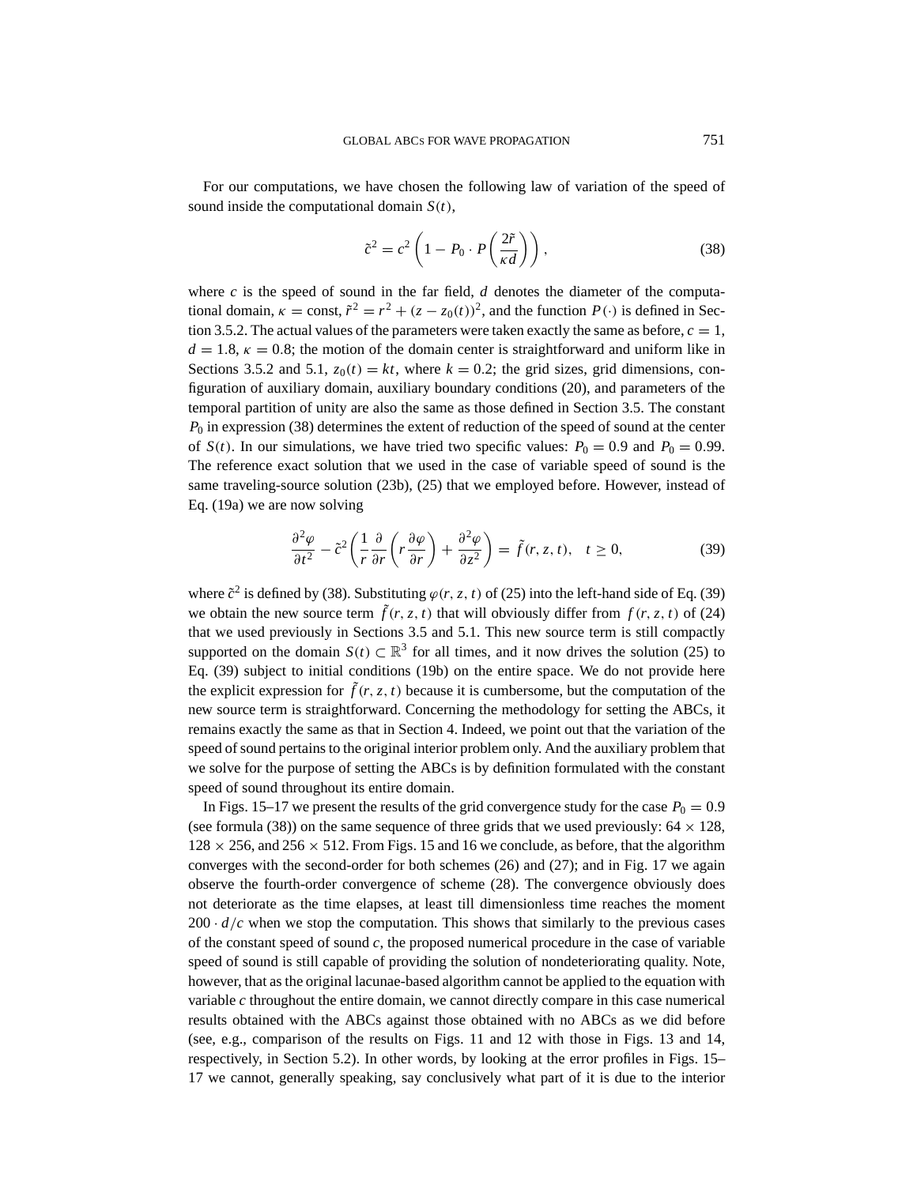For our computations, we have chosen the following law of variation of the speed of sound inside the computational domain $S(t)$,

$$\tilde{c}^2 = c^2 \left(1 - P_0 \cdot P\left(\frac{2\tilde{r}}{\kappa d}\right)\right), \tag{38}$$

where $c$ is the speed of sound in the far field, $d$ denotes the diameter of the computational domain, $\kappa = \text{const}$, $\tilde{r}^2 = r^2 + (z - z_0(t))^2$, and the function $P(\cdot)$ is defined in Section 3.5.2. The actual values of the parameters were taken exactly the same as before, $c = 1$, $d = 1.8$, $\kappa = 0.8$; the motion of the domain center is straightforward and uniform like in Sections 3.5.2 and 5.1, $z_0(t) = kt$, where $k = 0.2$; the grid sizes, grid dimensions, configuration of auxiliary domain, auxiliary boundary conditions (20), and parameters of the temporal partition of unity are also the same as those defined in Section 3.5. The constant $P_0$ in expression (38) determines the extent of reduction of the speed of sound at the center of $S(t)$. In our simulations, we have tried two specific values: $P_0 = 0.9$ and $P_0 = 0.99$. The reference exact solution that we used in the case of variable speed of sound is the same traveling-source solution (23b), (25) that we employed before. However, instead of Eq. (19a) we are now solving

$$\frac{\partial^2 \varphi}{\partial t^2} - \tilde{c}^2 \left(\frac{1}{r}\frac{\partial}{\partial r}\left(r\frac{\partial \varphi}{\partial r}\right) + \frac{\partial^2 \varphi}{\partial z^2}\right) = \tilde{f}(r, z, t), \quad t \geq 0, \tag{39}$$

where $\tilde{c}^2$ is defined by (38). Substituting $\varphi(r, z, t)$ of (25) into the left-hand side of Eq. (39) we obtain the new source term $\tilde{f}(r, z, t)$ that will obviously differ from $f(r, z, t)$ of (24) that we used previously in Sections 3.5 and 5.1. This new source term is still compactly supported on the domain $S(t) \subset \mathbb{R}^3$ for all times, and it now drives the solution (25) to Eq. (39) subject to initial conditions (19b) on the entire space. We do not provide here the explicit expression for $\tilde{f}(r, z, t)$ because it is cumbersome, but the computation of the new source term is straightforward. Concerning the methodology for setting the ABCs, it remains exactly the same as that in Section 4. Indeed, we point out that the variation of the speed of sound pertains to the original interior problem only. And the auxiliary problem that we solve for the purpose of setting the ABCs is by definition formulated with the constant speed of sound throughout its entire domain.

In Figs. 15–17 we present the results of the grid convergence study for the case $P_0 = 0.9$ (see formula (38)) on the same sequence of three grids that we used previously: $64 \times 128$, $128 \times 256$, and $256 \times 512$. From Figs. 15 and 16 we conclude, as before, that the algorithm converges with the second-order for both schemes (26) and (27); and in Fig. 17 we again observe the fourth-order convergence of scheme (28). The convergence obviously does not deteriorate as the time elapses, at least till dimensionless time reaches the moment $200 \cdot d/c$ when we stop the computation. This shows that similarly to the previous cases of the constant speed of sound $c$, the proposed numerical procedure in the case of variable speed of sound is still capable of providing the solution of nondeteriorating quality. Note, however, that as the original lacunae-based algorithm cannot be applied to the equation with variable $c$ throughout the entire domain, we cannot directly compare in this case numerical results obtained with the ABCs against those obtained with no ABCs as we did before (see, e.g., comparison of the results on Figs. 11 and 12 with those in Figs. 13 and 14, respectively, in Section 5.2). In other words, by looking at the error profiles in Figs. 15–17 we cannot, generally speaking, say conclusively what part of it is due to the interior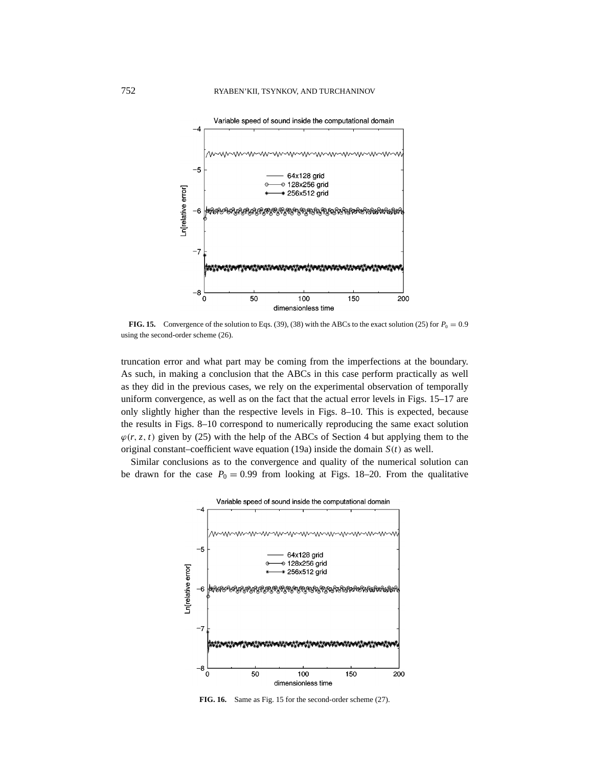**FIG. 15.** Convergence of the solution to Eqs. (39), (38) with the ABCs to the exact solution (25) for $P_0 = 0.9$ using the second-order scheme (26).

truncation error and what part may be coming from the imperfections at the boundary. As such, in making a conclusion that the ABCs in this case perform practically as well as they did in the previous cases, we rely on the experimental observation of temporally uniform convergence, as well as on the fact that the actual error levels in Figs. 15–17 are only slightly higher than the respective levels in Figs. 8–10. This is expected, because the results in Figs. 8–10 correspond to numerically reproducing the same exact solution $\varphi(r, z, t)$ given by (25) with the help of the ABCs of Section 4 but applying them to the original constant–coefficient wave equation (19a) inside the domain $S(t)$ as well.

Similar conclusions as to the convergence and quality of the numerical solution can be drawn for the case $P_0 = 0.99$ from looking at Figs. 18–20. From the qualitative

**FIG. 16.** Same as Fig. 15 for the second-order scheme (27).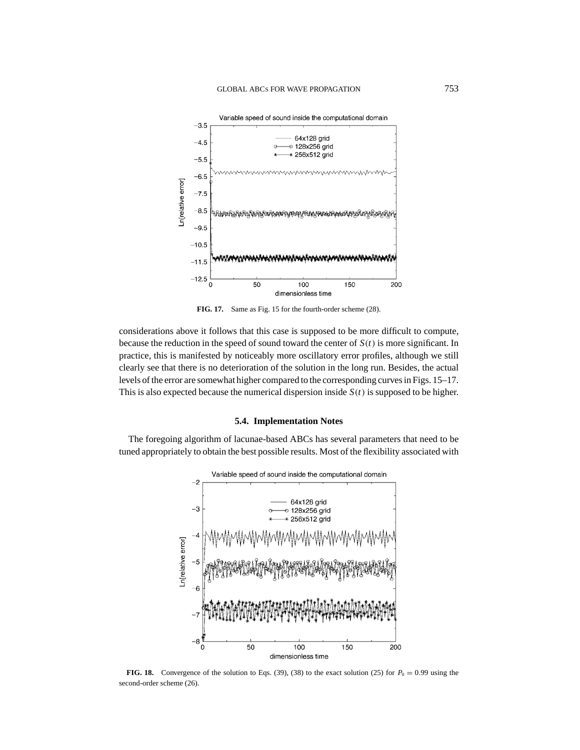**FIG. 17.** Same as Fig. 15 for the fourth-order scheme (28).

considerations above it follows that this case is supposed to be more difficult to compute, because the reduction in the speed of sound toward the center of $S(t)$ is more significant. In practice, this is manifested by noticeably more oscillatory error profiles, although we still clearly see that there is no deterioration of the solution in the long run. Besides, the actual levels of the error are somewhat higher compared to the corresponding curves in Figs. 15–17. This is also expected because the numerical dispersion inside $S(t)$ is supposed to be higher.

### 5.4. Implementation Notes

The foregoing algorithm of lacunae-based ABCs has several parameters that need to be tuned appropriately to obtain the best possible results. Most of the flexibility associated with

**FIG. 18.** Convergence of the solution to Eqs. (39), (38) to the exact solution (25) for $P_0 = 0.99$ using the second-order scheme (26).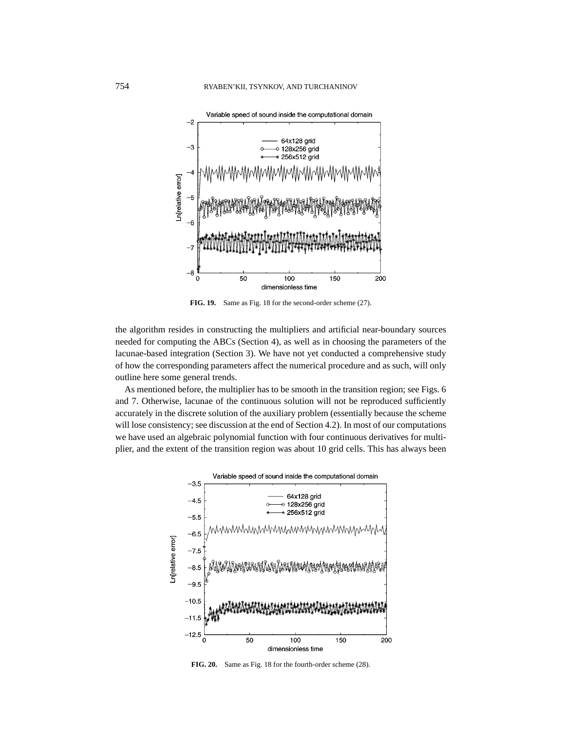**FIG. 19.** Same as Fig. 18 for the second-order scheme (27).

the algorithm resides in constructing the multipliers and artificial near-boundary sources needed for computing the ABCs (Section 4), as well as in choosing the parameters of the lacunae-based integration (Section 3). We have not yet conducted a comprehensive study of how the corresponding parameters affect the numerical procedure and as such, will only outline here some general trends.

As mentioned before, the multiplier has to be smooth in the transition region; see Figs. 6 and 7. Otherwise, lacunae of the continuous solution will not be reproduced sufficiently accurately in the discrete solution of the auxiliary problem (essentially because the scheme will lose consistency; see discussion at the end of Section 4.2). In most of our computations we have used an algebraic polynomial function with four continuous derivatives for multiplier, and the extent of the transition region was about 10 grid cells. This has always been

**FIG. 20.** Same as Fig. 18 for the fourth-order scheme (28).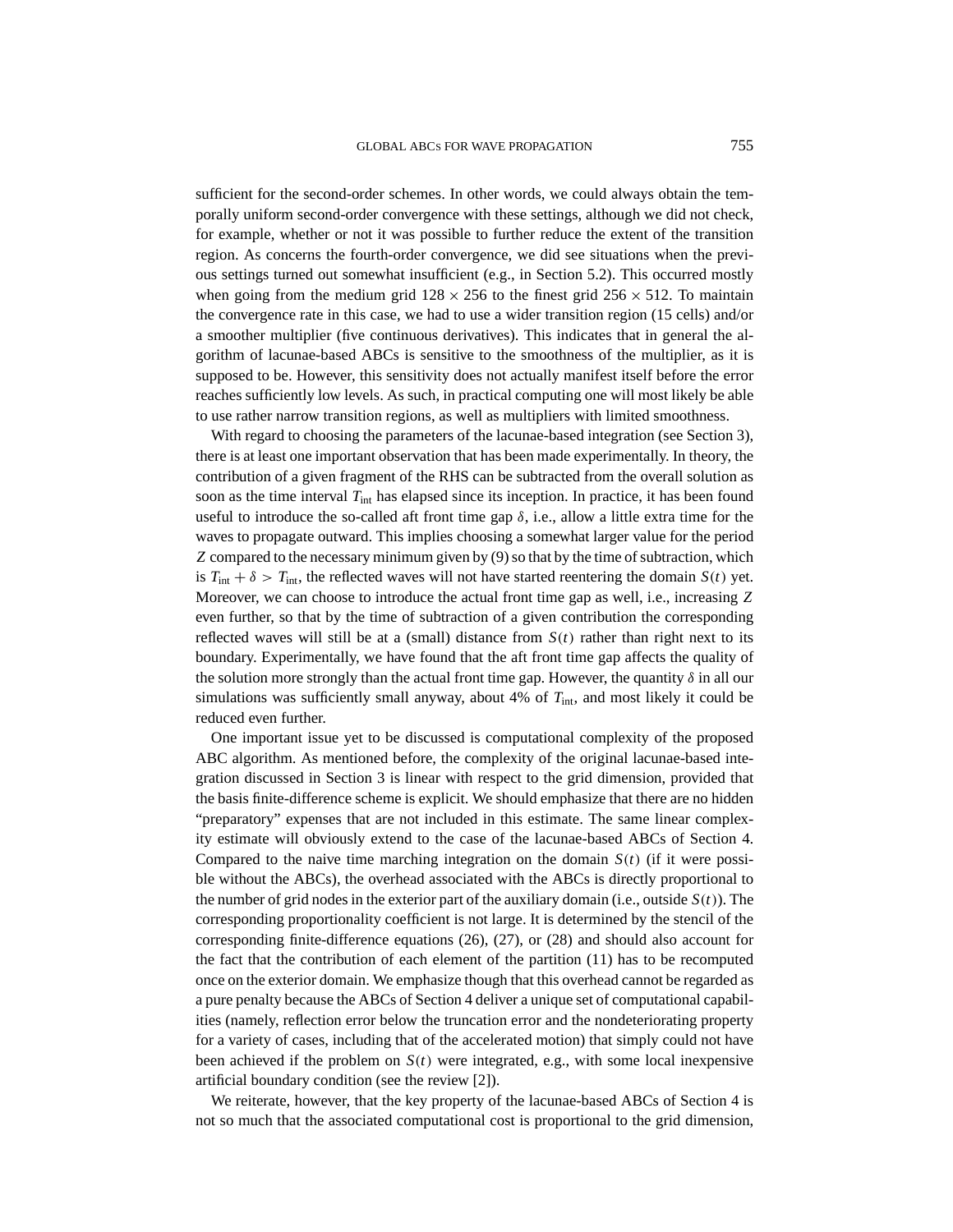sufficient for the second-order schemes. In other words, we could always obtain the temporally uniform second-order convergence with these settings, although we did not check, for example, whether or not it was possible to further reduce the extent of the transition region. As concerns the fourth-order convergence, we did see situations when the previous settings turned out somewhat insufficient (e.g., in Section 5.2). This occurred mostly when going from the medium grid $128 \times 256$ to the finest grid $256 \times 512$. To maintain the convergence rate in this case, we had to use a wider transition region (15 cells) and/or a smoother multiplier (five continuous derivatives). This indicates that in general the algorithm of lacunae-based ABCs is sensitive to the smoothness of the multiplier, as it is supposed to be. However, this sensitivity does not actually manifest itself before the error reaches sufficiently low levels. As such, in practical computing one will most likely be able to use rather narrow transition regions, as well as multipliers with limited smoothness.

With regard to choosing the parameters of the lacunae-based integration (see Section 3), there is at least one important observation that has been made experimentally. In theory, the contribution of a given fragment of the RHS can be subtracted from the overall solution as soon as the time interval $T_{\text{int}}$ has elapsed since its inception. In practice, it has been found useful to introduce the so-called aft front time gap $\delta$, i.e., allow a little extra time for the waves to propagate outward. This implies choosing a somewhat larger value for the period $Z$ compared to the necessary minimum given by (9) so that by the time of subtraction, which is $T_{\text{int}} + \delta > T_{\text{int}}$, the reflected waves will not have started reentering the domain $S(t)$ yet. Moreover, we can choose to introduce the actual front time gap as well, i.e., increasing $Z$ even further, so that by the time of subtraction of a given contribution the corresponding reflected waves will still be at a (small) distance from $S(t)$ rather than right next to its boundary. Experimentally, we have found that the aft front time gap affects the quality of the solution more strongly than the actual front time gap. However, the quantity $\delta$ in all our simulations was sufficiently small anyway, about 4% of $T_{\text{int}}$, and most likely it could be reduced even further.

One important issue yet to be discussed is computational complexity of the proposed ABC algorithm. As mentioned before, the complexity of the original lacunae-based integration discussed in Section 3 is linear with respect to the grid dimension, provided that the basis finite-difference scheme is explicit. We should emphasize that there are no hidden "preparatory" expenses that are not included in this estimate. The same linear complexity estimate will obviously extend to the case of the lacunae-based ABCs of Section 4. Compared to the naive time marching integration on the domain $S(t)$ (if it were possible without the ABCs), the overhead associated with the ABCs is directly proportional to the number of grid nodes in the exterior part of the auxiliary domain (i.e., outside $S(t)$). The corresponding proportionality coefficient is not large. It is determined by the stencil of the corresponding finite-difference equations (26), (27), or (28) and should also account for the fact that the contribution of each element of the partition (11) has to be recomputed once on the exterior domain. We emphasize though that this overhead cannot be regarded as a pure penalty because the ABCs of Section 4 deliver a unique set of computational capabilities (namely, reflection error below the truncation error and the nondeteriorating property for a variety of cases, including that of the accelerated motion) that simply could not have been achieved if the problem on $S(t)$ were integrated, e.g., with some local inexpensive artificial boundary condition (see the review [2]).

We reiterate, however, that the key property of the lacunae-based ABCs of Section 4 is not so much that the associated computational cost is proportional to the grid dimension,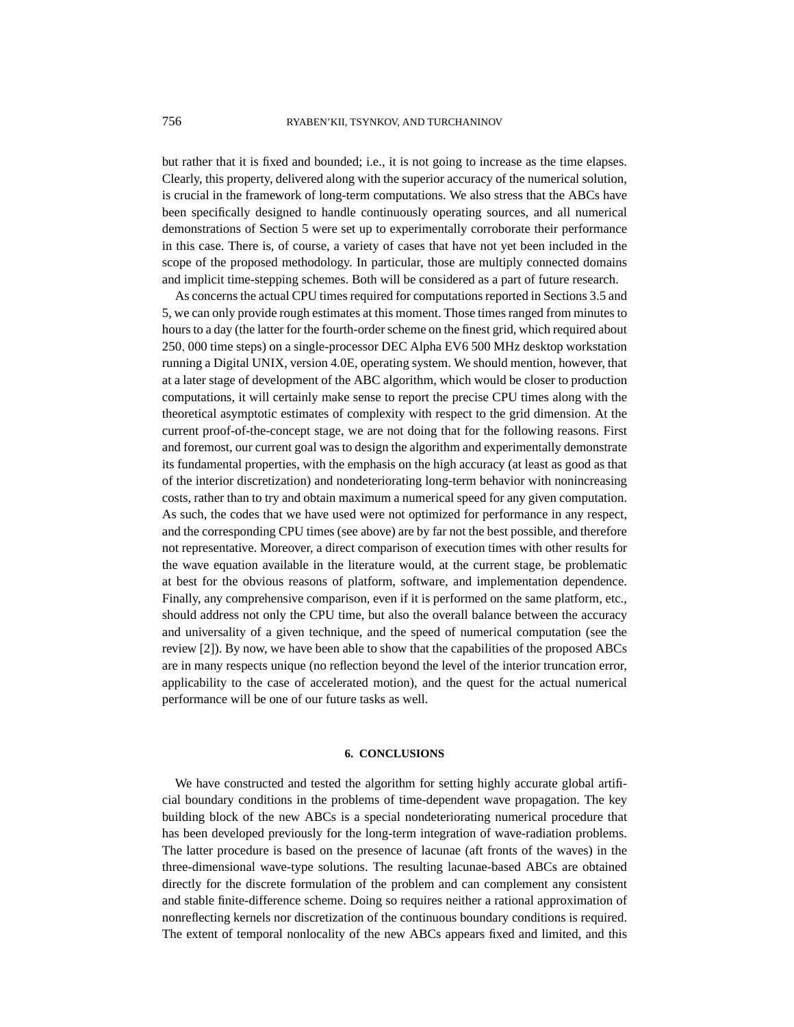but rather that it is fixed and bounded; i.e., it is not going to increase as the time elapses. Clearly, this property, delivered along with the superior accuracy of the numerical solution, is crucial in the framework of long-term computations. We also stress that the ABCs have been specifically designed to handle continuously operating sources, and all numerical demonstrations of Section 5 were set up to experimentally corroborate their performance in this case. There is, of course, a variety of cases that have not yet been included in the scope of the proposed methodology. In particular, those are multiply connected domains and implicit time-stepping schemes. Both will be considered as a part of future research.

As concerns the actual CPU times required for computations reported in Sections 3.5 and 5, we can only provide rough estimates at this moment. Those times ranged from minutes to hours to a day (the latter for the fourth-order scheme on the finest grid, which required about $250,000$ time steps) on a single-processor DEC Alpha EV6 500 MHz desktop workstation running a Digital UNIX, version 4.0E, operating system. We should mention, however, that at a later stage of development of the ABC algorithm, which would be closer to production computations, it will certainly make sense to report the precise CPU times along with the theoretical asymptotic estimates of complexity with respect to the grid dimension. At the current proof-of-the-concept stage, we are not doing that for the following reasons. First and foremost, our current goal was to design the algorithm and experimentally demonstrate its fundamental properties, with the emphasis on the high accuracy (at least as good as that of the interior discretization) and nondeteriorating long-term behavior with nonincreasing costs, rather than to try and obtain maximum a numerical speed for any given computation. As such, the codes that we have used were not optimized for performance in any respect, and the corresponding CPU times (see above) are by far not the best possible, and therefore not representative. Moreover, a direct comparison of execution times with other results for the wave equation available in the literature would, at the current stage, be problematic at best for the obvious reasons of platform, software, and implementation dependence. Finally, any comprehensive comparison, even if it is performed on the same platform, etc., should address not only the CPU time, but also the overall balance between the accuracy and universality of a given technique, and the speed of numerical computation (see the review [2]). By now, we have been able to show that the capabilities of the proposed ABCs are in many respects unique (no reflection beyond the level of the interior truncation error, applicability to the case of accelerated motion), and the quest for the actual numerical performance will be one of our future tasks as well.

## 6. CONCLUSIONS

We have constructed and tested the algorithm for setting highly accurate global artificial boundary conditions in the problems of time-dependent wave propagation. The key building block of the new ABCs is a special nondeteriorating numerical procedure that has been developed previously for the long-term integration of wave-radiation problems. The latter procedure is based on the presence of lacunae (aft fronts of the waves) in the three-dimensional wave-type solutions. The resulting lacunae-based ABCs are obtained directly for the discrete formulation of the problem and can complement any consistent and stable finite-difference scheme. Doing so requires neither a rational approximation of nonreflecting kernels nor discretization of the continuous boundary conditions is required. The extent of temporal nonlocality of the new ABCs appears fixed and limited, and this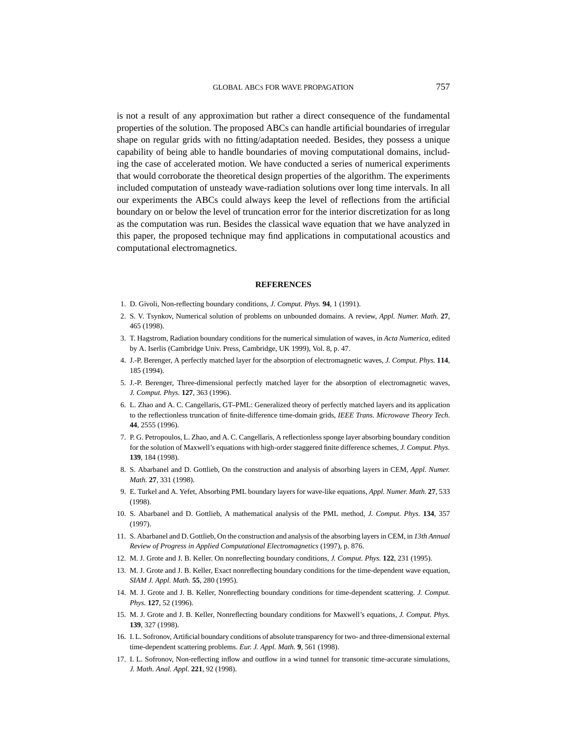is not a result of any approximation but rather a direct consequence of the fundamental properties of the solution. The proposed ABCs can handle artificial boundaries of irregular shape on regular grids with no fitting/adaptation needed. Besides, they possess a unique capability of being able to handle boundaries of moving computational domains, including the case of accelerated motion. We have conducted a series of numerical experiments that would corroborate the theoretical design properties of the algorithm. The experiments included computation of unsteady wave-radiation solutions over long time intervals. In all our experiments the ABCs could always keep the level of reflections from the artificial boundary on or below the level of truncation error for the interior discretization for as long as the computation was run. Besides the classical wave equation that we have analyzed in this paper, the proposed technique may find applications in computational acoustics and computational electromagnetics.

## REFERENCES

1. D. Givoli, Non-reflecting boundary conditions, *J. Comput. Phys.* **94**, 1 (1991).
2. S. V. Tsynkov, Numerical solution of problems on unbounded domains. A review, *Appl. Numer. Math.* **27**, 465 (1998).
3. T. Hagstrom, Radiation boundary conditions for the numerical simulation of waves, in *Acta Numerica*, edited by A. Iserlis (Cambridge Univ. Press, Cambridge, UK 1999), Vol. 8, p. 47.
4. J.-P. Berenger, A perfectly matched layer for the absorption of electromagnetic waves, *J. Comput. Phys.* **114**, 185 (1994).
5. J.-P. Berenger, Three-dimensional perfectly matched layer for the absorption of electromagnetic waves, *J. Comput. Phys.* **127**, 363 (1996).
6. L. Zhao and A. C. Cangellaris, GT–PML: Generalized theory of perfectly matched layers and its application to the reflectionless truncation of finite-difference time-domain grids, *IEEE Trans. Microwave Theory Tech.* **44**, 2555 (1996).
7. P. G. Petropoulos, L. Zhao, and A. C. Cangellaris, A reflectionless sponge layer absorbing boundary condition for the solution of Maxwell's equations with high-order staggered finite difference schemes, *J. Comput. Phys.* **139**, 184 (1998).
8. S. Abarbanel and D. Gottlieb, On the construction and analysis of absorbing layers in CEM, *Appl. Numer. Math.* **27**, 331 (1998).
9. E. Turkel and A. Yefet, Absorbing PML boundary layers for wave-like equations, *Appl. Numer. Math.* **27**, 533 (1998).
10. S. Abarbanel and D. Gottlieb, A mathematical analysis of the PML method, *J. Comput. Phys.* **134**, 357 (1997).
11. S. Abarbanel and D. Gottlieb, On the construction and analysis of the absorbing layers in CEM, in *13th Annual Review of Progress in Applied Computational Electromagnetics* (1997), p. 876.
12. M. J. Grote and J. B. Keller. On nonreflecting boundary conditions, *J. Comput. Phys.* **122**, 231 (1995).
13. M. J. Grote and J. B. Keller, Exact nonreflecting boundary conditions for the time-dependent wave equation, *SIAM J. Appl. Math.* **55**, 280 (1995).
14. M. J. Grote and J. B. Keller, Nonreflecting boundary conditions for time-dependent scattering. *J. Comput. Phys.* **127**, 52 (1996).
15. M. J. Grote and J. B. Keller, Nonreflecting boundary conditions for Maxwell's equations, *J. Comput. Phys.* **139**, 327 (1998).
16. I. L. Sofronov, Artificial boundary conditions of absolute transparency for two- and three-dimensional external time-dependent scattering problems. *Eur. J. Appl. Math.* **9**, 561 (1998).
17. I. L. Sofronov, Non-reflecting inflow and outflow in a wind tunnel for transonic time-accurate simulations, *J. Math. Anal. Appl.* **221**, 92 (1998).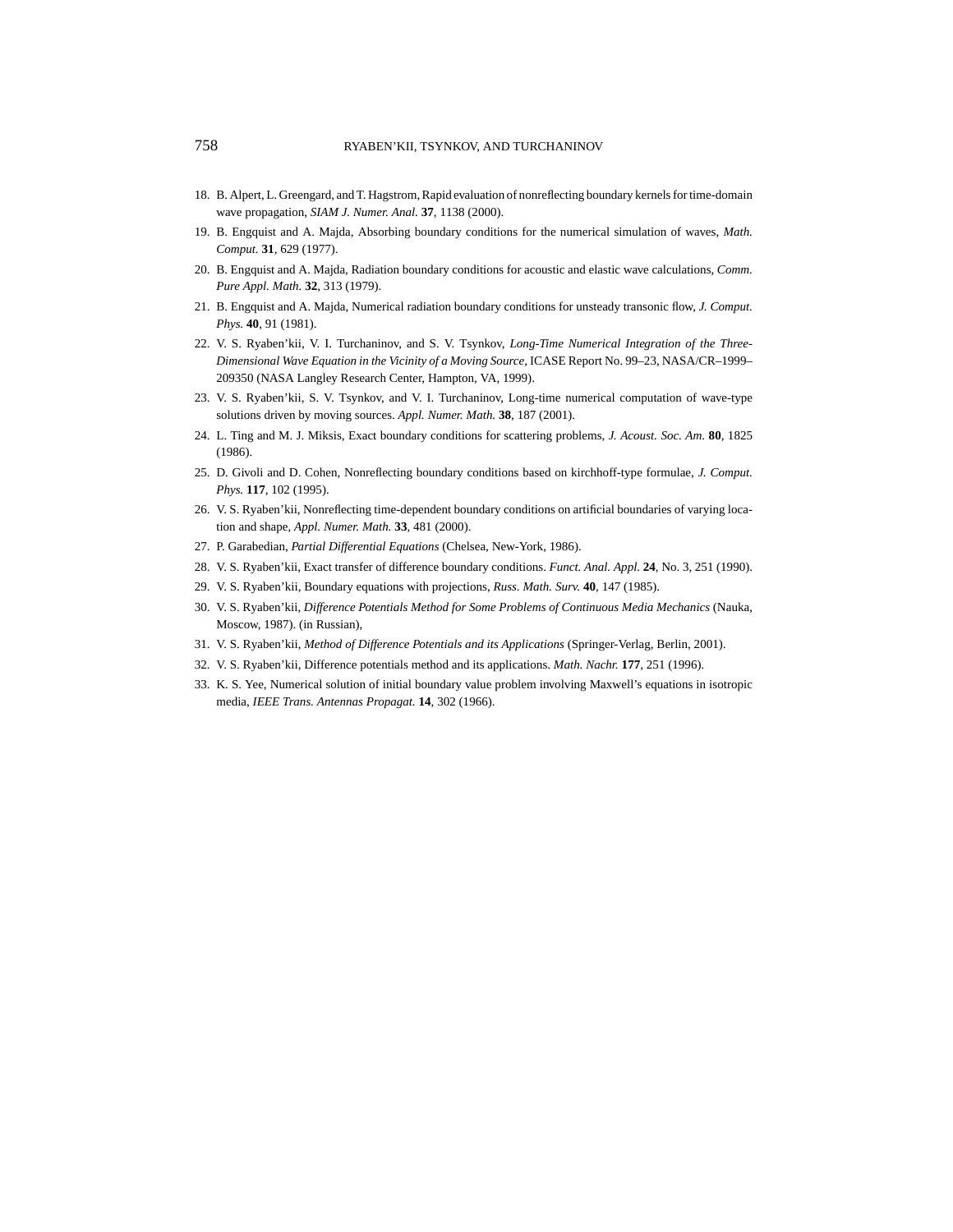18. B. Alpert, L. Greengard, and T. Hagstrom, Rapid evaluation of nonreflecting boundary kernels for time-domain wave propagation, *SIAM J. Numer. Anal.* **37**, 1138 (2000).
19. B. Engquist and A. Majda, Absorbing boundary conditions for the numerical simulation of waves, *Math. Comput.* **31**, 629 (1977).
20. B. Engquist and A. Majda, Radiation boundary conditions for acoustic and elastic wave calculations, *Comm. Pure Appl. Math.* **32**, 313 (1979).
21. B. Engquist and A. Majda, Numerical radiation boundary conditions for unsteady transonic flow, *J. Comput. Phys.* **40**, 91 (1981).
22. V. S. Ryaben'kii, V. I. Turchaninov, and S. V. Tsynkov, *Long-Time Numerical Integration of the Three-Dimensional Wave Equation in the Vicinity of a Moving Source*, ICASE Report No. 99–23, NASA/CR–1999–209350 (NASA Langley Research Center, Hampton, VA, 1999).
23. V. S. Ryaben'kii, S. V. Tsynkov, and V. I. Turchaninov, Long-time numerical computation of wave-type solutions driven by moving sources. *Appl. Numer. Math.* **38**, 187 (2001).
24. L. Ting and M. J. Miksis, Exact boundary conditions for scattering problems, *J. Acoust. Soc. Am.* **80**, 1825 (1986).
25. D. Givoli and D. Cohen, Nonreflecting boundary conditions based on kirchhoff-type formulae, *J. Comput. Phys.* **117**, 102 (1995).
26. V. S. Ryaben'kii, Nonreflecting time-dependent boundary conditions on artificial boundaries of varying location and shape, *Appl. Numer. Math.* **33**, 481 (2000).
27. P. Garabedian, *Partial Differential Equations* (Chelsea, New-York, 1986).
28. V. S. Ryaben'kii, Exact transfer of difference boundary conditions. *Funct. Anal. Appl.* **24**, No. 3, 251 (1990).
29. V. S. Ryaben'kii, Boundary equations with projections, *Russ. Math. Surv.* **40**, 147 (1985).
30. V. S. Ryaben'kii, *Difference Potentials Method for Some Problems of Continuous Media Mechanics* (Nauka, Moscow, 1987). (in Russian),
31. V. S. Ryaben'kii, *Method of Difference Potentials and its Applications* (Springer-Verlag, Berlin, 2001).
32. V. S. Ryaben'kii, Difference potentials method and its applications. *Math. Nachr.* **177**, 251 (1996).
33. K. S. Yee, Numerical solution of initial boundary value problem involving Maxwell's equations in isotropic media, *IEEE Trans. Antennas Propagat.* **14**, 302 (1966).